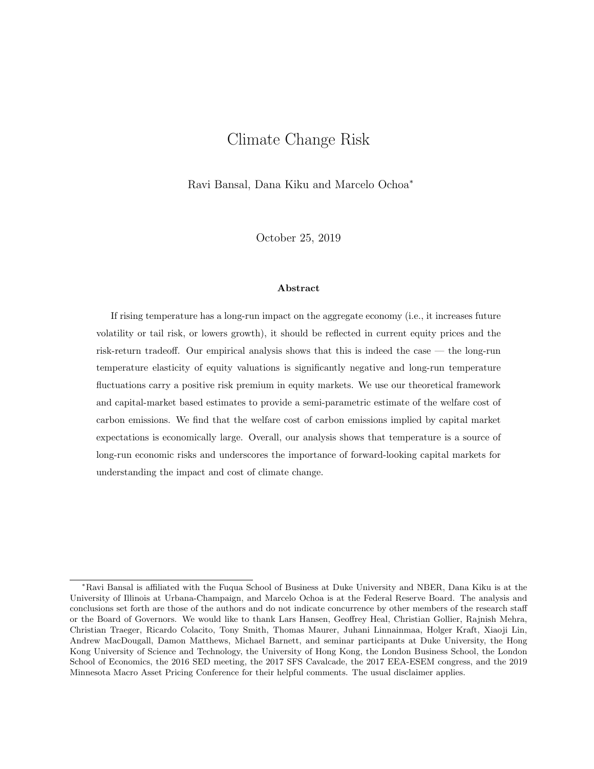# Climate Change Risk

Ravi Bansal, Dana Kiku and Marcelo Ochoa*

October 25, 2019

### Abstract

If rising temperature has a long-run impact on the aggregate economy (i.e., it increases future volatility or tail risk, or lowers growth), it should be reflected in current equity prices and the risk-return tradeoff. Our empirical analysis shows that this is indeed the case — the long-run temperature elasticity of equity valuations is significantly negative and long-run temperature fluctuations carry a positive risk premium in equity markets. We use our theoretical framework and capital-market based estimates to provide a semi-parametric estimate of the welfare cost of carbon emissions. We find that the welfare cost of carbon emissions implied by capital market expectations is economically large. Overall, our analysis shows that temperature is a source of long-run economic risks and underscores the importance of forward-looking capital markets for understanding the impact and cost of climate change.

---

*Ravi Bansal is affiliated with the Fuqua School of Business at Duke University and NBER, Dana Kiku is at the University of Illinois at Urbana-Champaign, and Marcelo Ochoa is at the Federal Reserve Board. The analysis and conclusions set forth are those of the authors and do not indicate concurrence by other members of the research staff or the Board of Governors. We would like to thank Lars Hansen, Geoffrey Heal, Christian Gollier, Rajnish Mehra, Christian Traeger, Ricardo Colacito, Tony Smith, Thomas Maurer, Juhani Linnainmaa, Holger Kraft, Xiaoji Lin, Andrew MacDougall, Damon Matthews, Michael Barnett, and seminar participants at Duke University, the Hong Kong University of Science and Technology, the University of Hong Kong, the London Business School, the London School of Economics, the 2016 SED meeting, the 2017 SFS Cavalcade, the 2017 EEA-ESEM congress, and the 2019 Minnesota Macro Asset Pricing Conference for their helpful comments. The usual disclaimer applies.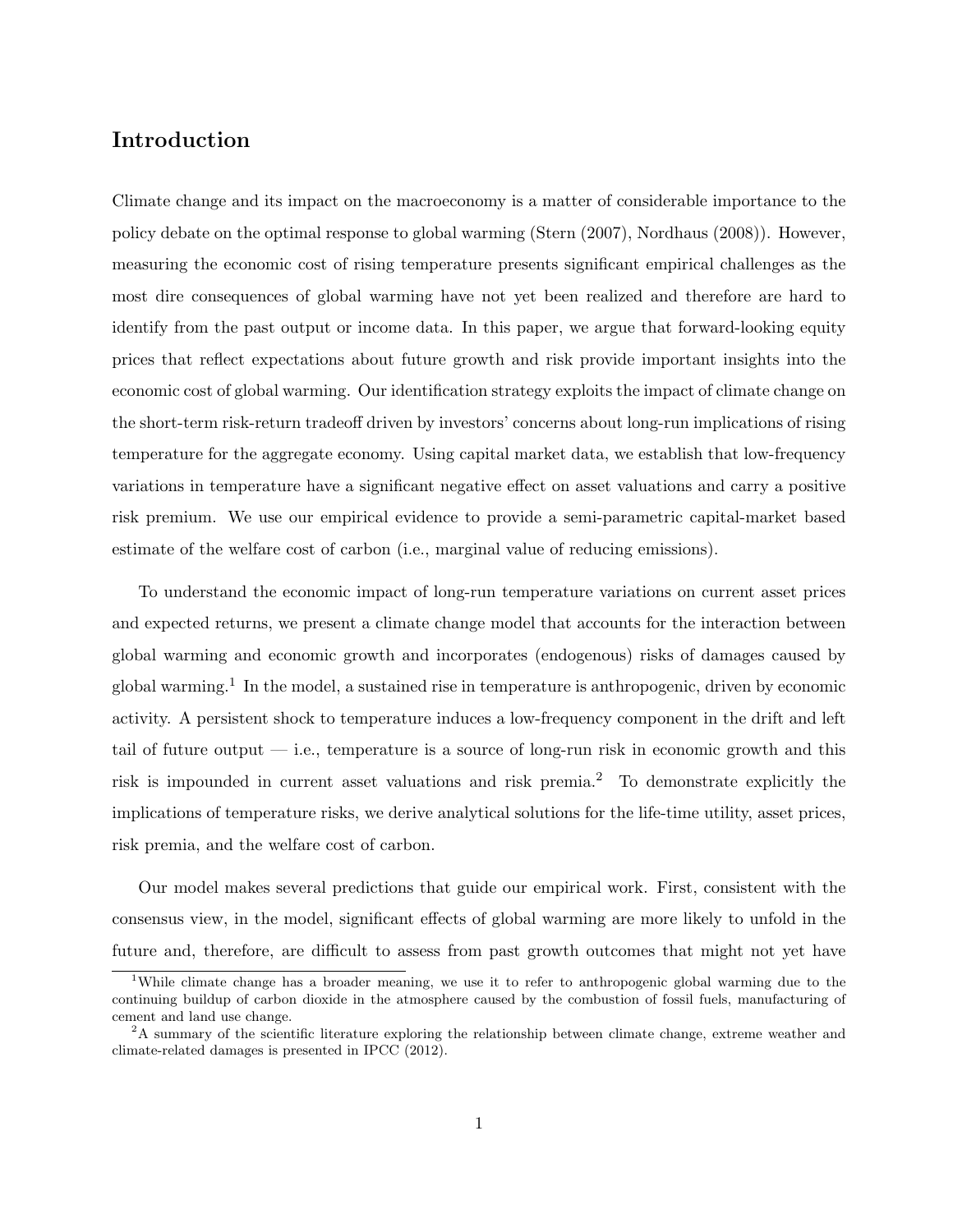## Introduction

Climate change and its impact on the macroeconomy is a matter of considerable importance to the policy debate on the optimal response to global warming (Stern (2007), Nordhaus (2008)). However, measuring the economic cost of rising temperature presents significant empirical challenges as the most dire consequences of global warming have not yet been realized and therefore are hard to identify from the past output or income data. In this paper, we argue that forward-looking equity prices that reflect expectations about future growth and risk provide important insights into the economic cost of global warming. Our identification strategy exploits the impact of climate change on the short-term risk-return tradeoff driven by investors' concerns about long-run implications of rising temperature for the aggregate economy. Using capital market data, we establish that low-frequency variations in temperature have a significant negative effect on asset valuations and carry a positive risk premium. We use our empirical evidence to provide a semi-parametric capital-market based estimate of the welfare cost of carbon (i.e., marginal value of reducing emissions).

To understand the economic impact of long-run temperature variations on current asset prices and expected returns, we present a climate change model that accounts for the interaction between global warming and economic growth and incorporates (endogenous) risks of damages caused by global warming.[1] In the model, a sustained rise in temperature is anthropogenic, driven by economic activity. A persistent shock to temperature induces a low-frequency component in the drift and left tail of future output — i.e., temperature is a source of long-run risk in economic growth and this risk is impounded in current asset valuations and risk premia.[2] To demonstrate explicitly the implications of temperature risks, we derive analytical solutions for the life-time utility, asset prices, risk premia, and the welfare cost of carbon.

Our model makes several predictions that guide our empirical work. First, consistent with the consensus view, in the model, significant effects of global warming are more likely to unfold in the future and, therefore, are difficult to assess from past growth outcomes that might not yet have

[1] While climate change has a broader meaning, we use it to refer to anthropogenic global warming due to the continuing buildup of carbon dioxide in the atmosphere caused by the combustion of fossil fuels, manufacturing of cement and land use change.

[2] A summary of the scientific literature exploring the relationship between climate change, extreme weather and climate-related damages is presented in IPCC (2012).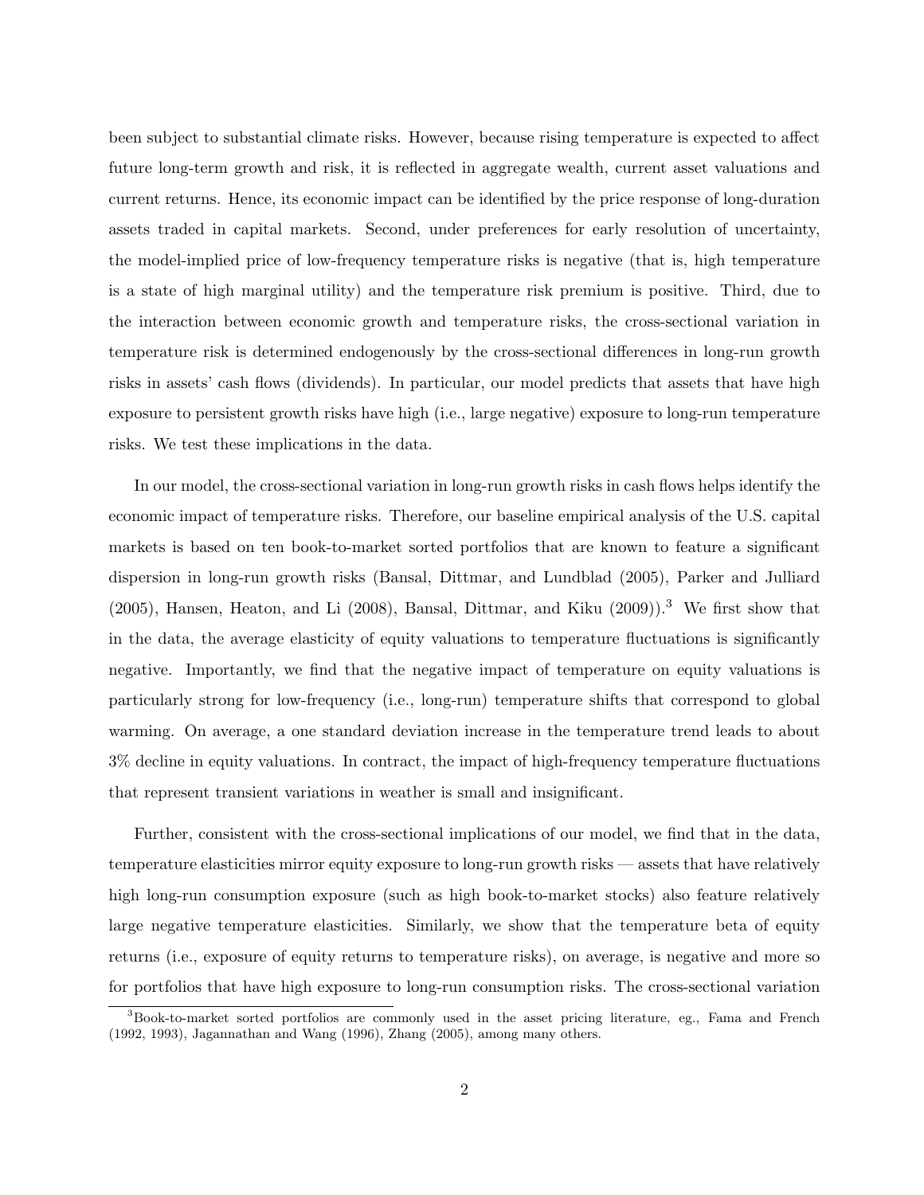been subject to substantial climate risks. However, because rising temperature is expected to affect future long-term growth and risk, it is reflected in aggregate wealth, current asset valuations and current returns. Hence, its economic impact can be identified by the price response of long-duration assets traded in capital markets. Second, under preferences for early resolution of uncertainty, the model-implied price of low-frequency temperature risks is negative (that is, high temperature is a state of high marginal utility) and the temperature risk premium is positive. Third, due to the interaction between economic growth and temperature risks, the cross-sectional variation in temperature risk is determined endogenously by the cross-sectional differences in long-run growth risks in assets' cash flows (dividends). In particular, our model predicts that assets that have high exposure to persistent growth risks have high (i.e., large negative) exposure to long-run temperature risks. We test these implications in the data.

In our model, the cross-sectional variation in long-run growth risks in cash flows helps identify the economic impact of temperature risks. Therefore, our baseline empirical analysis of the U.S. capital markets is based on ten book-to-market sorted portfolios that are known to feature a significant dispersion in long-run growth risks (Bansal, Dittmar, and Lundblad (2005), Parker and Julliard (2005), Hansen, Heaton, and Li (2008), Bansal, Dittmar, and Kiku (2009)).[3] We first show that in the data, the average elasticity of equity valuations to temperature fluctuations is significantly negative. Importantly, we find that the negative impact of temperature on equity valuations is particularly strong for low-frequency (i.e., long-run) temperature shifts that correspond to global warming. On average, a one standard deviation increase in the temperature trend leads to about 3% decline in equity valuations. In contract, the impact of high-frequency temperature fluctuations that represent transient variations in weather is small and insignificant.

Further, consistent with the cross-sectional implications of our model, we find that in the data, temperature elasticities mirror equity exposure to long-run growth risks — assets that have relatively high long-run consumption exposure (such as high book-to-market stocks) also feature relatively large negative temperature elasticities. Similarly, we show that the temperature beta of equity returns (i.e., exposure of equity returns to temperature risks), on average, is negative and more so for portfolios that have high exposure to long-run consumption risks. The cross-sectional variation

[3] Book-to-market sorted portfolios are commonly used in the asset pricing literature, eg., Fama and French (1992, 1993), Jagannathan and Wang (1996), Zhang (2005), among many others.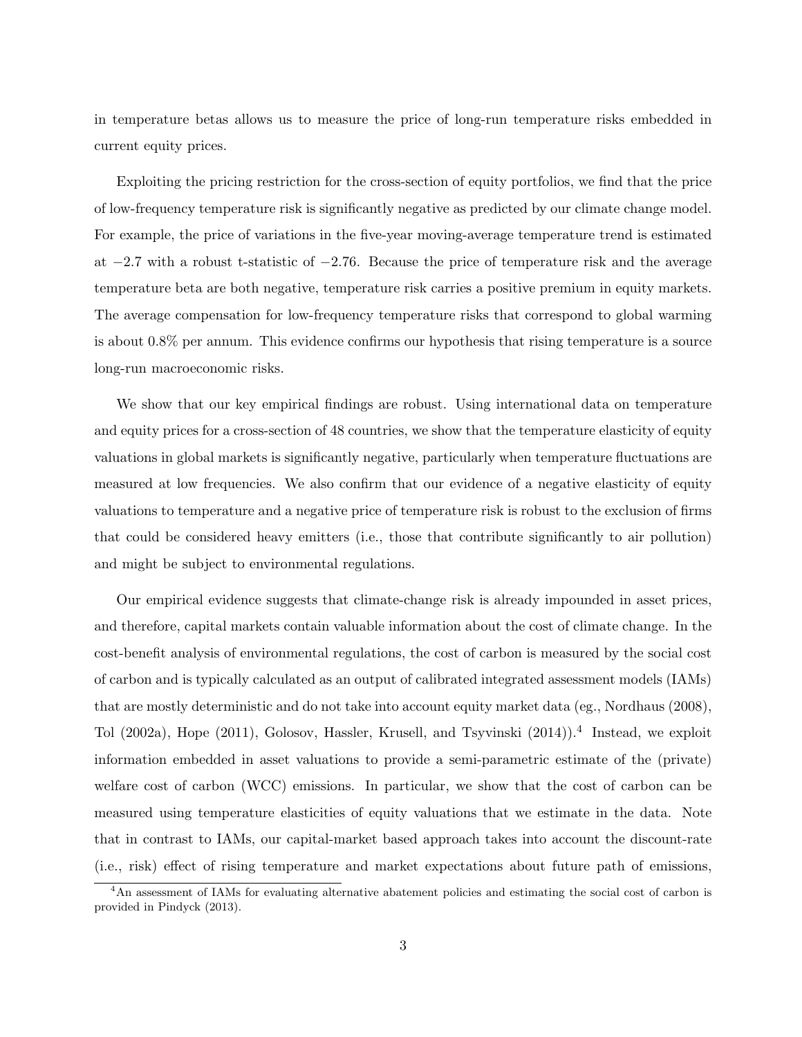in temperature betas allows us to measure the price of long-run temperature risks embedded in current equity prices.

Exploiting the pricing restriction for the cross-section of equity portfolios, we find that the price of low-frequency temperature risk is significantly negative as predicted by our climate change model. For example, the price of variations in the five-year moving-average temperature trend is estimated at $-2.7$ with a robust t-statistic of $-2.76$. Because the price of temperature risk and the average temperature beta are both negative, temperature risk carries a positive premium in equity markets. The average compensation for low-frequency temperature risks that correspond to global warming is about 0.8% per annum. This evidence confirms our hypothesis that rising temperature is a source long-run macroeconomic risks.

We show that our key empirical findings are robust. Using international data on temperature and equity prices for a cross-section of 48 countries, we show that the temperature elasticity of equity valuations in global markets is significantly negative, particularly when temperature fluctuations are measured at low frequencies. We also confirm that our evidence of a negative elasticity of equity valuations to temperature and a negative price of temperature risk is robust to the exclusion of firms that could be considered heavy emitters (i.e., those that contribute significantly to air pollution) and might be subject to environmental regulations.

Our empirical evidence suggests that climate-change risk is already impounded in asset prices, and therefore, capital markets contain valuable information about the cost of climate change. In the cost-benefit analysis of environmental regulations, the cost of carbon is measured by the social cost of carbon and is typically calculated as an output of calibrated integrated assessment models (IAMs) that are mostly deterministic and do not take into account equity market data (eg., Nordhaus (2008), Tol (2002a), Hope (2011), Golosov, Hassler, Krusell, and Tsyvinski (2014)).[4] Instead, we exploit information embedded in asset valuations to provide a semi-parametric estimate of the (private) welfare cost of carbon (WCC) emissions. In particular, we show that the cost of carbon can be measured using temperature elasticities of equity valuations that we estimate in the data. Note that in contrast to IAMs, our capital-market based approach takes into account the discount-rate (i.e., risk) effect of rising temperature and market expectations about future path of emissions,

[4] An assessment of IAMs for evaluating alternative abatement policies and estimating the social cost of carbon is provided in Pindyck (2013).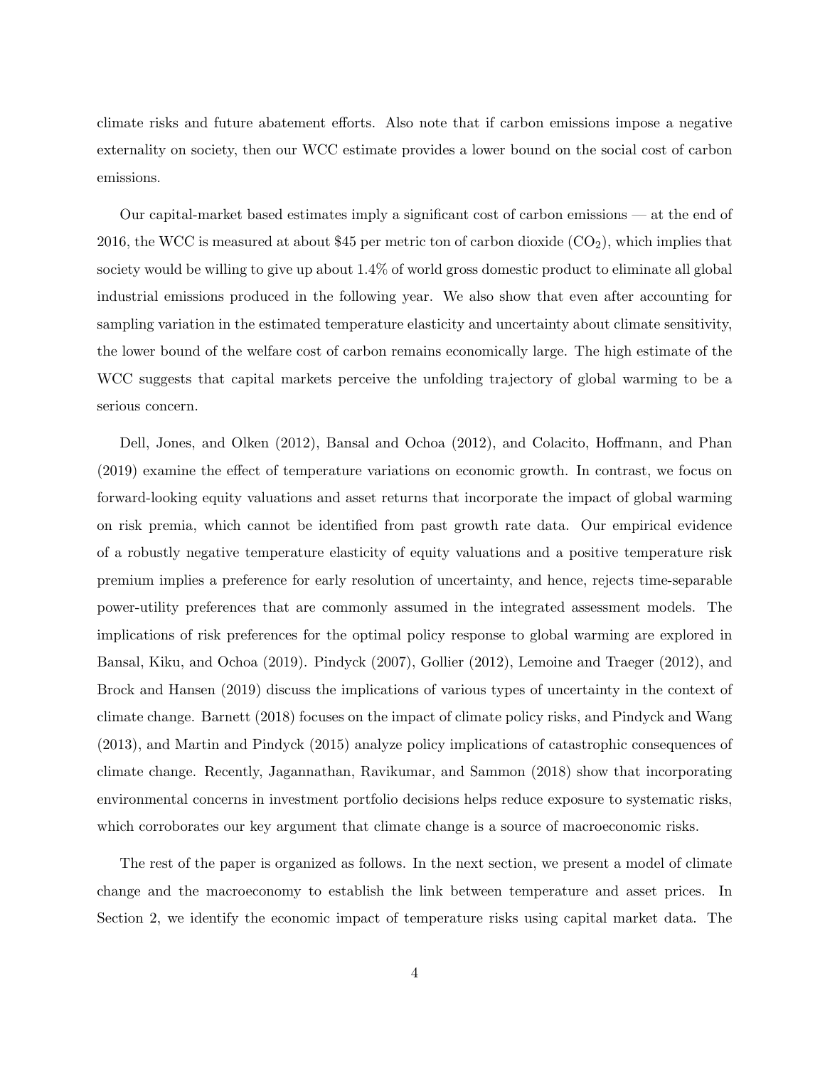climate risks and future abatement efforts. Also note that if carbon emissions impose a negative externality on society, then our WCC estimate provides a lower bound on the social cost of carbon emissions.

Our capital-market based estimates imply a significant cost of carbon emissions — at the end of 2016, the WCC is measured at about $45 per metric ton of carbon dioxide ($CO_2$), which implies that society would be willing to give up about 1.4% of world gross domestic product to eliminate all global industrial emissions produced in the following year. We also show that even after accounting for sampling variation in the estimated temperature elasticity and uncertainty about climate sensitivity, the lower bound of the welfare cost of carbon remains economically large. The high estimate of the WCC suggests that capital markets perceive the unfolding trajectory of global warming to be a serious concern.

Dell, Jones, and Olken (2012), Bansal and Ochoa (2012), and Colacito, Hoffmann, and Phan (2019) examine the effect of temperature variations on economic growth. In contrast, we focus on forward-looking equity valuations and asset returns that incorporate the impact of global warming on risk premia, which cannot be identified from past growth rate data. Our empirical evidence of a robustly negative temperature elasticity of equity valuations and a positive temperature risk premium implies a preference for early resolution of uncertainty, and hence, rejects time-separable power-utility preferences that are commonly assumed in the integrated assessment models. The implications of risk preferences for the optimal policy response to global warming are explored in Bansal, Kiku, and Ochoa (2019). Pindyck (2007), Gollier (2012), Lemoine and Traeger (2012), and Brock and Hansen (2019) discuss the implications of various types of uncertainty in the context of climate change. Barnett (2018) focuses on the impact of climate policy risks, and Pindyck and Wang (2013), and Martin and Pindyck (2015) analyze policy implications of catastrophic consequences of climate change. Recently, Jagannathan, Ravikumar, and Sammon (2018) show that incorporating environmental concerns in investment portfolio decisions helps reduce exposure to systematic risks, which corroborates our key argument that climate change is a source of macroeconomic risks.

The rest of the paper is organized as follows. In the next section, we present a model of climate change and the macroeconomy to establish the link between temperature and asset prices. In Section 2, we identify the economic impact of temperature risks using capital market data. The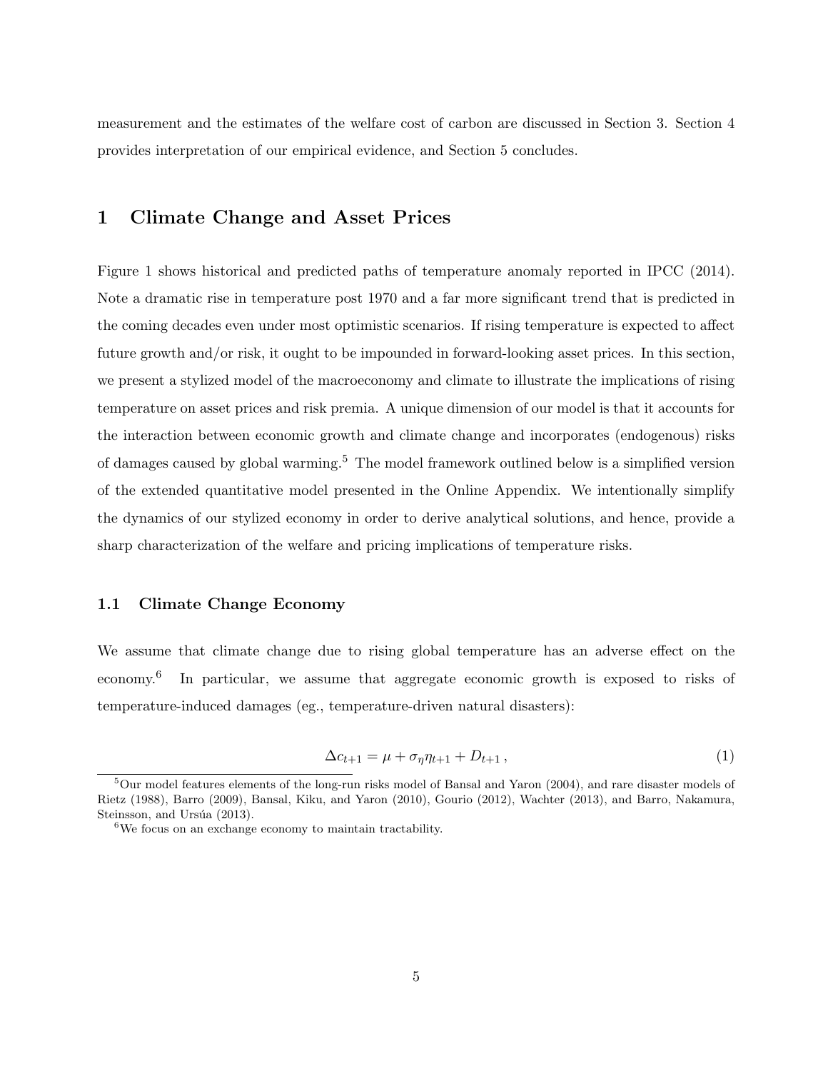measurement and the estimates of the welfare cost of carbon are discussed in Section 3. Section 4 provides interpretation of our empirical evidence, and Section 5 concludes.

# 1 Climate Change and Asset Prices

Figure 1 shows historical and predicted paths of temperature anomaly reported in IPCC (2014). Note a dramatic rise in temperature post 1970 and a far more significant trend that is predicted in the coming decades even under most optimistic scenarios. If rising temperature is expected to affect future growth and/or risk, it ought to be impounded in forward-looking asset prices. In this section, we present a stylized model of the macroeconomy and climate to illustrate the implications of rising temperature on asset prices and risk premia. A unique dimension of our model is that it accounts for the interaction between economic growth and climate change and incorporates (endogenous) risks of damages caused by global warming.[5] The model framework outlined below is a simplified version of the extended quantitative model presented in the Online Appendix. We intentionally simplify the dynamics of our stylized economy in order to derive analytical solutions, and hence, provide a sharp characterization of the welfare and pricing implications of temperature risks.

## 1.1 Climate Change Economy

We assume that climate change due to rising global temperature has an adverse effect on the economy.[6] In particular, we assume that aggregate economic growth is exposed to risks of temperature-induced damages (eg., temperature-driven natural disasters):

$$\Delta c_{t+1} = \mu + \sigma_\eta \eta_{t+1} + D_{t+1} \,, \tag{1}$$

[5] Our model features elements of the long-run risks model of Bansal and Yaron (2004), and rare disaster models of Rietz (1988), Barro (2009), Bansal, Kiku, and Yaron (2010), Gourio (2012), Wachter (2013), and Barro, Nakamura, Steinsson, and Ursúa (2013).

[6] We focus on an exchange economy to maintain tractability.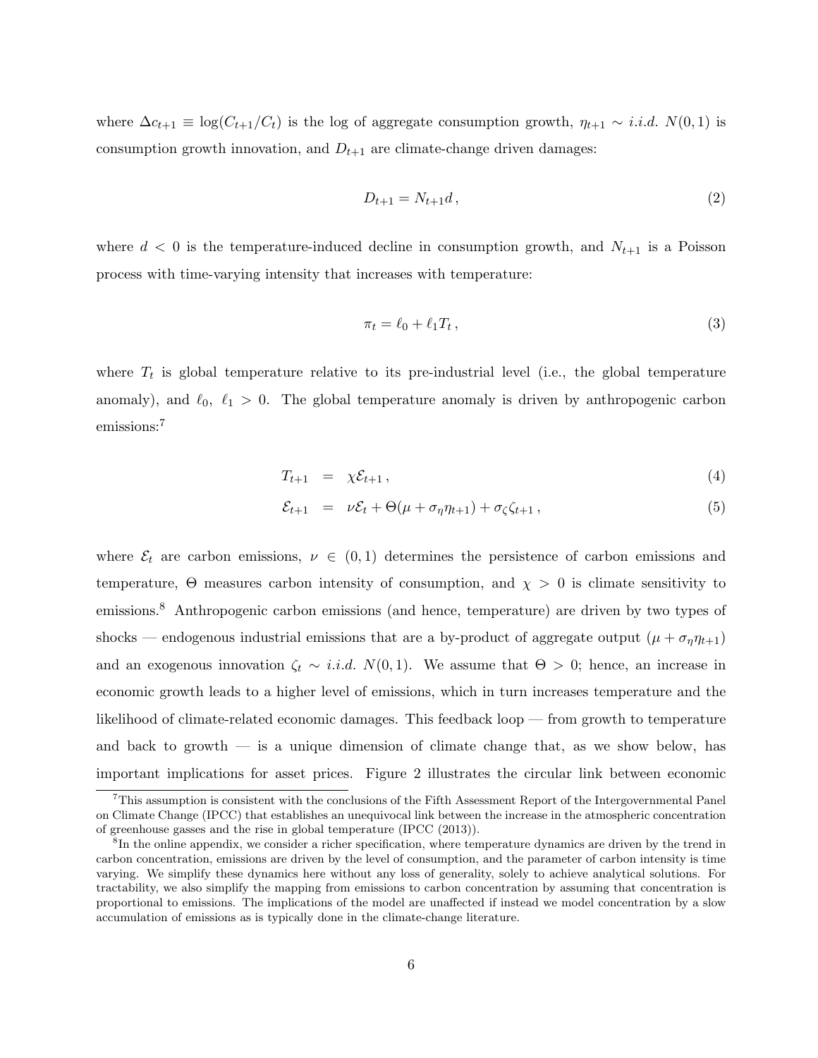where $\Delta c_{t+1} \equiv \log(C_{t+1}/C_t)$ is the log of aggregate consumption growth, $\eta_{t+1} \sim i.i.d.\ N(0,1)$ is consumption growth innovation, and $D_{t+1}$ are climate-change driven damages:

$$D_{t+1} = N_{t+1} d\,, \tag{2}$$

where $d < 0$ is the temperature-induced decline in consumption growth, and $N_{t+1}$ is a Poisson process with time-varying intensity that increases with temperature:

$$\pi_t = \ell_0 + \ell_1 T_t\,, \tag{3}$$

where $T_t$ is global temperature relative to its pre-industrial level (i.e., the global temperature anomaly), and $\ell_0,\ \ell_1 > 0$. The global temperature anomaly is driven by anthropogenic carbon emissions:[7]

$$T_{t+1} = \chi \mathcal{E}_{t+1}\,, \tag{4}$$

$$\mathcal{E}_{t+1} = \nu \mathcal{E}_t + \Theta(\mu + \sigma_\eta \eta_{t+1}) + \sigma_\zeta \zeta_{t+1}\,, \tag{5}$$

where $\mathcal{E}_t$ are carbon emissions, $\nu \in (0,1)$ determines the persistence of carbon emissions and temperature, $\Theta$ measures carbon intensity of consumption, and $\chi > 0$ is climate sensitivity to emissions.[8] Anthropogenic carbon emissions (and hence, temperature) are driven by two types of shocks — endogenous industrial emissions that are a by-product of aggregate output $(\mu + \sigma_\eta \eta_{t+1})$ and an exogenous innovation $\zeta_t \sim i.i.d.\ N(0,1)$. We assume that $\Theta > 0$; hence, an increase in economic growth leads to a higher level of emissions, which in turn increases temperature and the likelihood of climate-related economic damages. This feedback loop — from growth to temperature and back to growth — is a unique dimension of climate change that, as we show below, has important implications for asset prices. Figure 2 illustrates the circular link between economic

[7] This assumption is consistent with the conclusions of the Fifth Assessment Report of the Intergovernmental Panel on Climate Change (IPCC) that establishes an unequivocal link between the increase in the atmospheric concentration of greenhouse gasses and the rise in global temperature (IPCC (2013)).

[8] In the online appendix, we consider a richer specification, where temperature dynamics are driven by the trend in carbon concentration, emissions are driven by the level of consumption, and the parameter of carbon intensity is time varying. We simplify these dynamics here without any loss of generality, solely to achieve analytical solutions. For tractability, we also simplify the mapping from emissions to carbon concentration by assuming that concentration is proportional to emissions. The implications of the model are unaffected if instead we model concentration by a slow accumulation of emissions as is typically done in the climate-change literature.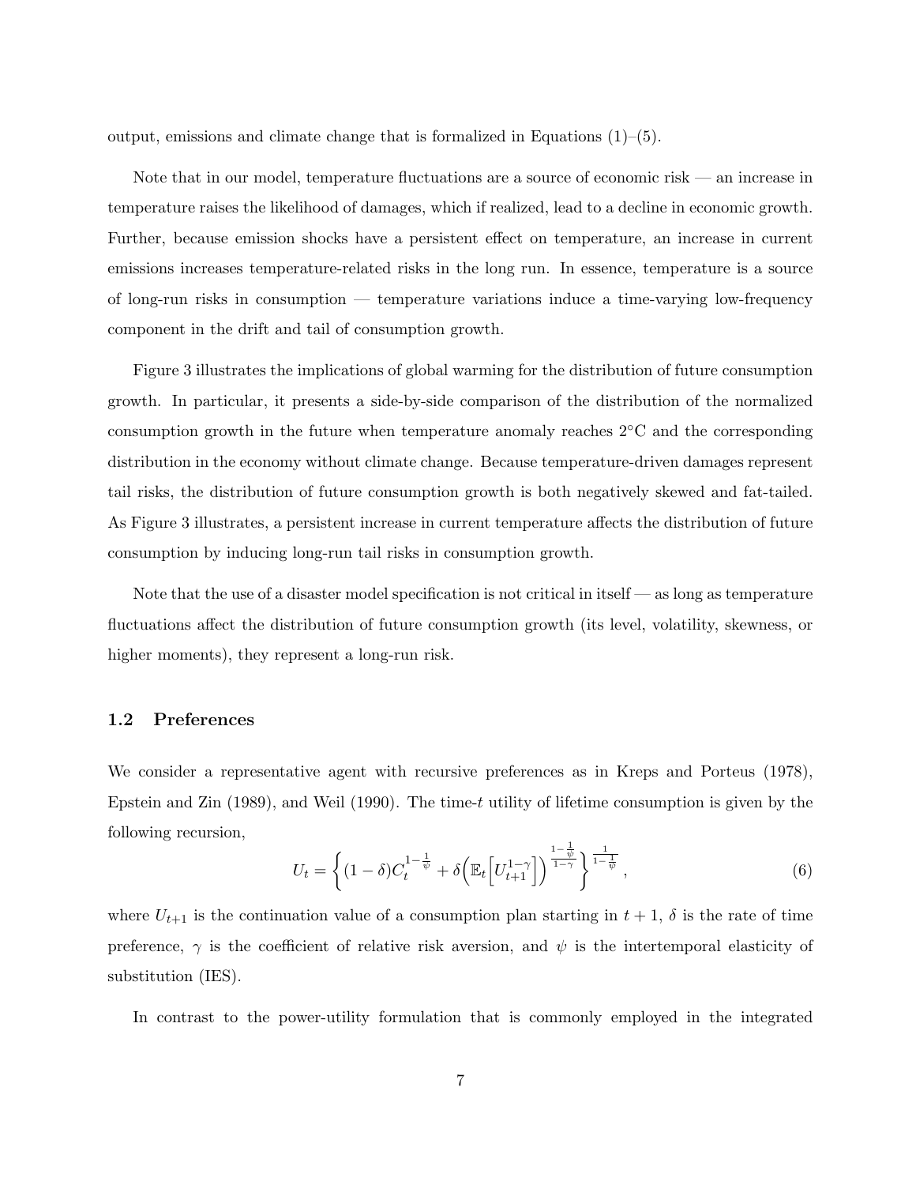output, emissions and climate change that is formalized in Equations (1)–(5).

Note that in our model, temperature fluctuations are a source of economic risk — an increase in temperature raises the likelihood of damages, which if realized, lead to a decline in economic growth. Further, because emission shocks have a persistent effect on temperature, an increase in current emissions increases temperature-related risks in the long run. In essence, temperature is a source of long-run risks in consumption — temperature variations induce a time-varying low-frequency component in the drift and tail of consumption growth.

Figure 3 illustrates the implications of global warming for the distribution of future consumption growth. In particular, it presents a side-by-side comparison of the distribution of the normalized consumption growth in the future when temperature anomaly reaches 2°C and the corresponding distribution in the economy without climate change. Because temperature-driven damages represent tail risks, the distribution of future consumption growth is both negatively skewed and fat-tailed. As Figure 3 illustrates, a persistent increase in current temperature affects the distribution of future consumption by inducing long-run tail risks in consumption growth.

Note that the use of a disaster model specification is not critical in itself — as long as temperature fluctuations affect the distribution of future consumption growth (its level, volatility, skewness, or higher moments), they represent a long-run risk.

### 1.2 Preferences

We consider a representative agent with recursive preferences as in Kreps and Porteus (1978), Epstein and Zin (1989), and Weil (1990). The time-$t$ utility of lifetime consumption is given by the following recursion,

$$U_t = \left\{ (1-\delta) C_t^{1-\frac{1}{\psi}} + \delta \Big( \mathbb{E}_t \Big[ U_{t+1}^{1-\gamma} \Big] \Big)^{\frac{1-\frac{1}{\psi}}{1-\gamma}} \right\}^{\frac{1}{1-\frac{1}{\psi}}}, \tag{6}$$

where $U_{t+1}$ is the continuation value of a consumption plan starting in $t+1$, $\delta$ is the rate of time preference, $\gamma$ is the coefficient of relative risk aversion, and $\psi$ is the intertemporal elasticity of substitution (IES).

In contrast to the power-utility formulation that is commonly employed in the integrated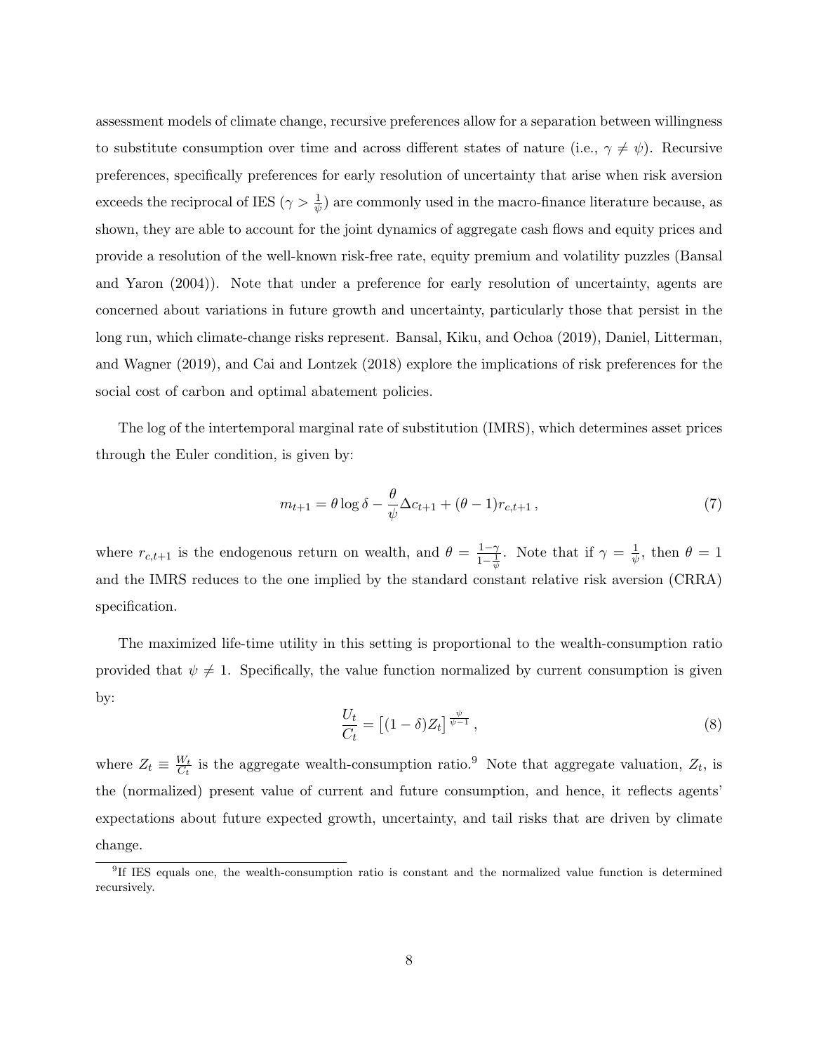assessment models of climate change, recursive preferences allow for a separation between willingness to substitute consumption over time and across different states of nature (i.e., $\gamma \neq \psi$). Recursive preferences, specifically preferences for early resolution of uncertainty that arise when risk aversion exceeds the reciprocal of IES ($\gamma > \frac{1}{\psi}$) are commonly used in the macro-finance literature because, as shown, they are able to account for the joint dynamics of aggregate cash flows and equity prices and provide a resolution of the well-known risk-free rate, equity premium and volatility puzzles (Bansal and Yaron (2004)). Note that under a preference for early resolution of uncertainty, agents are concerned about variations in future growth and uncertainty, particularly those that persist in the long run, which climate-change risks represent. Bansal, Kiku, and Ochoa (2019), Daniel, Litterman, and Wagner (2019), and Cai and Lontzek (2018) explore the implications of risk preferences for the social cost of carbon and optimal abatement policies.

The log of the intertemporal marginal rate of substitution (IMRS), which determines asset prices through the Euler condition, is given by:

$$m_{t+1} = \theta \log \delta - \frac{\theta}{\psi} \Delta c_{t+1} + (\theta - 1) r_{c,t+1} \,, \tag{7}$$

where $r_{c,t+1}$ is the endogenous return on wealth, and $\theta = \frac{1-\gamma}{1-\frac{1}{\psi}}$. Note that if $\gamma = \frac{1}{\psi}$, then $\theta = 1$ and the IMRS reduces to the one implied by the standard constant relative risk aversion (CRRA) specification.

The maximized life-time utility in this setting is proportional to the wealth-consumption ratio provided that $\psi \neq 1$. Specifically, the value function normalized by current consumption is given by:

$$\frac{U_t}{C_t} = \left[(1-\delta) Z_t\right]^{\frac{\psi}{\psi-1}} \,, \tag{8}$$

where $Z_t \equiv \frac{W_t}{C_t}$ is the aggregate wealth-consumption ratio.[9] Note that aggregate valuation, $Z_t$, is the (normalized) present value of current and future consumption, and hence, it reflects agents' expectations about future expected growth, uncertainty, and tail risks that are driven by climate change.

[9] If IES equals one, the wealth-consumption ratio is constant and the normalized value function is determined recursively.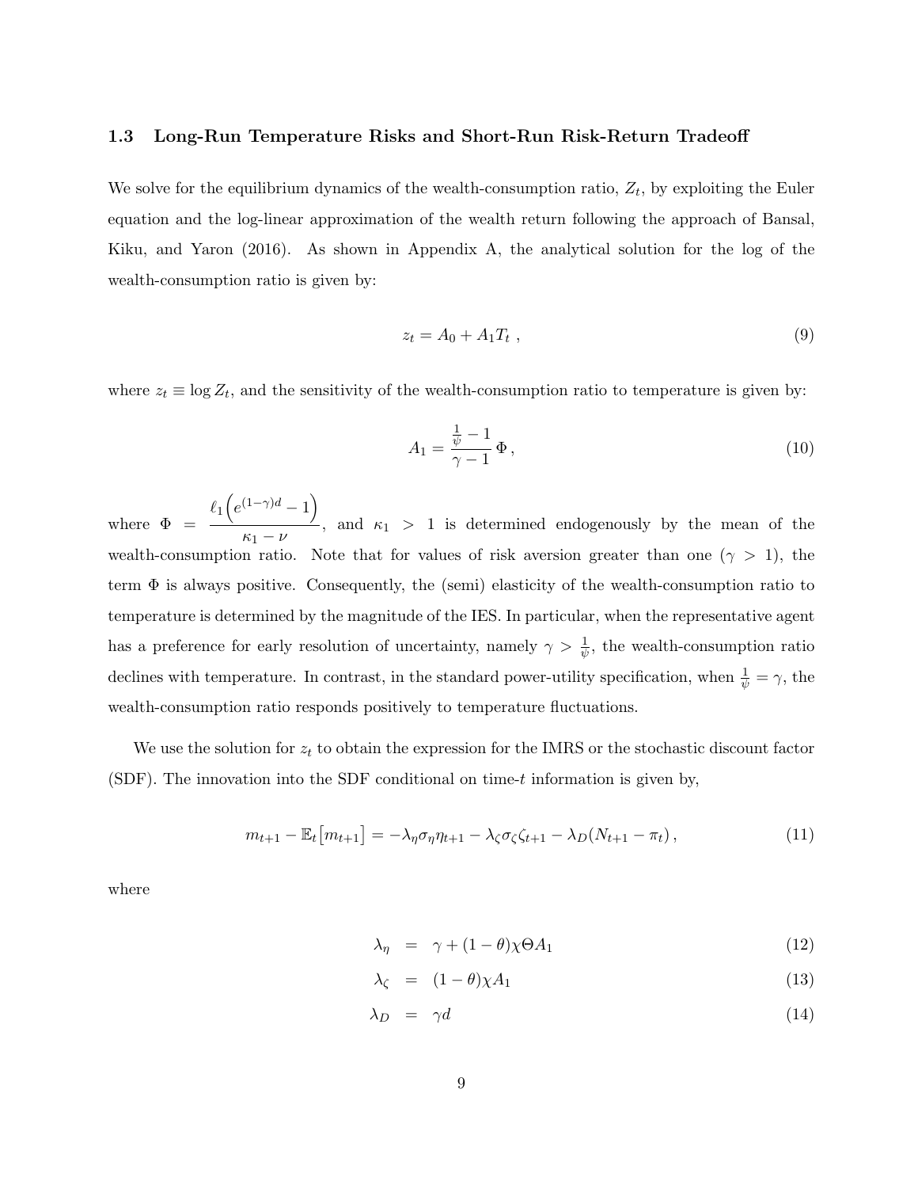### 1.3 Long-Run Temperature Risks and Short-Run Risk-Return Tradeoff

We solve for the equilibrium dynamics of the wealth-consumption ratio, $Z_t$, by exploiting the Euler equation and the log-linear approximation of the wealth return following the approach of Bansal, Kiku, and Yaron (2016). As shown in Appendix A, the analytical solution for the log of the wealth-consumption ratio is given by:

$$z_t = A_0 + A_1 T_t \ , \tag{9}$$

where $z_t \equiv \log Z_t$, and the sensitivity of the wealth-consumption ratio to temperature is given by:

$$A_1 = \frac{\frac{1}{\psi} - 1}{\gamma - 1} \, \Phi \, , \tag{10}$$

where $\Phi = \dfrac{\ell_1 \left( e^{(1-\gamma)d} - 1 \right)}{\kappa_1 - \nu}$, and $\kappa_1 > 1$ is determined endogenously by the mean of the wealth-consumption ratio. Note that for values of risk aversion greater than one ($\gamma > 1$), the term $\Phi$ is always positive. Consequently, the (semi) elasticity of the wealth-consumption ratio to temperature is determined by the magnitude of the IES. In particular, when the representative agent has a preference for early resolution of uncertainty, namely $\gamma > \frac{1}{\psi}$, the wealth-consumption ratio declines with temperature. In contrast, in the standard power-utility specification, when $\frac{1}{\psi} = \gamma$, the wealth-consumption ratio responds positively to temperature fluctuations.

We use the solution for $z_t$ to obtain the expression for the IMRS or the stochastic discount factor (SDF). The innovation into the SDF conditional on time-$t$ information is given by,

$$m_{t+1} - \mathbb{E}_t\big[m_{t+1}\big] = -\lambda_\eta \sigma_\eta \eta_{t+1} - \lambda_\zeta \sigma_\zeta \zeta_{t+1} - \lambda_D (N_{t+1} - \pi_t) \, , \tag{11}$$

where

$$\lambda_\eta = \gamma + (1-\theta)\chi\Theta A_1 \tag{12}$$

$$\lambda_\zeta = (1-\theta)\chi A_1 \tag{13}$$

$$\lambda_D = \gamma d \tag{14}$$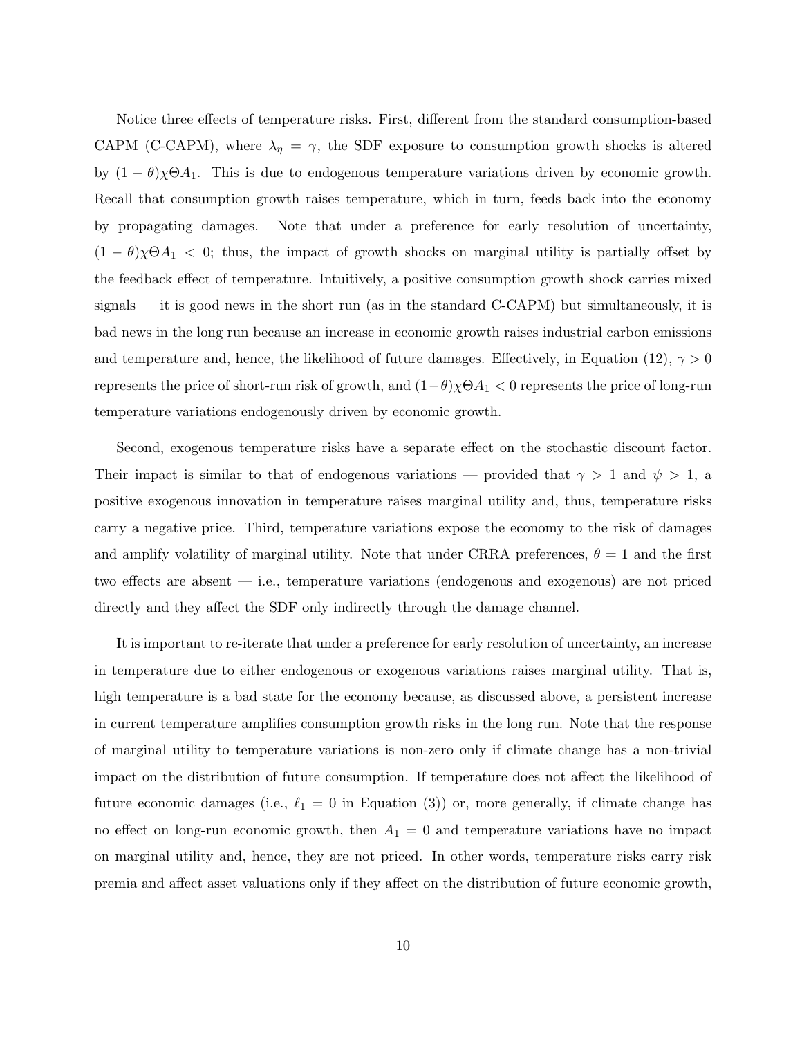Notice three effects of temperature risks. First, different from the standard consumption-based CAPM (C-CAPM), where $\lambda_\eta = \gamma$, the SDF exposure to consumption growth shocks is altered by $(1-\theta)\chi\Theta A_1$. This is due to endogenous temperature variations driven by economic growth. Recall that consumption growth raises temperature, which in turn, feeds back into the economy by propagating damages. Note that under a preference for early resolution of uncertainty, $(1-\theta)\chi\Theta A_1 < 0$; thus, the impact of growth shocks on marginal utility is partially offset by the feedback effect of temperature. Intuitively, a positive consumption growth shock carries mixed signals — it is good news in the short run (as in the standard C-CAPM) but simultaneously, it is bad news in the long run because an increase in economic growth raises industrial carbon emissions and temperature and, hence, the likelihood of future damages. Effectively, in Equation (12), $\gamma > 0$ represents the price of short-run risk of growth, and $(1-\theta)\chi\Theta A_1 < 0$ represents the price of long-run temperature variations endogenously driven by economic growth.

Second, exogenous temperature risks have a separate effect on the stochastic discount factor. Their impact is similar to that of endogenous variations — provided that $\gamma > 1$ and $\psi > 1$, a positive exogenous innovation in temperature raises marginal utility and, thus, temperature risks carry a negative price. Third, temperature variations expose the economy to the risk of damages and amplify volatility of marginal utility. Note that under CRRA preferences, $\theta = 1$ and the first two effects are absent — i.e., temperature variations (endogenous and exogenous) are not priced directly and they affect the SDF only indirectly through the damage channel.

It is important to re-iterate that under a preference for early resolution of uncertainty, an increase in temperature due to either endogenous or exogenous variations raises marginal utility. That is, high temperature is a bad state for the economy because, as discussed above, a persistent increase in current temperature amplifies consumption growth risks in the long run. Note that the response of marginal utility to temperature variations is non-zero only if climate change has a non-trivial impact on the distribution of future consumption. If temperature does not affect the likelihood of future economic damages (i.e., $\ell_1 = 0$ in Equation (3)) or, more generally, if climate change has no effect on long-run economic growth, then $A_1 = 0$ and temperature variations have no impact on marginal utility and, hence, they are not priced. In other words, temperature risks carry risk premia and affect asset valuations only if they affect on the distribution of future economic growth,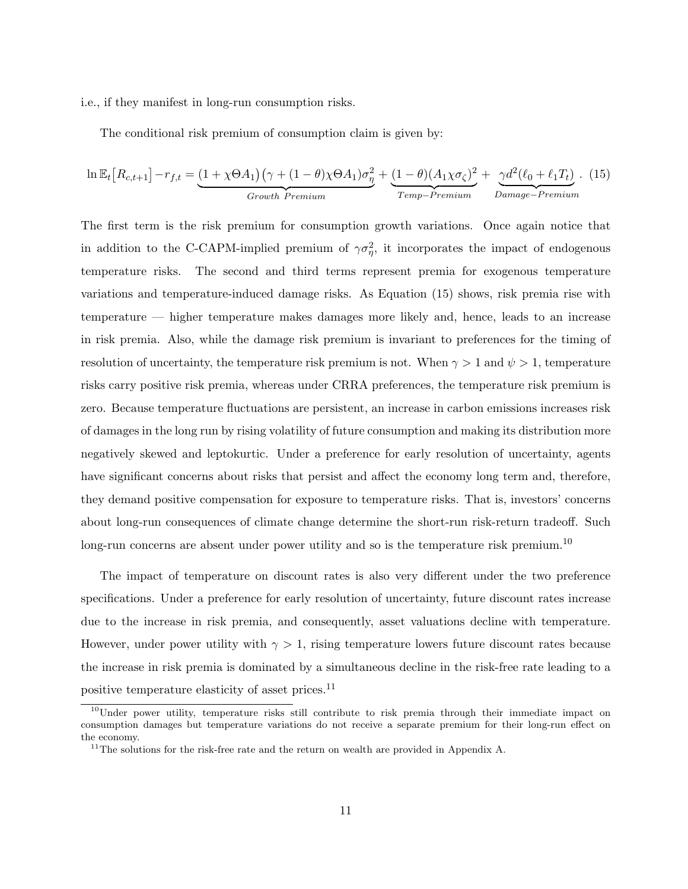i.e., if they manifest in long-run consumption risks.

The conditional risk premium of consumption claim is given by:

$$\ln \mathbb{E}_t\big[R_{c,t+1}\big] - r_{f,t} = \underbrace{\big(1 + \chi\Theta A_1\big)\big(\gamma + (1-\theta)\chi\Theta A_1\big)\sigma_\eta^2}_{Growth\ Premium} + \underbrace{(1-\theta)(A_1\chi\sigma_\zeta)^2}_{Temp-Premium} + \underbrace{\gamma d^2(\ell_0 + \ell_1 T_t)}_{Damage-Premium}. \quad (15)$$

The first term is the risk premium for consumption growth variations. Once again notice that in addition to the C-CAPM-implied premium of $\gamma\sigma_\eta^2$, it incorporates the impact of endogenous temperature risks. The second and third terms represent premia for exogenous temperature variations and temperature-induced damage risks. As Equation (15) shows, risk premia rise with temperature — higher temperature makes damages more likely and, hence, leads to an increase in risk premia. Also, while the damage risk premium is invariant to preferences for the timing of resolution of uncertainty, the temperature risk premium is not. When $\gamma > 1$ and $\psi > 1$, temperature risks carry positive risk premia, whereas under CRRA preferences, the temperature risk premium is zero. Because temperature fluctuations are persistent, an increase in carbon emissions increases risk of damages in the long run by rising volatility of future consumption and making its distribution more negatively skewed and leptokurtic. Under a preference for early resolution of uncertainty, agents have significant concerns about risks that persist and affect the economy long term and, therefore, they demand positive compensation for exposure to temperature risks. That is, investors' concerns about long-run consequences of climate change determine the short-run risk-return tradeoff. Such long-run concerns are absent under power utility and so is the temperature risk premium.[10]

The impact of temperature on discount rates is also very different under the two preference specifications. Under a preference for early resolution of uncertainty, future discount rates increase due to the increase in risk premia, and consequently, asset valuations decline with temperature. However, under power utility with $\gamma > 1$, rising temperature lowers future discount rates because the increase in risk premia is dominated by a simultaneous decline in the risk-free rate leading to a positive temperature elasticity of asset prices.[11]

[10] Under power utility, temperature risks still contribute to risk premia through their immediate impact on consumption damages but temperature variations do not receive a separate premium for their long-run effect on the economy.

[11] The solutions for the risk-free rate and the return on wealth are provided in Appendix A.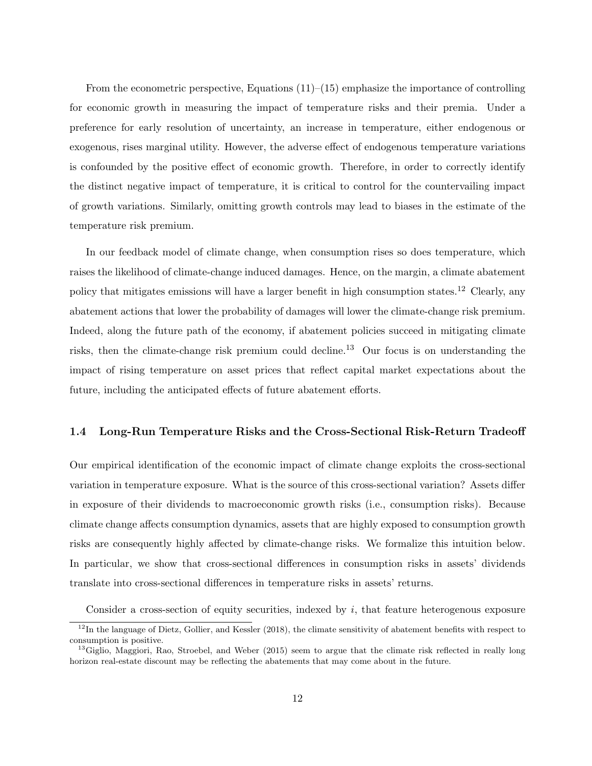From the econometric perspective, Equations (11)–(15) emphasize the importance of controlling for economic growth in measuring the impact of temperature risks and their premia. Under a preference for early resolution of uncertainty, an increase in temperature, either endogenous or exogenous, rises marginal utility. However, the adverse effect of endogenous temperature variations is confounded by the positive effect of economic growth. Therefore, in order to correctly identify the distinct negative impact of temperature, it is critical to control for the countervailing impact of growth variations. Similarly, omitting growth controls may lead to biases in the estimate of the temperature risk premium.

In our feedback model of climate change, when consumption rises so does temperature, which raises the likelihood of climate-change induced damages. Hence, on the margin, a climate abatement policy that mitigates emissions will have a larger benefit in high consumption states.[12] Clearly, any abatement actions that lower the probability of damages will lower the climate-change risk premium. Indeed, along the future path of the economy, if abatement policies succeed in mitigating climate risks, then the climate-change risk premium could decline.[13] Our focus is on understanding the impact of rising temperature on asset prices that reflect capital market expectations about the future, including the anticipated effects of future abatement efforts.

### 1.4 Long-Run Temperature Risks and the Cross-Sectional Risk-Return Tradeoff

Our empirical identification of the economic impact of climate change exploits the cross-sectional variation in temperature exposure. What is the source of this cross-sectional variation? Assets differ in exposure of their dividends to macroeconomic growth risks (i.e., consumption risks). Because climate change affects consumption dynamics, assets that are highly exposed to consumption growth risks are consequently highly affected by climate-change risks. We formalize this intuition below. In particular, we show that cross-sectional differences in consumption risks in assets' dividends translate into cross-sectional differences in temperature risks in assets' returns.

Consider a cross-section of equity securities, indexed by $i$, that feature heterogenous exposure

[12] In the language of Dietz, Gollier, and Kessler (2018), the climate sensitivity of abatement benefits with respect to consumption is positive.

[13] Giglio, Maggiori, Rao, Stroebel, and Weber (2015) seem to argue that the climate risk reflected in really long horizon real-estate discount may be reflecting the abatements that may come about in the future.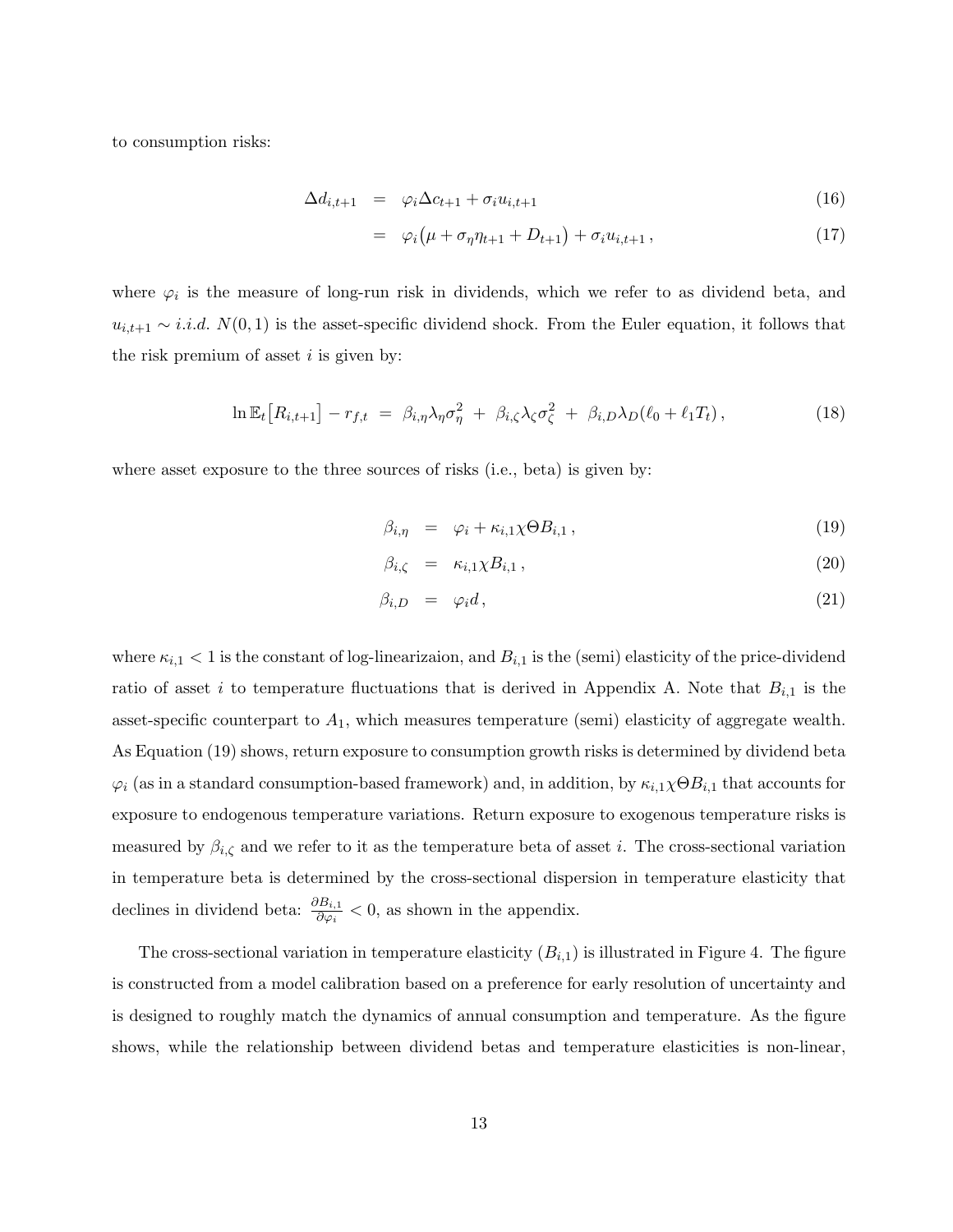to consumption risks:

$$
\begin{aligned}
\Delta d_{i,t+1} &= \varphi_i \Delta c_{t+1} + \sigma_i u_{i,t+1} &(16)\\
&= \varphi_i\big(\mu + \sigma_\eta \eta_{t+1} + D_{t+1}\big) + \sigma_i u_{i,t+1}\,, &(17)
\end{aligned}
$$

where $\varphi_i$ is the measure of long-run risk in dividends, which we refer to as dividend beta, and $u_{i,t+1} \sim i.i.d.\ N(0,1)$ is the asset-specific dividend shock. From the Euler equation, it follows that the risk premium of asset $i$ is given by:

$$
\ln \mathbb{E}_t\big[R_{i,t+1}\big] - r_{f,t} \;=\; \beta_{i,\eta}\lambda_\eta \sigma_\eta^2 \;+\; \beta_{i,\zeta}\lambda_\zeta \sigma_\zeta^2 \;+\; \beta_{i,D}\lambda_D(\ell_0 + \ell_1 T_t)\,, \tag{18}
$$

where asset exposure to the three sources of risks (i.e., beta) is given by:

$$
\begin{aligned}
\beta_{i,\eta} &= \varphi_i + \kappa_{i,1}\chi\Theta B_{i,1}\,, &(19)\\
\beta_{i,\zeta} &= \kappa_{i,1}\chi B_{i,1}\,, &(20)\\
\beta_{i,D} &= \varphi_i d\,, &(21)
\end{aligned}
$$

where $\kappa_{i,1} < 1$ is the constant of log-linearizaion, and $B_{i,1}$ is the (semi) elasticity of the price-dividend ratio of asset $i$ to temperature fluctuations that is derived in Appendix A. Note that $B_{i,1}$ is the asset-specific counterpart to $A_1$, which measures temperature (semi) elasticity of aggregate wealth. As Equation (19) shows, return exposure to consumption growth risks is determined by dividend beta $\varphi_i$ (as in a standard consumption-based framework) and, in addition, by $\kappa_{i,1}\chi\Theta B_{i,1}$ that accounts for exposure to endogenous temperature variations. Return exposure to exogenous temperature risks is measured by $\beta_{i,\zeta}$ and we refer to it as the temperature beta of asset $i$. The cross-sectional variation in temperature beta is determined by the cross-sectional dispersion in temperature elasticity that declines in dividend beta: $\frac{\partial B_{i,1}}{\partial \varphi_i} < 0$, as shown in the appendix.

The cross-sectional variation in temperature elasticity ($B_{i,1}$) is illustrated in Figure 4. The figure is constructed from a model calibration based on a preference for early resolution of uncertainty and is designed to roughly match the dynamics of annual consumption and temperature. As the figure shows, while the relationship between dividend betas and temperature elasticities is non-linear,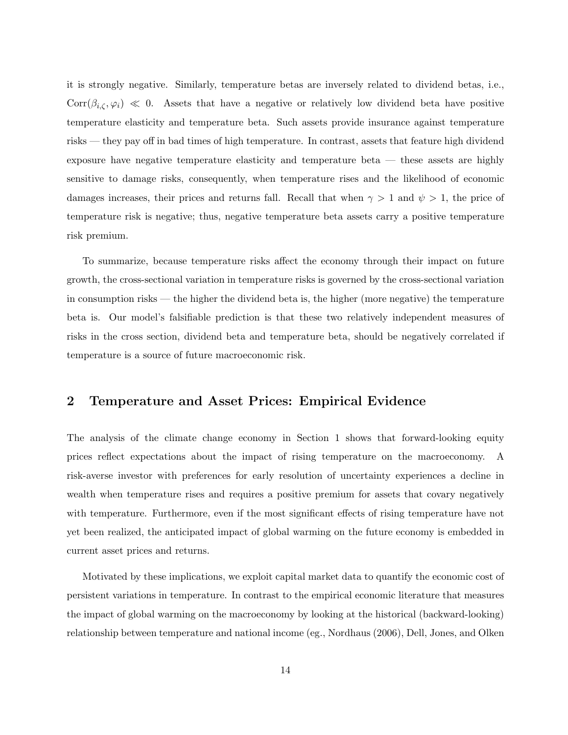it is strongly negative. Similarly, temperature betas are inversely related to dividend betas, i.e., $\text{Corr}(\beta_{i,\zeta}, \varphi_i) \ll 0$. Assets that have a negative or relatively low dividend beta have positive temperature elasticity and temperature beta. Such assets provide insurance against temperature risks — they pay off in bad times of high temperature. In contrast, assets that feature high dividend exposure have negative temperature elasticity and temperature beta — these assets are highly sensitive to damage risks, consequently, when temperature rises and the likelihood of economic damages increases, their prices and returns fall. Recall that when $\gamma > 1$ and $\psi > 1$, the price of temperature risk is negative; thus, negative temperature beta assets carry a positive temperature risk premium.

To summarize, because temperature risks affect the economy through their impact on future growth, the cross-sectional variation in temperature risks is governed by the cross-sectional variation in consumption risks — the higher the dividend beta is, the higher (more negative) the temperature beta is. Our model's falsifiable prediction is that these two relatively independent measures of risks in the cross section, dividend beta and temperature beta, should be negatively correlated if temperature is a source of future macroeconomic risk.

## 2 Temperature and Asset Prices: Empirical Evidence

The analysis of the climate change economy in Section 1 shows that forward-looking equity prices reflect expectations about the impact of rising temperature on the macroeconomy. A risk-averse investor with preferences for early resolution of uncertainty experiences a decline in wealth when temperature rises and requires a positive premium for assets that covary negatively with temperature. Furthermore, even if the most significant effects of rising temperature have not yet been realized, the anticipated impact of global warming on the future economy is embedded in current asset prices and returns.

Motivated by these implications, we exploit capital market data to quantify the economic cost of persistent variations in temperature. In contrast to the empirical economic literature that measures the impact of global warming on the macroeconomy by looking at the historical (backward-looking) relationship between temperature and national income (eg., Nordhaus (2006), Dell, Jones, and Olken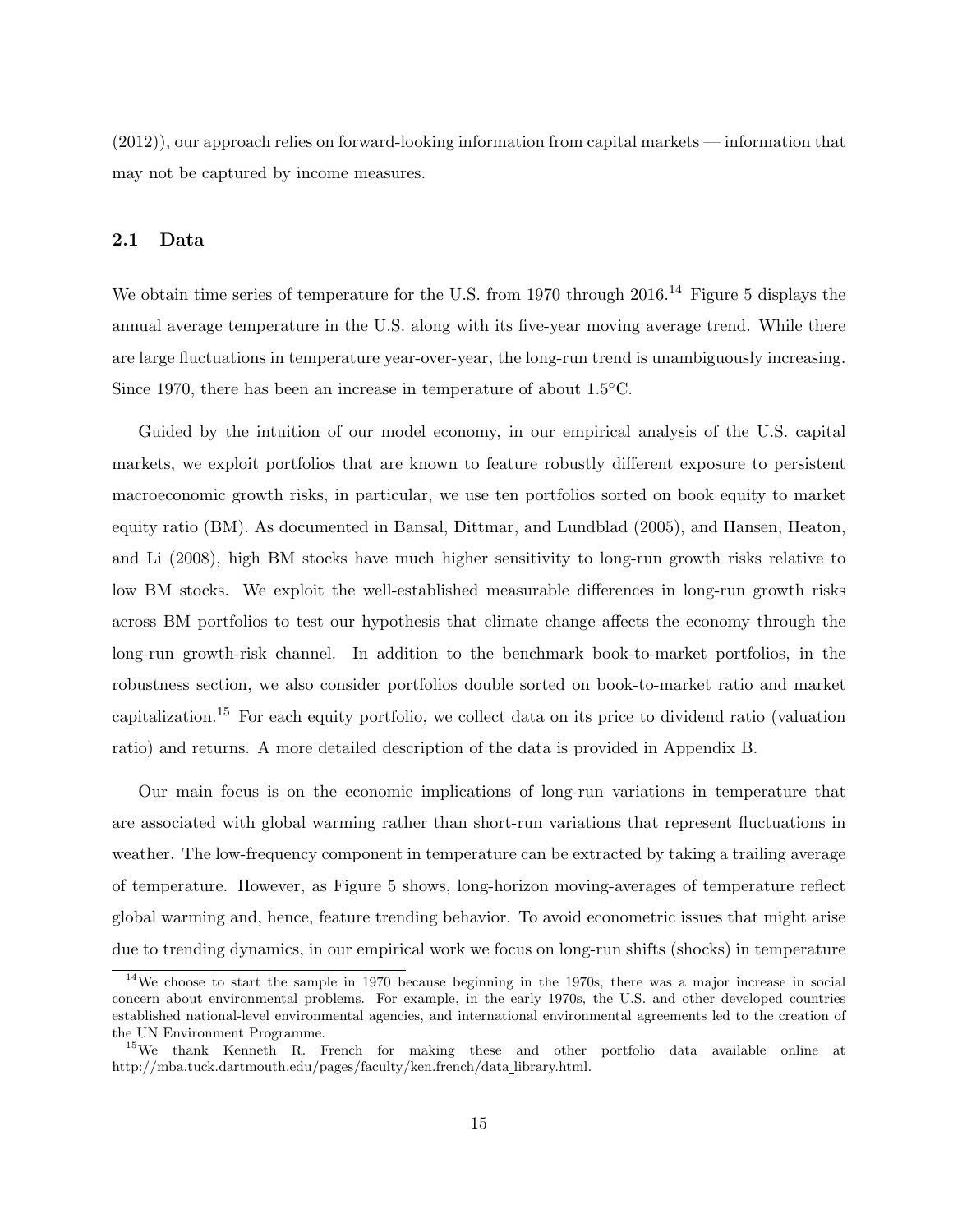(2012)), our approach relies on forward-looking information from capital markets — information that may not be captured by income measures.

### 2.1 Data

We obtain time series of temperature for the U.S. from 1970 through 2016.[14] Figure 5 displays the annual average temperature in the U.S. along with its five-year moving average trend. While there are large fluctuations in temperature year-over-year, the long-run trend is unambiguously increasing. Since 1970, there has been an increase in temperature of about 1.5°C.

Guided by the intuition of our model economy, in our empirical analysis of the U.S. capital markets, we exploit portfolios that are known to feature robustly different exposure to persistent macroeconomic growth risks, in particular, we use ten portfolios sorted on book equity to market equity ratio (BM). As documented in Bansal, Dittmar, and Lundblad (2005), and Hansen, Heaton, and Li (2008), high BM stocks have much higher sensitivity to long-run growth risks relative to low BM stocks. We exploit the well-established measurable differences in long-run growth risks across BM portfolios to test our hypothesis that climate change affects the economy through the long-run growth-risk channel. In addition to the benchmark book-to-market portfolios, in the robustness section, we also consider portfolios double sorted on book-to-market ratio and market capitalization.[15] For each equity portfolio, we collect data on its price to dividend ratio (valuation ratio) and returns. A more detailed description of the data is provided in Appendix B.

Our main focus is on the economic implications of long-run variations in temperature that are associated with global warming rather than short-run variations that represent fluctuations in weather. The low-frequency component in temperature can be extracted by taking a trailing average of temperature. However, as Figure 5 shows, long-horizon moving-averages of temperature reflect global warming and, hence, feature trending behavior. To avoid econometric issues that might arise due to trending dynamics, in our empirical work we focus on long-run shifts (shocks) in temperature

[14] We choose to start the sample in 1970 because beginning in the 1970s, there was a major increase in social concern about environmental problems. For example, in the early 1970s, the U.S. and other developed countries established national-level environmental agencies, and international environmental agreements led to the creation of the UN Environment Programme.

[15] We thank Kenneth R. French for making these and other portfolio data available online at http://mba.tuck.dartmouth.edu/pages/faculty/ken.french/data_library.html.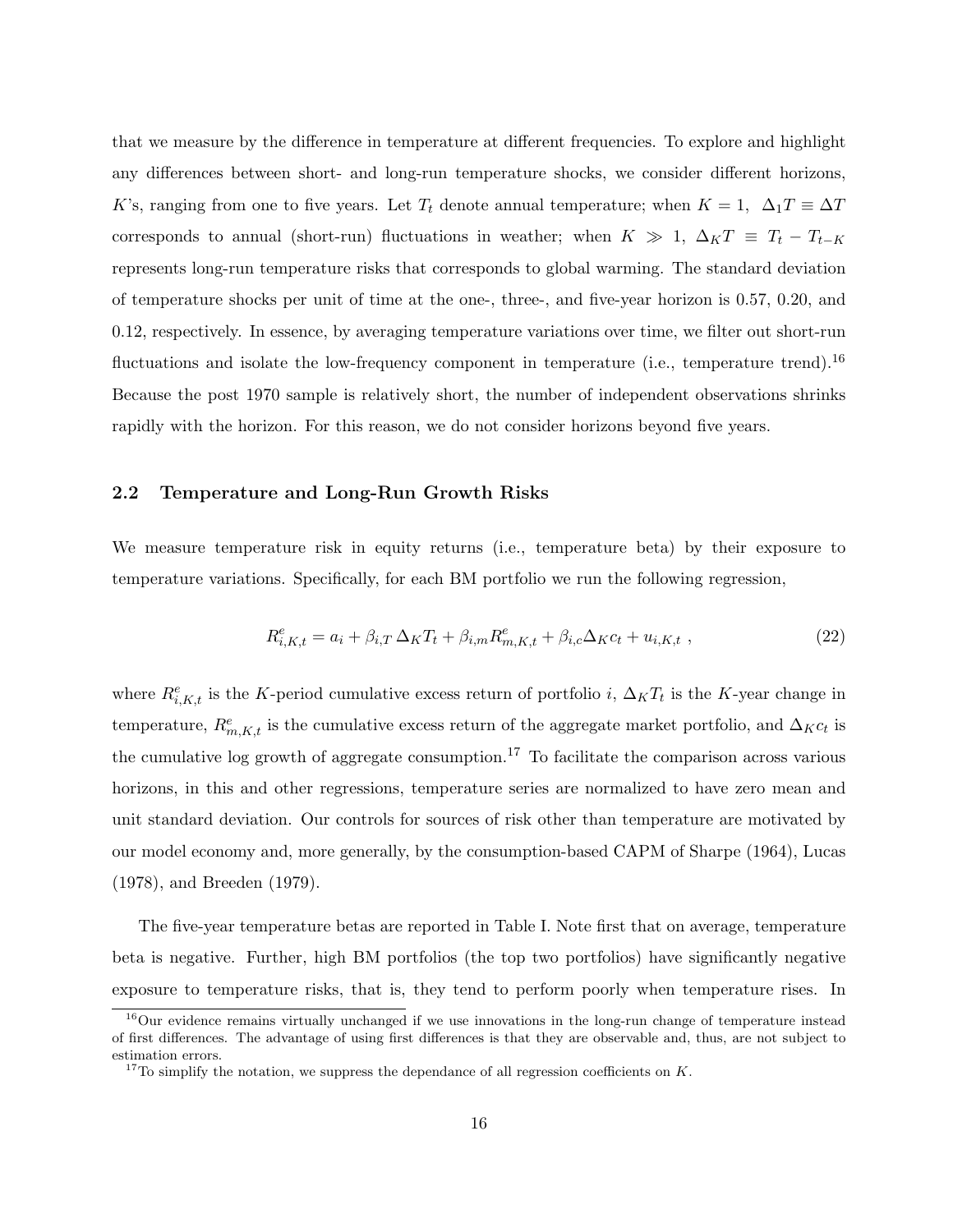that we measure by the difference in temperature at different frequencies. To explore and highlight any differences between short- and long-run temperature shocks, we consider different horizons, $K$'s, ranging from one to five years. Let $T_t$ denote annual temperature; when $K = 1$, $\Delta_1 T \equiv \Delta T$ corresponds to annual (short-run) fluctuations in weather; when $K \gg 1$, $\Delta_K T \equiv T_t - T_{t-K}$ represents long-run temperature risks that corresponds to global warming. The standard deviation of temperature shocks per unit of time at the one-, three-, and five-year horizon is 0.57, 0.20, and 0.12, respectively. In essence, by averaging temperature variations over time, we filter out short-run fluctuations and isolate the low-frequency component in temperature (i.e., temperature trend).[16] Because the post 1970 sample is relatively short, the number of independent observations shrinks rapidly with the horizon. For this reason, we do not consider horizons beyond five years.

## 2.2 Temperature and Long-Run Growth Risks

We measure temperature risk in equity returns (i.e., temperature beta) by their exposure to temperature variations. Specifically, for each BM portfolio we run the following regression,

$$R^e_{i,K,t} = a_i + \beta_{i,T}\, \Delta_K T_t + \beta_{i,m} R^e_{m,K,t} + \beta_{i,c} \Delta_K c_t + u_{i,K,t} \ , \tag{22}$$

where $R^e_{i,K,t}$ is the $K$-period cumulative excess return of portfolio $i$, $\Delta_K T_t$ is the $K$-year change in temperature, $R^e_{m,K,t}$ is the cumulative excess return of the aggregate market portfolio, and $\Delta_K c_t$ is the cumulative log growth of aggregate consumption.[17] To facilitate the comparison across various horizons, in this and other regressions, temperature series are normalized to have zero mean and unit standard deviation. Our controls for sources of risk other than temperature are motivated by our model economy and, more generally, by the consumption-based CAPM of Sharpe (1964), Lucas (1978), and Breeden (1979).

The five-year temperature betas are reported in Table I. Note first that on average, temperature beta is negative. Further, high BM portfolios (the top two portfolios) have significantly negative exposure to temperature risks, that is, they tend to perform poorly when temperature rises. In

[16] Our evidence remains virtually unchanged if we use innovations in the long-run change of temperature instead of first differences. The advantage of using first differences is that they are observable and, thus, are not subject to estimation errors.

[17] To simplify the notation, we suppress the dependance of all regression coefficients on $K$.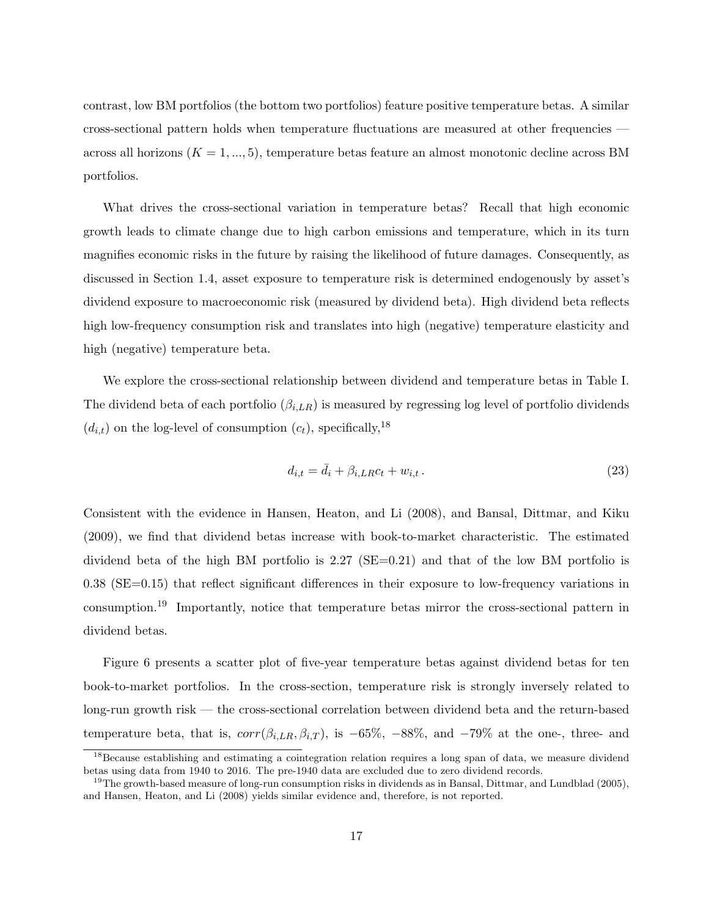contrast, low BM portfolios (the bottom two portfolios) feature positive temperature betas. A similar cross-sectional pattern holds when temperature fluctuations are measured at other frequencies — across all horizons ($K = 1, ..., 5$), temperature betas feature an almost monotonic decline across BM portfolios.

What drives the cross-sectional variation in temperature betas? Recall that high economic growth leads to climate change due to high carbon emissions and temperature, which in its turn magnifies economic risks in the future by raising the likelihood of future damages. Consequently, as discussed in Section 1.4, asset exposure to temperature risk is determined endogenously by asset's dividend exposure to macroeconomic risk (measured by dividend beta). High dividend beta reflects high low-frequency consumption risk and translates into high (negative) temperature elasticity and high (negative) temperature beta.

We explore the cross-sectional relationship between dividend and temperature betas in Table I. The dividend beta of each portfolio ($\beta_{i,LR}$) is measured by regressing log level of portfolio dividends ($d_{i,t}$) on the log-level of consumption ($c_t$), specifically,[18]

$$d_{i,t} = \bar{d}_i + \beta_{i,LR} c_t + w_{i,t} \,. \tag{23}$$

Consistent with the evidence in Hansen, Heaton, and Li (2008), and Bansal, Dittmar, and Kiku (2009), we find that dividend betas increase with book-to-market characteristic. The estimated dividend beta of the high BM portfolio is 2.27 (SE=0.21) and that of the low BM portfolio is 0.38 (SE=0.15) that reflect significant differences in their exposure to low-frequency variations in consumption.[19] Importantly, notice that temperature betas mirror the cross-sectional pattern in dividend betas.

Figure 6 presents a scatter plot of five-year temperature betas against dividend betas for ten book-to-market portfolios. In the cross-section, temperature risk is strongly inversely related to long-run growth risk — the cross-sectional correlation between dividend beta and the return-based temperature beta, that is, $corr(\beta_{i,LR}, \beta_{i,T})$, is $-65\%$, $-88\%$, and $-79\%$ at the one-, three- and

[18] Because establishing and estimating a cointegration relation requires a long span of data, we measure dividend betas using data from 1940 to 2016. The pre-1940 data are excluded due to zero dividend records.

[19] The growth-based measure of long-run consumption risks in dividends as in Bansal, Dittmar, and Lundblad (2005), and Hansen, Heaton, and Li (2008) yields similar evidence and, therefore, is not reported.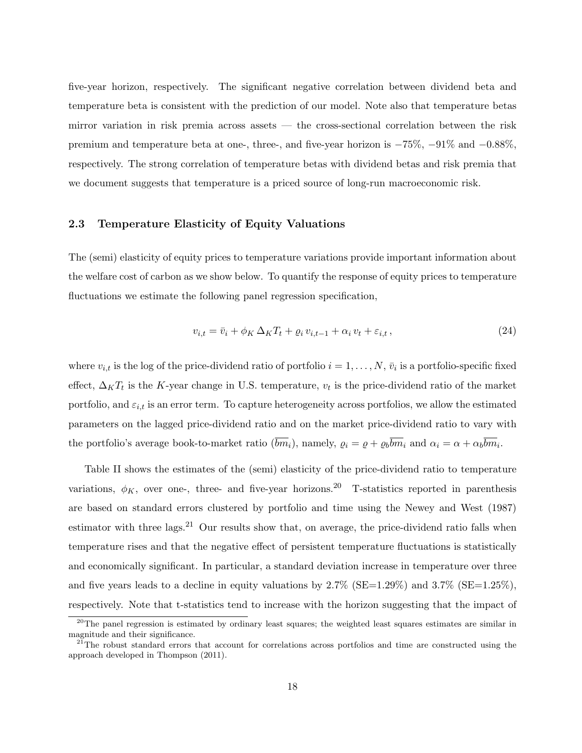five-year horizon, respectively. The significant negative correlation between dividend beta and temperature beta is consistent with the prediction of our model. Note also that temperature betas mirror variation in risk premia across assets — the cross-sectional correlation between the risk premium and temperature beta at one-, three-, and five-year horizon is −75%, −91% and −0.88%, respectively. The strong correlation of temperature betas with dividend betas and risk premia that we document suggests that temperature is a priced source of long-run macroeconomic risk.

### 2.3 Temperature Elasticity of Equity Valuations

The (semi) elasticity of equity prices to temperature variations provide important information about the welfare cost of carbon as we show below. To quantify the response of equity prices to temperature fluctuations we estimate the following panel regression specification,

$$v_{i,t} = \bar{v}_i + \phi_K \, \Delta_K T_t + \varrho_i \, v_{i,t-1} + \alpha_i \, v_t + \varepsilon_{i,t} \,, \tag{24}$$

where $v_{i,t}$ is the log of the price-dividend ratio of portfolio $i = 1, \ldots, N$, $\bar{v}_i$ is a portfolio-specific fixed effect, $\Delta_K T_t$ is the $K$-year change in U.S. temperature, $v_t$ is the price-dividend ratio of the market portfolio, and $\varepsilon_{i,t}$ is an error term. To capture heterogeneity across portfolios, we allow the estimated parameters on the lagged price-dividend ratio and on the market price-dividend ratio to vary with the portfolio's average book-to-market ratio ($\overline{bm}_i$), namely, $\varrho_i = \varrho + \varrho_b \overline{bm}_i$ and $\alpha_i = \alpha + \alpha_b \overline{bm}_i$.

Table II shows the estimates of the (semi) elasticity of the price-dividend ratio to temperature variations, $\phi_K$, over one-, three- and five-year horizons.[20] T-statistics reported in parenthesis are based on standard errors clustered by portfolio and time using the Newey and West (1987) estimator with three lags.[21] Our results show that, on average, the price-dividend ratio falls when temperature rises and that the negative effect of persistent temperature fluctuations is statistically and economically significant. In particular, a standard deviation increase in temperature over three and five years leads to a decline in equity valuations by 2.7% (SE=1.29%) and 3.7% (SE=1.25%), respectively. Note that t-statistics tend to increase with the horizon suggesting that the impact of

[20] The panel regression is estimated by ordinary least squares; the weighted least squares estimates are similar in magnitude and their significance.

[21] The robust standard errors that account for correlations across portfolios and time are constructed using the approach developed in Thompson (2011).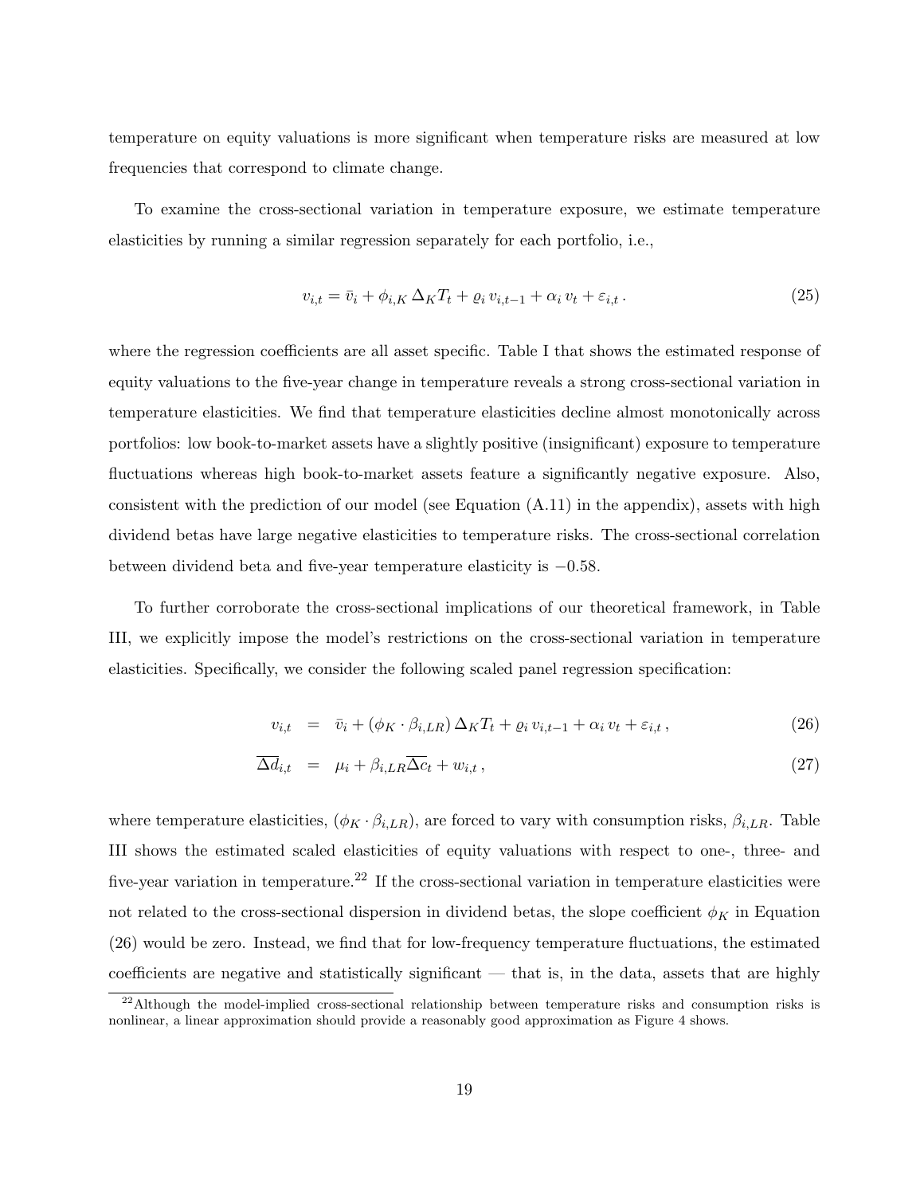temperature on equity valuations is more significant when temperature risks are measured at low frequencies that correspond to climate change.

To examine the cross-sectional variation in temperature exposure, we estimate temperature elasticities by running a similar regression separately for each portfolio, i.e.,

$$v_{i,t} = \bar{v}_i + \phi_{i,K}\,\Delta_K T_t + \varrho_i\, v_{i,t-1} + \alpha_i\, v_t + \varepsilon_{i,t}\,. \tag{25}$$

where the regression coefficients are all asset specific. Table I that shows the estimated response of equity valuations to the five-year change in temperature reveals a strong cross-sectional variation in temperature elasticities. We find that temperature elasticities decline almost monotonically across portfolios: low book-to-market assets have a slightly positive (insignificant) exposure to temperature fluctuations whereas high book-to-market assets feature a significantly negative exposure. Also, consistent with the prediction of our model (see Equation (A.11) in the appendix), assets with high dividend betas have large negative elasticities to temperature risks. The cross-sectional correlation between dividend beta and five-year temperature elasticity is $-0.58$.

To further corroborate the cross-sectional implications of our theoretical framework, in Table III, we explicitly impose the model's restrictions on the cross-sectional variation in temperature elasticities. Specifically, we consider the following scaled panel regression specification:

$$v_{i,t} = \bar{v}_i + (\phi_K \cdot \beta_{i,LR})\,\Delta_K T_t + \varrho_i\, v_{i,t-1} + \alpha_i\, v_t + \varepsilon_{i,t}\,, \tag{26}$$

$$\overline{\Delta d}_{i,t} = \mu_i + \beta_{i,LR}\overline{\Delta c}_t + w_{i,t}\,, \tag{27}$$

where temperature elasticities, $(\phi_K \cdot \beta_{i,LR})$, are forced to vary with consumption risks, $\beta_{i,LR}$. Table III shows the estimated scaled elasticities of equity valuations with respect to one-, three- and five-year variation in temperature.[22] If the cross-sectional variation in temperature elasticities were not related to the cross-sectional dispersion in dividend betas, the slope coefficient $\phi_K$ in Equation (26) would be zero. Instead, we find that for low-frequency temperature fluctuations, the estimated coefficients are negative and statistically significant — that is, in the data, assets that are highly

[22] Although the model-implied cross-sectional relationship between temperature risks and consumption risks is nonlinear, a linear approximation should provide a reasonably good approximation as Figure 4 shows.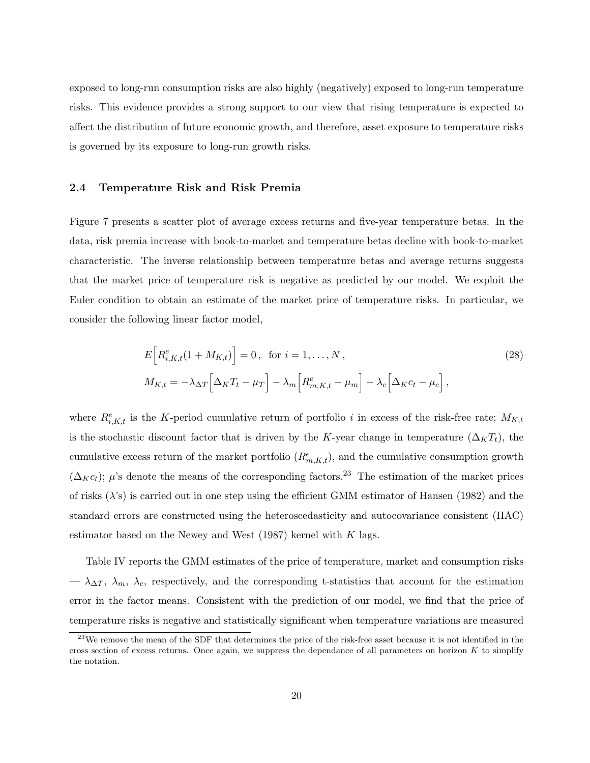exposed to long-run consumption risks are also highly (negatively) exposed to long-run temperature risks. This evidence provides a strong support to our view that rising temperature is expected to affect the distribution of future economic growth, and therefore, asset exposure to temperature risks is governed by its exposure to long-run growth risks.

### 2.4 Temperature Risk and Risk Premia

Figure 7 presents a scatter plot of average excess returns and five-year temperature betas. In the data, risk premia increase with book-to-market and temperature betas decline with book-to-market characteristic. The inverse relationship between temperature betas and average returns suggests that the market price of temperature risk is negative as predicted by our model. We exploit the Euler condition to obtain an estimate of the market price of temperature risks. In particular, we consider the following linear factor model,

$$
\begin{aligned}
& E\Big[R^e_{i,K,t}(1 + M_{K,t})\Big] = 0\,, \quad \text{for } i = 1, \ldots, N\,, \\
& M_{K,t} = -\lambda_{\Delta T}\Big[\Delta_K T_t - \mu_T\Big] - \lambda_m\Big[R^e_{m,K,t} - \mu_m\Big] - \lambda_c\Big[\Delta_K c_t - \mu_c\Big]\,,
\end{aligned}
\tag{28}
$$

where $R^e_{i,K,t}$ is the $K$-period cumulative return of portfolio $i$ in excess of the risk-free rate; $M_{K,t}$ is the stochastic discount factor that is driven by the $K$-year change in temperature ($\Delta_K T_t$), the cumulative excess return of the market portfolio ($R^e_{m,K,t}$), and the cumulative consumption growth ($\Delta_K c_t$); $\mu$'s denote the means of the corresponding factors.[23] The estimation of the market prices of risks ($\lambda$'s) is carried out in one step using the efficient GMM estimator of Hansen (1982) and the standard errors are constructed using the heteroscedasticity and autocovariance consistent (HAC) estimator based on the Newey and West (1987) kernel with $K$ lags.

Table IV reports the GMM estimates of the price of temperature, market and consumption risks — $\lambda_{\Delta T}$, $\lambda_m$, $\lambda_c$, respectively, and the corresponding t-statistics that account for the estimation error in the factor means. Consistent with the prediction of our model, we find that the price of temperature risks is negative and statistically significant when temperature variations are measured

[23] We remove the mean of the SDF that determines the price of the risk-free asset because it is not identified in the cross section of excess returns. Once again, we suppress the dependance of all parameters on horizon $K$ to simplify the notation.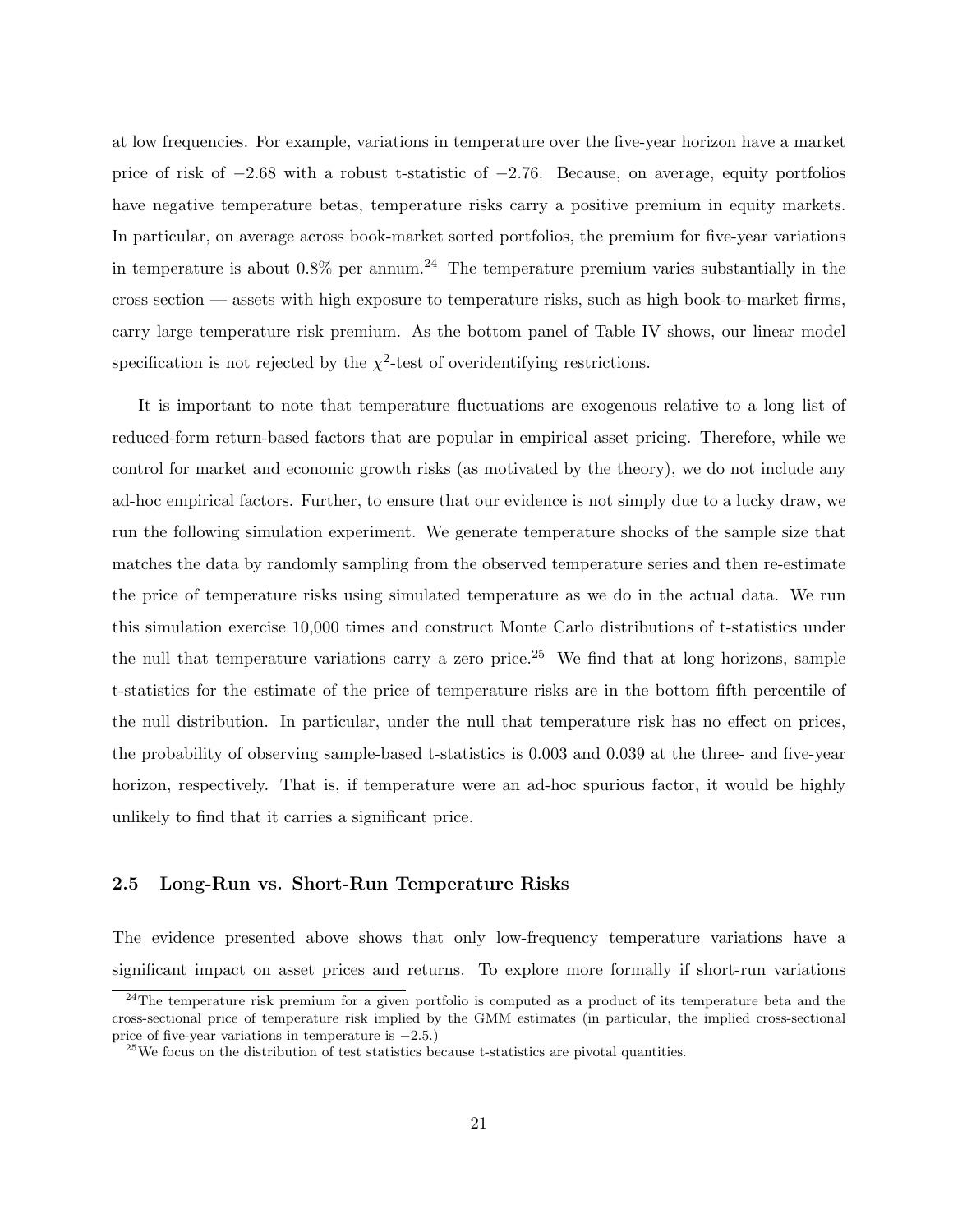at low frequencies. For example, variations in temperature over the five-year horizon have a market price of risk of $-2.68$ with a robust t-statistic of $-2.76$. Because, on average, equity portfolios have negative temperature betas, temperature risks carry a positive premium in equity markets. In particular, on average across book-market sorted portfolios, the premium for five-year variations in temperature is about 0.8% per annum.[24] The temperature premium varies substantially in the cross section — assets with high exposure to temperature risks, such as high book-to-market firms, carry large temperature risk premium. As the bottom panel of Table IV shows, our linear model specification is not rejected by the $\chi^2$-test of overidentifying restrictions.

It is important to note that temperature fluctuations are exogenous relative to a long list of reduced-form return-based factors that are popular in empirical asset pricing. Therefore, while we control for market and economic growth risks (as motivated by the theory), we do not include any ad-hoc empirical factors. Further, to ensure that our evidence is not simply due to a lucky draw, we run the following simulation experiment. We generate temperature shocks of the sample size that matches the data by randomly sampling from the observed temperature series and then re-estimate the price of temperature risks using simulated temperature as we do in the actual data. We run this simulation exercise 10,000 times and construct Monte Carlo distributions of t-statistics under the null that temperature variations carry a zero price.[25] We find that at long horizons, sample t-statistics for the estimate of the price of temperature risks are in the bottom fifth percentile of the null distribution. In particular, under the null that temperature risk has no effect on prices, the probability of observing sample-based t-statistics is 0.003 and 0.039 at the three- and five-year horizon, respectively. That is, if temperature were an ad-hoc spurious factor, it would be highly unlikely to find that it carries a significant price.

## 2.5 Long-Run vs. Short-Run Temperature Risks

The evidence presented above shows that only low-frequency temperature variations have a significant impact on asset prices and returns. To explore more formally if short-run variations

[24] The temperature risk premium for a given portfolio is computed as a product of its temperature beta and the cross-sectional price of temperature risk implied by the GMM estimates (in particular, the implied cross-sectional price of five-year variations in temperature is $-2.5$.)

[25] We focus on the distribution of test statistics because t-statistics are pivotal quantities.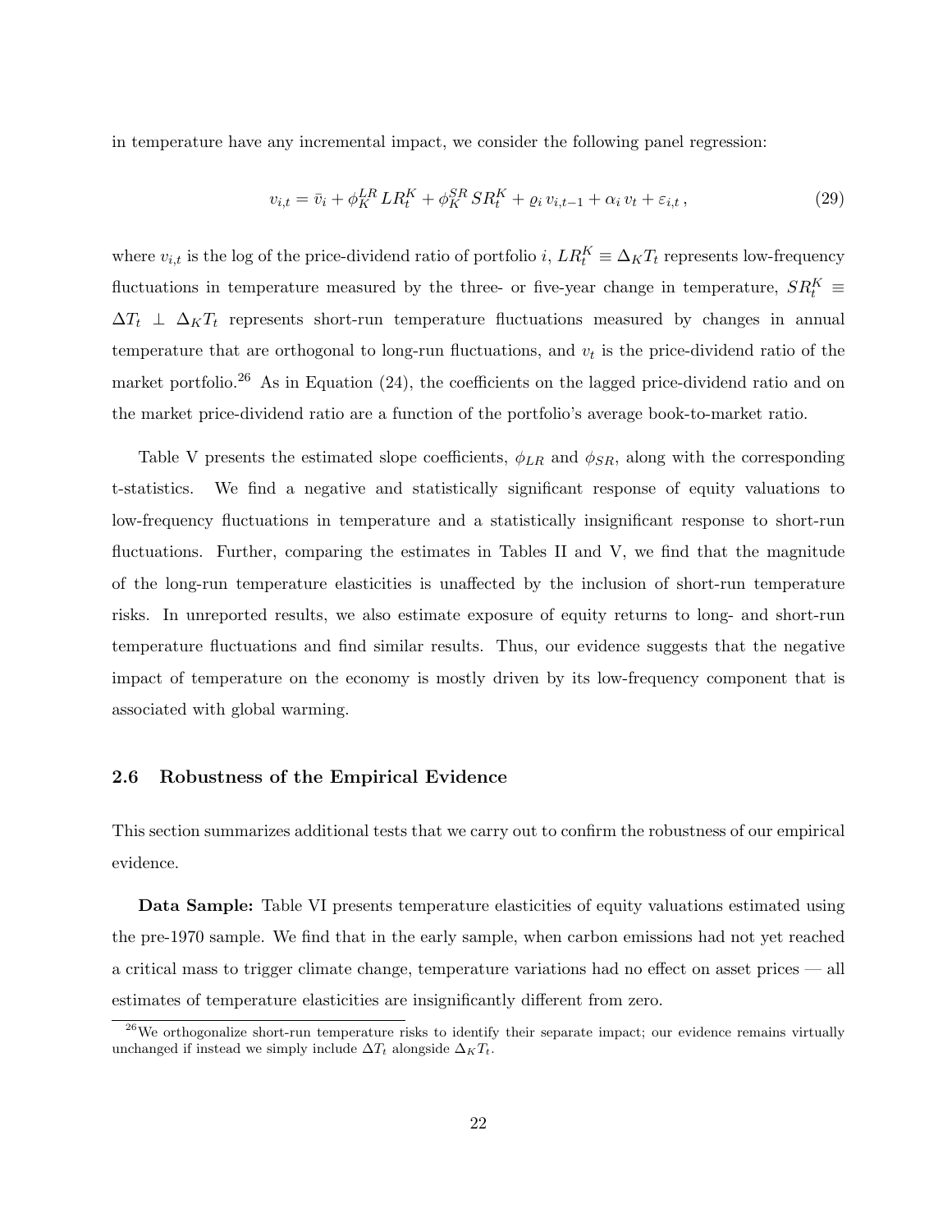in temperature have any incremental impact, we consider the following panel regression:

$$v_{i,t} = \bar{v}_i + \phi_K^{LR} \, LR_t^K + \phi_K^{SR} \, SR_t^K + \varrho_i \, v_{i,t-1} + \alpha_i \, v_t + \varepsilon_{i,t} \,, \tag{29}$$

where $v_{i,t}$ is the log of the price-dividend ratio of portfolio $i$, $LR_t^K \equiv \Delta_K T_t$ represents low-frequency fluctuations in temperature measured by the three- or five-year change in temperature, $SR_t^K \equiv \Delta T_t \perp \Delta_K T_t$ represents short-run temperature fluctuations measured by changes in annual temperature that are orthogonal to long-run fluctuations, and $v_t$ is the price-dividend ratio of the market portfolio.[26] As in Equation (24), the coefficients on the lagged price-dividend ratio and on the market price-dividend ratio are a function of the portfolio's average book-to-market ratio.

Table V presents the estimated slope coefficients, $\phi_{LR}$ and $\phi_{SR}$, along with the corresponding t-statistics. We find a negative and statistically significant response of equity valuations to low-frequency fluctuations in temperature and a statistically insignificant response to short-run fluctuations. Further, comparing the estimates in Tables II and V, we find that the magnitude of the long-run temperature elasticities is unaffected by the inclusion of short-run temperature risks. In unreported results, we also estimate exposure of equity returns to long- and short-run temperature fluctuations and find similar results. Thus, our evidence suggests that the negative impact of temperature on the economy is mostly driven by its low-frequency component that is associated with global warming.

## 2.6 Robustness of the Empirical Evidence

This section summarizes additional tests that we carry out to confirm the robustness of our empirical evidence.

**Data Sample:** Table VI presents temperature elasticities of equity valuations estimated using the pre-1970 sample. We find that in the early sample, when carbon emissions had not yet reached a critical mass to trigger climate change, temperature variations had no effect on asset prices — all estimates of temperature elasticities are insignificantly different from zero.

[26] We orthogonalize short-run temperature risks to identify their separate impact; our evidence remains virtually unchanged if instead we simply include $\Delta T_t$ alongside $\Delta_K T_t$.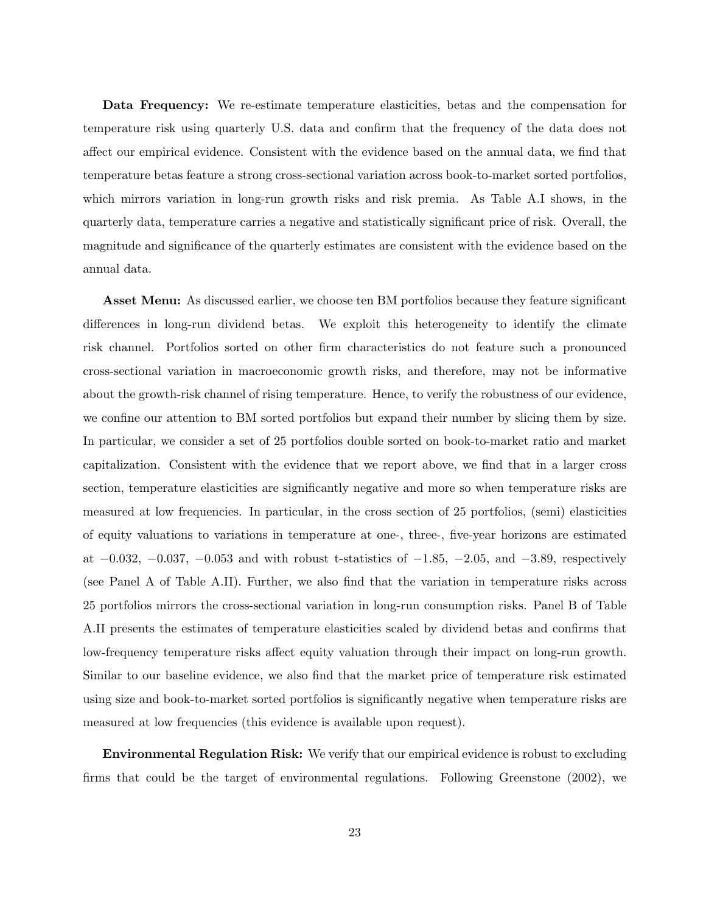**Data Frequency:** We re-estimate temperature elasticities, betas and the compensation for temperature risk using quarterly U.S. data and confirm that the frequency of the data does not affect our empirical evidence. Consistent with the evidence based on the annual data, we find that temperature betas feature a strong cross-sectional variation across book-to-market sorted portfolios, which mirrors variation in long-run growth risks and risk premia. As Table A.I shows, in the quarterly data, temperature carries a negative and statistically significant price of risk. Overall, the magnitude and significance of the quarterly estimates are consistent with the evidence based on the annual data.

**Asset Menu:** As discussed earlier, we choose ten BM portfolios because they feature significant differences in long-run dividend betas. We exploit this heterogeneity to identify the climate risk channel. Portfolios sorted on other firm characteristics do not feature such a pronounced cross-sectional variation in macroeconomic growth risks, and therefore, may not be informative about the growth-risk channel of rising temperature. Hence, to verify the robustness of our evidence, we confine our attention to BM sorted portfolios but expand their number by slicing them by size. In particular, we consider a set of 25 portfolios double sorted on book-to-market ratio and market capitalization. Consistent with the evidence that we report above, we find that in a larger cross section, temperature elasticities are significantly negative and more so when temperature risks are measured at low frequencies. In particular, in the cross section of 25 portfolios, (semi) elasticities of equity valuations to variations in temperature at one-, three-, five-year horizons are estimated at $-0.032$, $-0.037$, $-0.053$ and with robust t-statistics of $-1.85$, $-2.05$, and $-3.89$, respectively (see Panel A of Table A.II). Further, we also find that the variation in temperature risks across 25 portfolios mirrors the cross-sectional variation in long-run consumption risks. Panel B of Table A.II presents the estimates of temperature elasticities scaled by dividend betas and confirms that low-frequency temperature risks affect equity valuation through their impact on long-run growth. Similar to our baseline evidence, we also find that the market price of temperature risk estimated using size and book-to-market sorted portfolios is significantly negative when temperature risks are measured at low frequencies (this evidence is available upon request).

**Environmental Regulation Risk:** We verify that our empirical evidence is robust to excluding firms that could be the target of environmental regulations. Following Greenstone (2002), we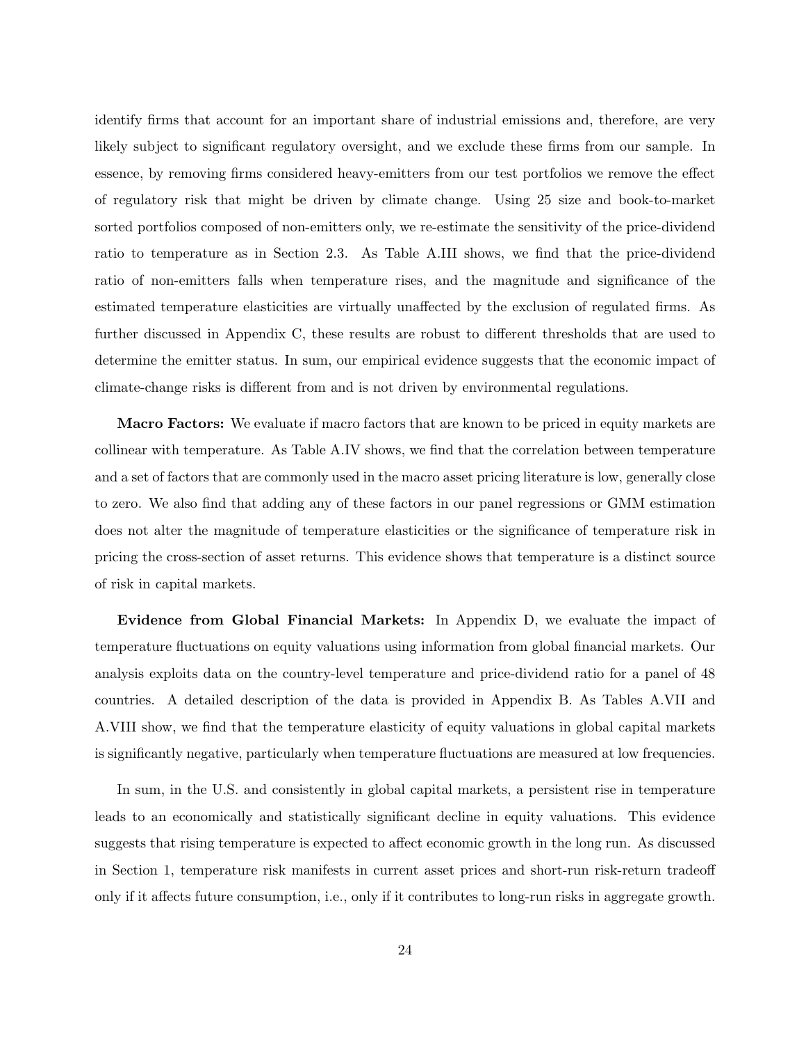identify firms that account for an important share of industrial emissions and, therefore, are very likely subject to significant regulatory oversight, and we exclude these firms from our sample. In essence, by removing firms considered heavy-emitters from our test portfolios we remove the effect of regulatory risk that might be driven by climate change. Using 25 size and book-to-market sorted portfolios composed of non-emitters only, we re-estimate the sensitivity of the price-dividend ratio to temperature as in Section 2.3. As Table A.III shows, we find that the price-dividend ratio of non-emitters falls when temperature rises, and the magnitude and significance of the estimated temperature elasticities are virtually unaffected by the exclusion of regulated firms. As further discussed in Appendix C, these results are robust to different thresholds that are used to determine the emitter status. In sum, our empirical evidence suggests that the economic impact of climate-change risks is different from and is not driven by environmental regulations.

**Macro Factors:** We evaluate if macro factors that are known to be priced in equity markets are collinear with temperature. As Table A.IV shows, we find that the correlation between temperature and a set of factors that are commonly used in the macro asset pricing literature is low, generally close to zero. We also find that adding any of these factors in our panel regressions or GMM estimation does not alter the magnitude of temperature elasticities or the significance of temperature risk in pricing the cross-section of asset returns. This evidence shows that temperature is a distinct source of risk in capital markets.

**Evidence from Global Financial Markets:** In Appendix D, we evaluate the impact of temperature fluctuations on equity valuations using information from global financial markets. Our analysis exploits data on the country-level temperature and price-dividend ratio for a panel of 48 countries. A detailed description of the data is provided in Appendix B. As Tables A.VII and A.VIII show, we find that the temperature elasticity of equity valuations in global capital markets is significantly negative, particularly when temperature fluctuations are measured at low frequencies.

In sum, in the U.S. and consistently in global capital markets, a persistent rise in temperature leads to an economically and statistically significant decline in equity valuations. This evidence suggests that rising temperature is expected to affect economic growth in the long run. As discussed in Section 1, temperature risk manifests in current asset prices and short-run risk-return tradeoff only if it affects future consumption, i.e., only if it contributes to long-run risks in aggregate growth.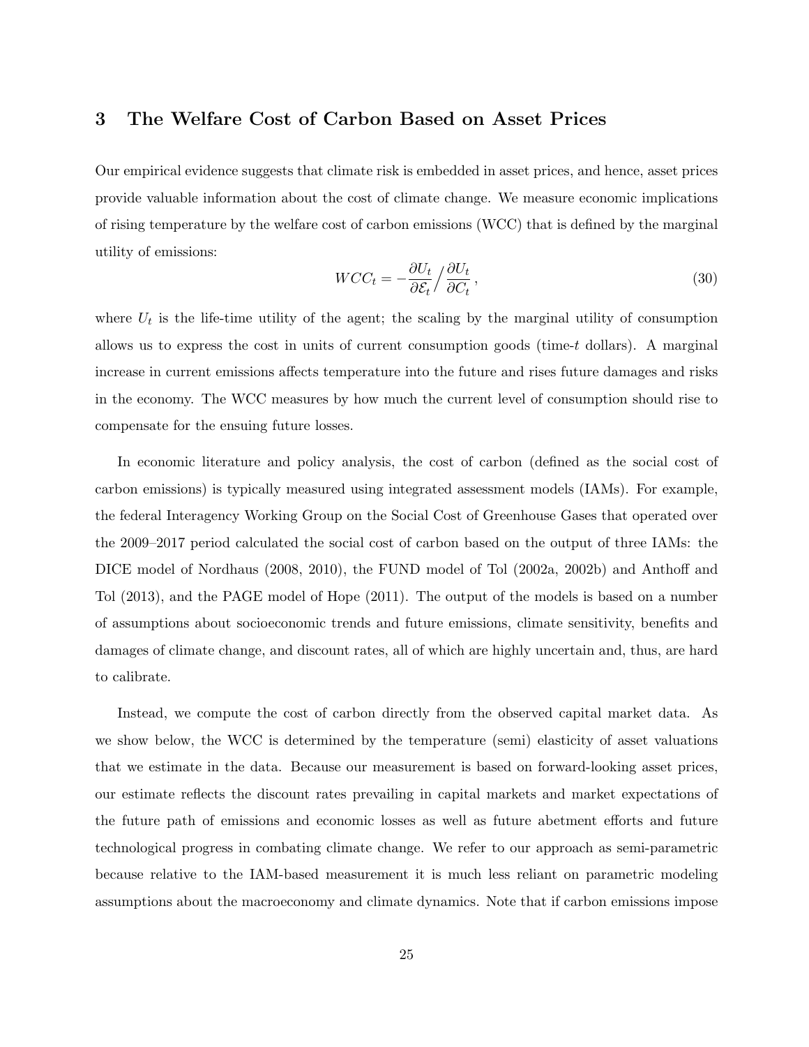## 3 The Welfare Cost of Carbon Based on Asset Prices

Our empirical evidence suggests that climate risk is embedded in asset prices, and hence, asset prices provide valuable information about the cost of climate change. We measure economic implications of rising temperature by the welfare cost of carbon emissions (WCC) that is defined by the marginal utility of emissions:

$$WCC_t = -\frac{\partial U_t}{\partial \mathcal{E}_t} \Big/ \frac{\partial U_t}{\partial C_t}, \tag{30}$$

where $U_t$ is the life-time utility of the agent; the scaling by the marginal utility of consumption allows us to express the cost in units of current consumption goods (time-$t$ dollars). A marginal increase in current emissions affects temperature into the future and rises future damages and risks in the economy. The WCC measures by how much the current level of consumption should rise to compensate for the ensuing future losses.

In economic literature and policy analysis, the cost of carbon (defined as the social cost of carbon emissions) is typically measured using integrated assessment models (IAMs). For example, the federal Interagency Working Group on the Social Cost of Greenhouse Gases that operated over the 2009–2017 period calculated the social cost of carbon based on the output of three IAMs: the DICE model of Nordhaus (2008, 2010), the FUND model of Tol (2002a, 2002b) and Anthoff and Tol (2013), and the PAGE model of Hope (2011). The output of the models is based on a number of assumptions about socioeconomic trends and future emissions, climate sensitivity, benefits and damages of climate change, and discount rates, all of which are highly uncertain and, thus, are hard to calibrate.

Instead, we compute the cost of carbon directly from the observed capital market data. As we show below, the WCC is determined by the temperature (semi) elasticity of asset valuations that we estimate in the data. Because our measurement is based on forward-looking asset prices, our estimate reflects the discount rates prevailing in capital markets and market expectations of the future path of emissions and economic losses as well as future abetment efforts and future technological progress in combating climate change. We refer to our approach as semi-parametric because relative to the IAM-based measurement it is much less reliant on parametric modeling assumptions about the macroeconomy and climate dynamics. Note that if carbon emissions impose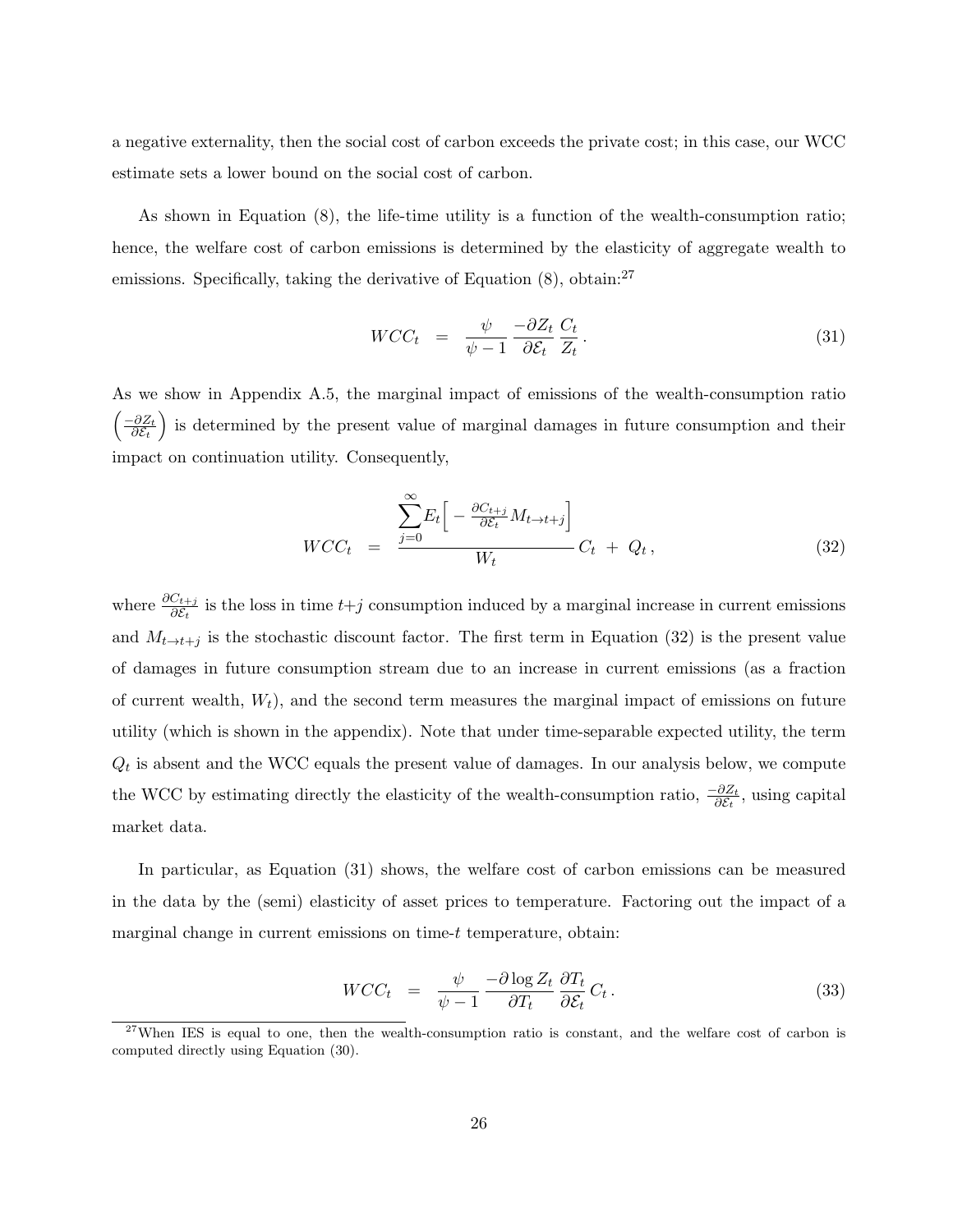a negative externality, then the social cost of carbon exceeds the private cost; in this case, our WCC estimate sets a lower bound on the social cost of carbon.

As shown in Equation (8), the life-time utility is a function of the wealth-consumption ratio; hence, the welfare cost of carbon emissions is determined by the elasticity of aggregate wealth to emissions. Specifically, taking the derivative of Equation (8), obtain:[27]

$$WCC_t \;\; = \;\; \frac{\psi}{\psi - 1} \, \frac{-\partial Z_t}{\partial \mathcal{E}_t} \, \frac{C_t}{Z_t} \, . \tag{31}$$

As we show in Appendix A.5, the marginal impact of emissions of the wealth-consumption ratio $\left(\frac{-\partial Z_t}{\partial \mathcal{E}_t}\right)$ is determined by the present value of marginal damages in future consumption and their impact on continuation utility. Consequently,

$$WCC_t \;\; = \;\; \frac{\displaystyle\sum_{j=0}^{\infty} E_t\Big[ - \tfrac{\partial C_{t+j}}{\partial \mathcal{E}_t} M_{t \to t+j} \Big]}{W_t} \, C_t \; + \; Q_t \, , \tag{32}$$

where $\frac{\partial C_{t+j}}{\partial \mathcal{E}_t}$ is the loss in time $t+j$ consumption induced by a marginal increase in current emissions and $M_{t \to t+j}$ is the stochastic discount factor. The first term in Equation (32) is the present value of damages in future consumption stream due to an increase in current emissions (as a fraction of current wealth, $W_t$), and the second term measures the marginal impact of emissions on future utility (which is shown in the appendix). Note that under time-separable expected utility, the term $Q_t$ is absent and the WCC equals the present value of damages. In our analysis below, we compute the WCC by estimating directly the elasticity of the wealth-consumption ratio, $\frac{-\partial Z_t}{\partial \mathcal{E}_t}$, using capital market data.

In particular, as Equation (31) shows, the welfare cost of carbon emissions can be measured in the data by the (semi) elasticity of asset prices to temperature. Factoring out the impact of a marginal change in current emissions on time-$t$ temperature, obtain:

$$WCC_t \;\; = \;\; \frac{\psi}{\psi - 1} \, \frac{-\partial \log Z_t}{\partial T_t} \, \frac{\partial T_t}{\partial \mathcal{E}_t} \, C_t \, . \tag{33}$$

[27] When IES is equal to one, then the wealth-consumption ratio is constant, and the welfare cost of carbon is computed directly using Equation (30).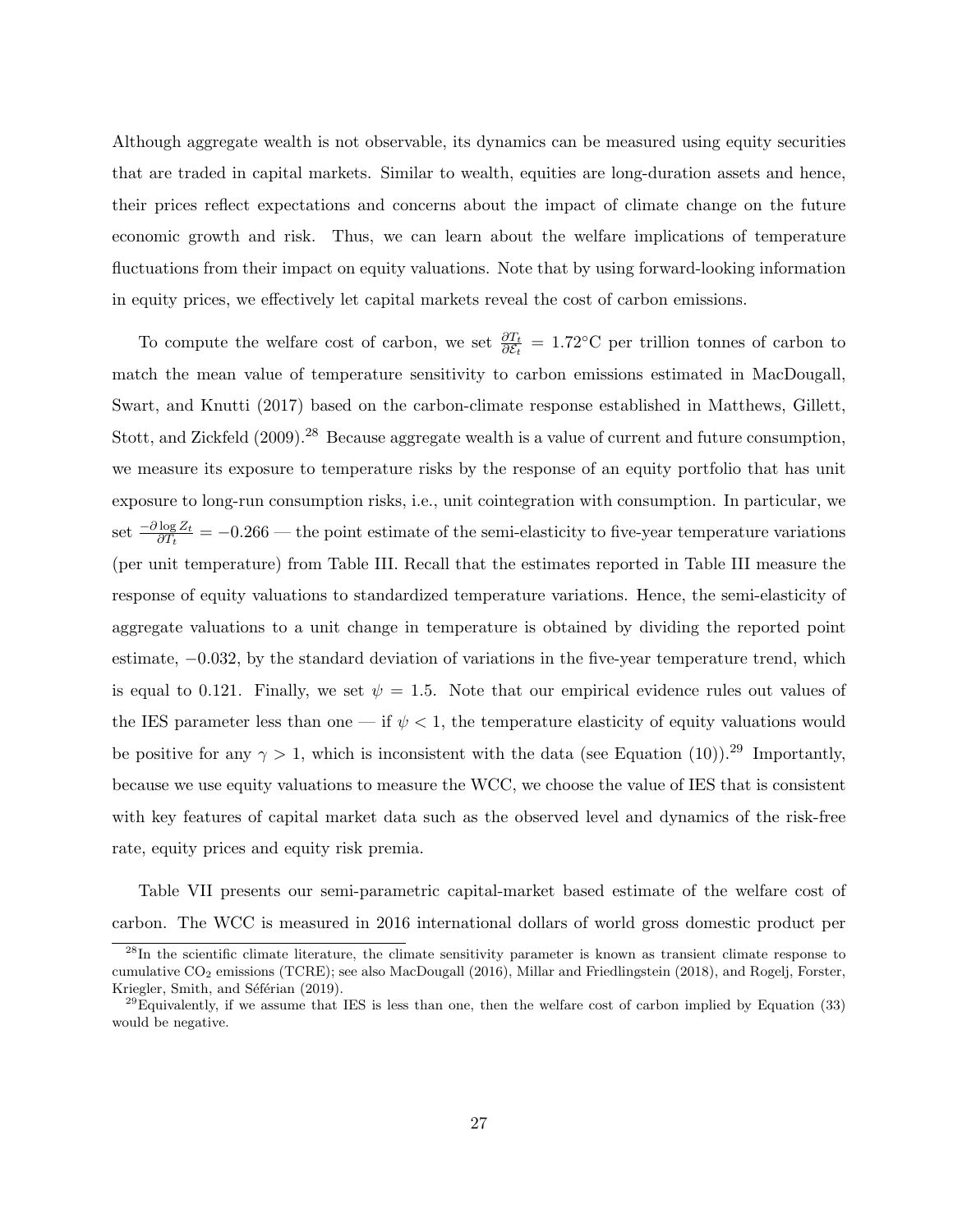Although aggregate wealth is not observable, its dynamics can be measured using equity securities that are traded in capital markets. Similar to wealth, equities are long-duration assets and hence, their prices reflect expectations and concerns about the impact of climate change on the future economic growth and risk. Thus, we can learn about the welfare implications of temperature fluctuations from their impact on equity valuations. Note that by using forward-looking information in equity prices, we effectively let capital markets reveal the cost of carbon emissions.

To compute the welfare cost of carbon, we set $\frac{\partial T_t}{\partial \mathcal{E}_t} = 1.72$°C per trillion tonnes of carbon to match the mean value of temperature sensitivity to carbon emissions estimated in MacDougall, Swart, and Knutti (2017) based on the carbon-climate response established in Matthews, Gillett, Stott, and Zickfeld (2009).[28] Because aggregate wealth is a value of current and future consumption, we measure its exposure to temperature risks by the response of an equity portfolio that has unit exposure to long-run consumption risks, i.e., unit cointegration with consumption. In particular, we set $\frac{-\partial \log Z_t}{\partial T_t} = -0.266$ — the point estimate of the semi-elasticity to five-year temperature variations (per unit temperature) from Table III. Recall that the estimates reported in Table III measure the response of equity valuations to standardized temperature variations. Hence, the semi-elasticity of aggregate valuations to a unit change in temperature is obtained by dividing the reported point estimate, $-0.032$, by the standard deviation of variations in the five-year temperature trend, which is equal to 0.121. Finally, we set $\psi = 1.5$. Note that our empirical evidence rules out values of the IES parameter less than one — if $\psi < 1$, the temperature elasticity of equity valuations would be positive for any $\gamma > 1$, which is inconsistent with the data (see Equation (10)).[29] Importantly, because we use equity valuations to measure the WCC, we choose the value of IES that is consistent with key features of capital market data such as the observed level and dynamics of the risk-free rate, equity prices and equity risk premia.

Table VII presents our semi-parametric capital-market based estimate of the welfare cost of carbon. The WCC is measured in 2016 international dollars of world gross domestic product per

[28] In the scientific climate literature, the climate sensitivity parameter is known as transient climate response to cumulative $CO_2$ emissions (TCRE); see also MacDougall (2016), Millar and Friedlingstein (2018), and Rogelj, Forster, Kriegler, Smith, and Séférian (2019).

[29] Equivalently, if we assume that IES is less than one, then the welfare cost of carbon implied by Equation (33) would be negative.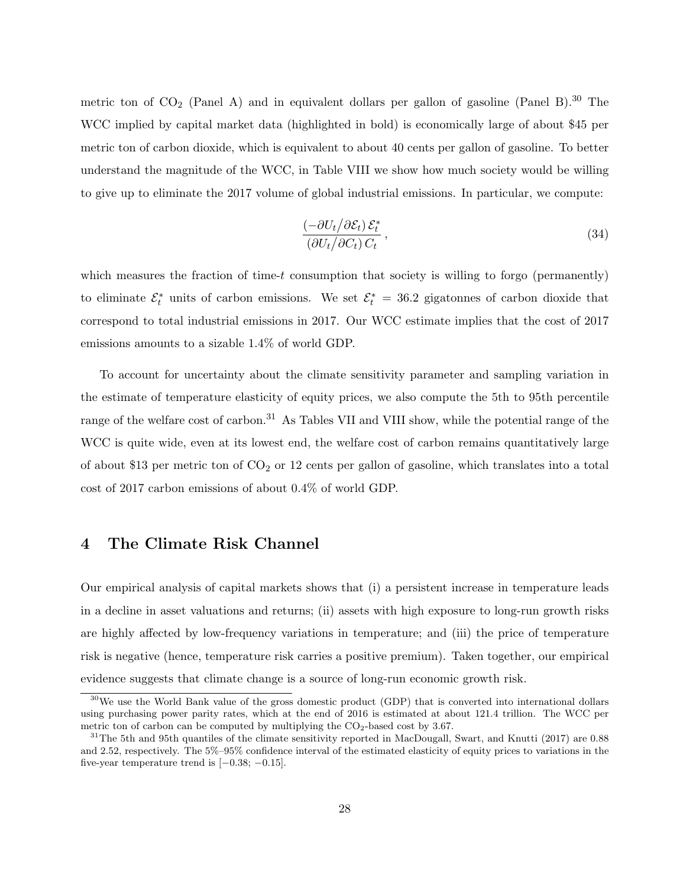metric ton of $CO_2$ (Panel A) and in equivalent dollars per gallon of gasoline (Panel B).[30] The WCC implied by capital market data (highlighted in bold) is economically large of about \$45 per metric ton of carbon dioxide, which is equivalent to about 40 cents per gallon of gasoline. To better understand the magnitude of the WCC, in Table VIII we show how much society would be willing to give up to eliminate the 2017 volume of global industrial emissions. In particular, we compute:

$$\frac{\left(-\partial U_t / \partial \mathcal{E}_t\right) \mathcal{E}_t^*}{\left(\partial U_t / \partial C_t\right) C_t}, \tag{34}$$

which measures the fraction of time-$t$ consumption that society is willing to forgo (permanently) to eliminate $\mathcal{E}_t^*$ units of carbon emissions. We set $\mathcal{E}_t^* = 36.2$ gigatonnes of carbon dioxide that correspond to total industrial emissions in 2017. Our WCC estimate implies that the cost of 2017 emissions amounts to a sizable 1.4% of world GDP.

To account for uncertainty about the climate sensitivity parameter and sampling variation in the estimate of temperature elasticity of equity prices, we also compute the 5th to 95th percentile range of the welfare cost of carbon.[31] As Tables VII and VIII show, while the potential range of the WCC is quite wide, even at its lowest end, the welfare cost of carbon remains quantitatively large of about \$13 per metric ton of $CO_2$ or 12 cents per gallon of gasoline, which translates into a total cost of 2017 carbon emissions of about 0.4% of world GDP.

## 4 The Climate Risk Channel

Our empirical analysis of capital markets shows that (i) a persistent increase in temperature leads in a decline in asset valuations and returns; (ii) assets with high exposure to long-run growth risks are highly affected by low-frequency variations in temperature; and (iii) the price of temperature risk is negative (hence, temperature risk carries a positive premium). Taken together, our empirical evidence suggests that climate change is a source of long-run economic growth risk.

---

[30] We use the World Bank value of the gross domestic product (GDP) that is converted into international dollars using purchasing power parity rates, which at the end of 2016 is estimated at about 121.4 trillion. The WCC per metric ton of carbon can be computed by multiplying the $CO_2$-based cost by 3.67.

[31] The 5th and 95th quantiles of the climate sensitivity reported in MacDougall, Swart, and Knutti (2017) are 0.88 and 2.52, respectively. The 5%–95% confidence interval of the estimated elasticity of equity prices to variations in the five-year temperature trend is $[-0.38; -0.15]$.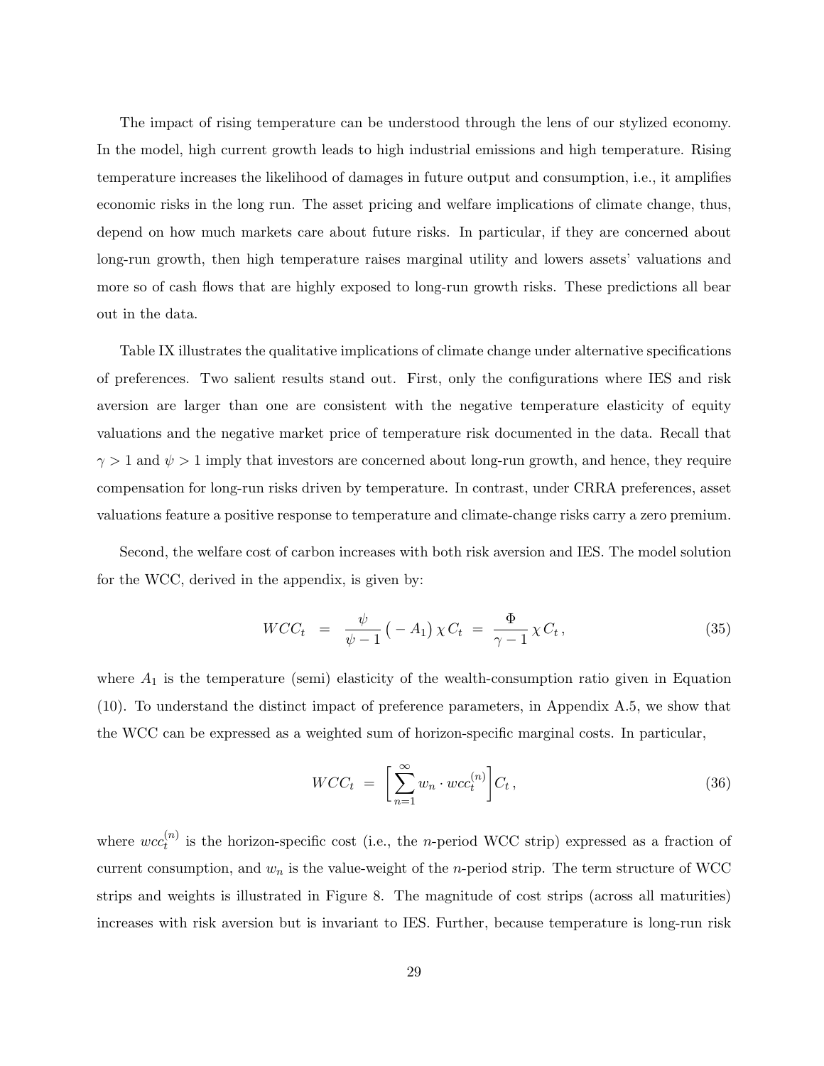The impact of rising temperature can be understood through the lens of our stylized economy. In the model, high current growth leads to high industrial emissions and high temperature. Rising temperature increases the likelihood of damages in future output and consumption, i.e., it amplifies economic risks in the long run. The asset pricing and welfare implications of climate change, thus, depend on how much markets care about future risks. In particular, if they are concerned about long-run growth, then high temperature raises marginal utility and lowers assets' valuations and more so of cash flows that are highly exposed to long-run growth risks. These predictions all bear out in the data.

Table IX illustrates the qualitative implications of climate change under alternative specifications of preferences. Two salient results stand out. First, only the configurations where IES and risk aversion are larger than one are consistent with the negative temperature elasticity of equity valuations and the negative market price of temperature risk documented in the data. Recall that $\gamma > 1$ and $\psi > 1$ imply that investors are concerned about long-run growth, and hence, they require compensation for long-run risks driven by temperature. In contrast, under CRRA preferences, asset valuations feature a positive response to temperature and climate-change risks carry a zero premium.

Second, the welfare cost of carbon increases with both risk aversion and IES. The model solution for the WCC, derived in the appendix, is given by:

$$WCC_t \;=\; \frac{\psi}{\psi - 1}\big(-A_1\big)\,\chi\, C_t \;=\; \frac{\Phi}{\gamma - 1}\,\chi\, C_t\,, \tag{35}$$

where $A_1$ is the temperature (semi) elasticity of the wealth-consumption ratio given in Equation (10). To understand the distinct impact of preference parameters, in Appendix A.5, we show that the WCC can be expressed as a weighted sum of horizon-specific marginal costs. In particular,

$$WCC_t \;=\; \left[\sum_{n=1}^{\infty} w_n \cdot wcc_t^{(n)}\right] C_t\,, \tag{36}$$

where $wcc_t^{(n)}$ is the horizon-specific cost (i.e., the $n$-period WCC strip) expressed as a fraction of current consumption, and $w_n$ is the value-weight of the $n$-period strip. The term structure of WCC strips and weights is illustrated in Figure 8. The magnitude of cost strips (across all maturities) increases with risk aversion but is invariant to IES. Further, because temperature is long-run risk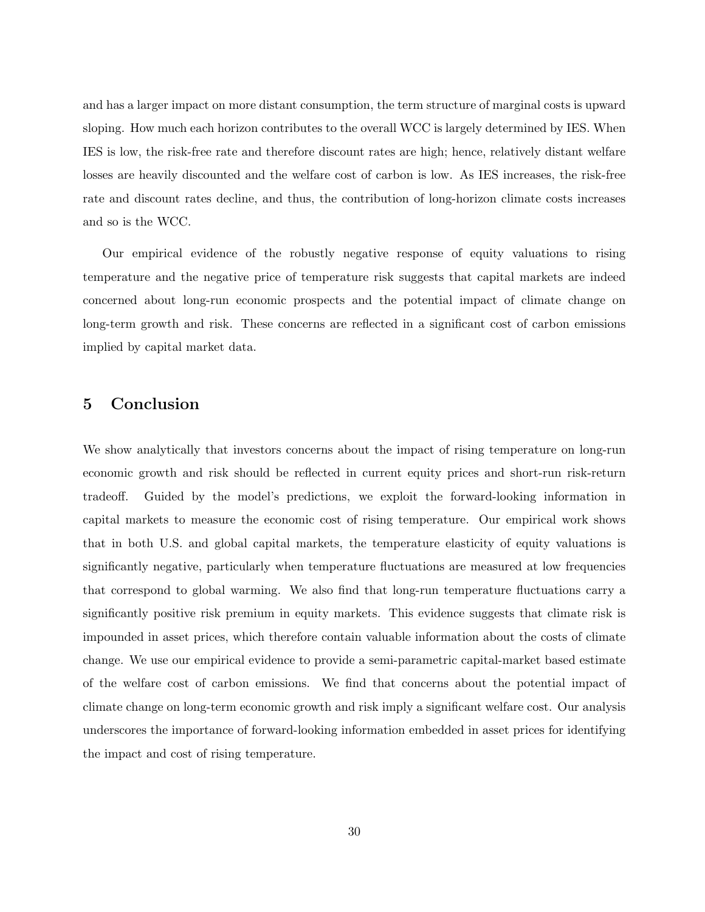and has a larger impact on more distant consumption, the term structure of marginal costs is upward sloping. How much each horizon contributes to the overall WCC is largely determined by IES. When IES is low, the risk-free rate and therefore discount rates are high; hence, relatively distant welfare losses are heavily discounted and the welfare cost of carbon is low. As IES increases, the risk-free rate and discount rates decline, and thus, the contribution of long-horizon climate costs increases and so is the WCC.

Our empirical evidence of the robustly negative response of equity valuations to rising temperature and the negative price of temperature risk suggests that capital markets are indeed concerned about long-run economic prospects and the potential impact of climate change on long-term growth and risk. These concerns are reflected in a significant cost of carbon emissions implied by capital market data.

## 5 Conclusion

We show analytically that investors concerns about the impact of rising temperature on long-run economic growth and risk should be reflected in current equity prices and short-run risk-return tradeoff. Guided by the model's predictions, we exploit the forward-looking information in capital markets to measure the economic cost of rising temperature. Our empirical work shows that in both U.S. and global capital markets, the temperature elasticity of equity valuations is significantly negative, particularly when temperature fluctuations are measured at low frequencies that correspond to global warming. We also find that long-run temperature fluctuations carry a significantly positive risk premium in equity markets. This evidence suggests that climate risk is impounded in asset prices, which therefore contain valuable information about the costs of climate change. We use our empirical evidence to provide a semi-parametric capital-market based estimate of the welfare cost of carbon emissions. We find that concerns about the potential impact of climate change on long-term economic growth and risk imply a significant welfare cost. Our analysis underscores the importance of forward-looking information embedded in asset prices for identifying the impact and cost of rising temperature.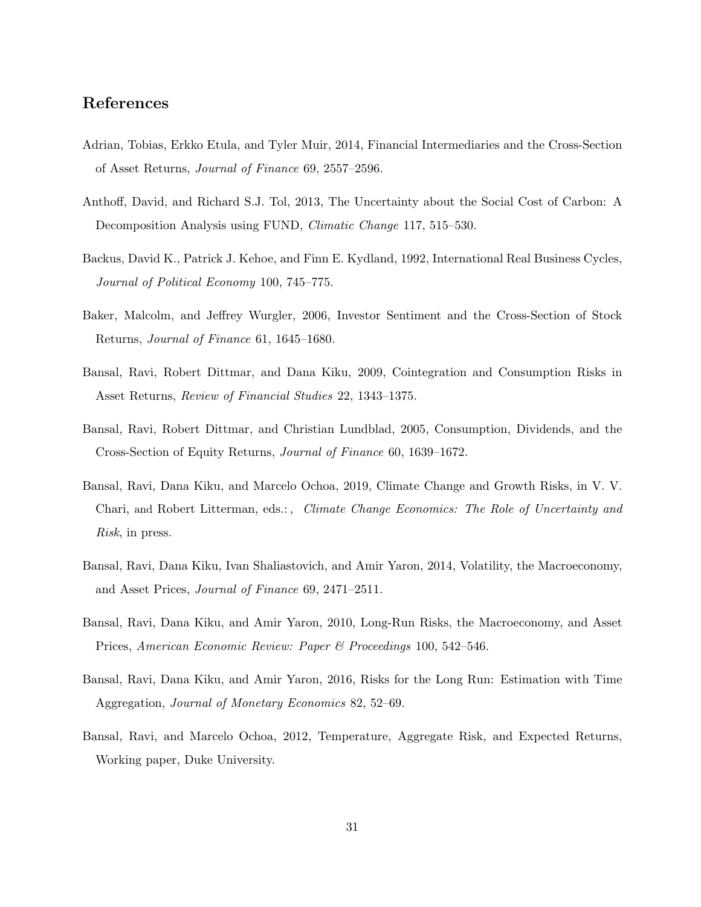## References

Adrian, Tobias, Erkko Etula, and Tyler Muir, 2014, Financial Intermediaries and the Cross-Section of Asset Returns, *Journal of Finance* 69, 2557–2596.

Anthoff, David, and Richard S.J. Tol, 2013, The Uncertainty about the Social Cost of Carbon: A Decomposition Analysis using FUND, *Climatic Change* 117, 515–530.

Backus, David K., Patrick J. Kehoe, and Finn E. Kydland, 1992, International Real Business Cycles, *Journal of Political Economy* 100, 745–775.

Baker, Malcolm, and Jeffrey Wurgler, 2006, Investor Sentiment and the Cross-Section of Stock Returns, *Journal of Finance* 61, 1645–1680.

Bansal, Ravi, Robert Dittmar, and Dana Kiku, 2009, Cointegration and Consumption Risks in Asset Returns, *Review of Financial Studies* 22, 1343–1375.

Bansal, Ravi, Robert Dittmar, and Christian Lundblad, 2005, Consumption, Dividends, and the Cross-Section of Equity Returns, *Journal of Finance* 60, 1639–1672.

Bansal, Ravi, Dana Kiku, and Marcelo Ochoa, 2019, Climate Change and Growth Risks, in V. V. Chari, and Robert Litterman, eds.: , *Climate Change Economics: The Role of Uncertainty and Risk*, in press.

Bansal, Ravi, Dana Kiku, Ivan Shaliastovich, and Amir Yaron, 2014, Volatility, the Macroeconomy, and Asset Prices, *Journal of Finance* 69, 2471–2511.

Bansal, Ravi, Dana Kiku, and Amir Yaron, 2010, Long-Run Risks, the Macroeconomy, and Asset Prices, *American Economic Review: Paper & Proceedings* 100, 542–546.

Bansal, Ravi, Dana Kiku, and Amir Yaron, 2016, Risks for the Long Run: Estimation with Time Aggregation, *Journal of Monetary Economics* 82, 52–69.

Bansal, Ravi, and Marcelo Ochoa, 2012, Temperature, Aggregate Risk, and Expected Returns, Working paper, Duke University.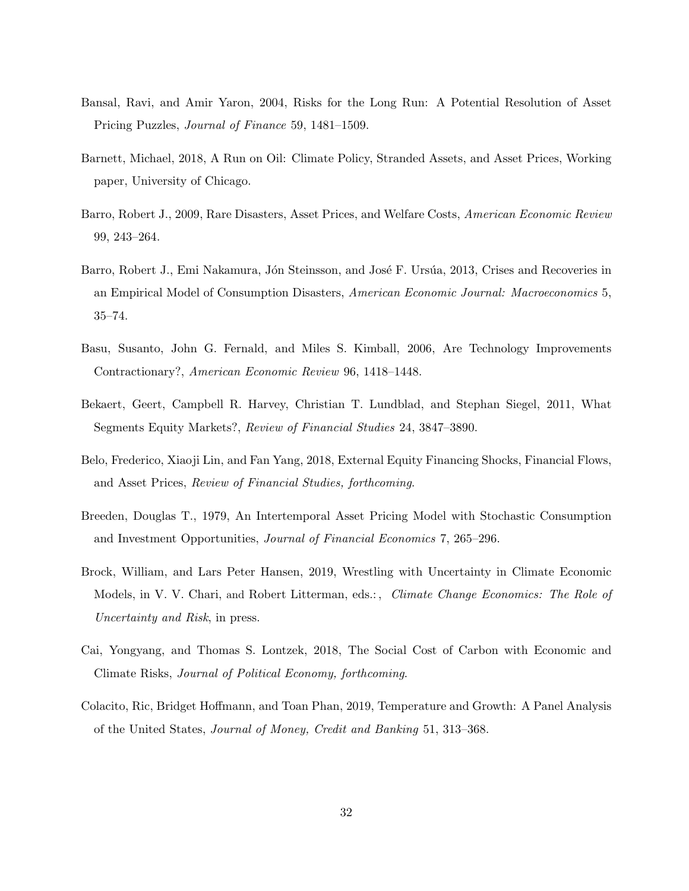Bansal, Ravi, and Amir Yaron, 2004, Risks for the Long Run: A Potential Resolution of Asset Pricing Puzzles, *Journal of Finance* 59, 1481–1509.

Barnett, Michael, 2018, A Run on Oil: Climate Policy, Stranded Assets, and Asset Prices, Working paper, University of Chicago.

Barro, Robert J., 2009, Rare Disasters, Asset Prices, and Welfare Costs, *American Economic Review* 99, 243–264.

Barro, Robert J., Emi Nakamura, Jón Steinsson, and José F. Ursúa, 2013, Crises and Recoveries in an Empirical Model of Consumption Disasters, *American Economic Journal: Macroeconomics* 5, 35–74.

Basu, Susanto, John G. Fernald, and Miles S. Kimball, 2006, Are Technology Improvements Contractionary?, *American Economic Review* 96, 1418–1448.

Bekaert, Geert, Campbell R. Harvey, Christian T. Lundblad, and Stephan Siegel, 2011, What Segments Equity Markets?, *Review of Financial Studies* 24, 3847–3890.

Belo, Frederico, Xiaoji Lin, and Fan Yang, 2018, External Equity Financing Shocks, Financial Flows, and Asset Prices, *Review of Financial Studies, forthcoming*.

Breeden, Douglas T., 1979, An Intertemporal Asset Pricing Model with Stochastic Consumption and Investment Opportunities, *Journal of Financial Economics* 7, 265–296.

Brock, William, and Lars Peter Hansen, 2019, Wrestling with Uncertainty in Climate Economic Models, in V. V. Chari, and Robert Litterman, eds.: , *Climate Change Economics: The Role of Uncertainty and Risk*, in press.

Cai, Yongyang, and Thomas S. Lontzek, 2018, The Social Cost of Carbon with Economic and Climate Risks, *Journal of Political Economy, forthcoming*.

Colacito, Ric, Bridget Hoffmann, and Toan Phan, 2019, Temperature and Growth: A Panel Analysis of the United States, *Journal of Money, Credit and Banking* 51, 313–368.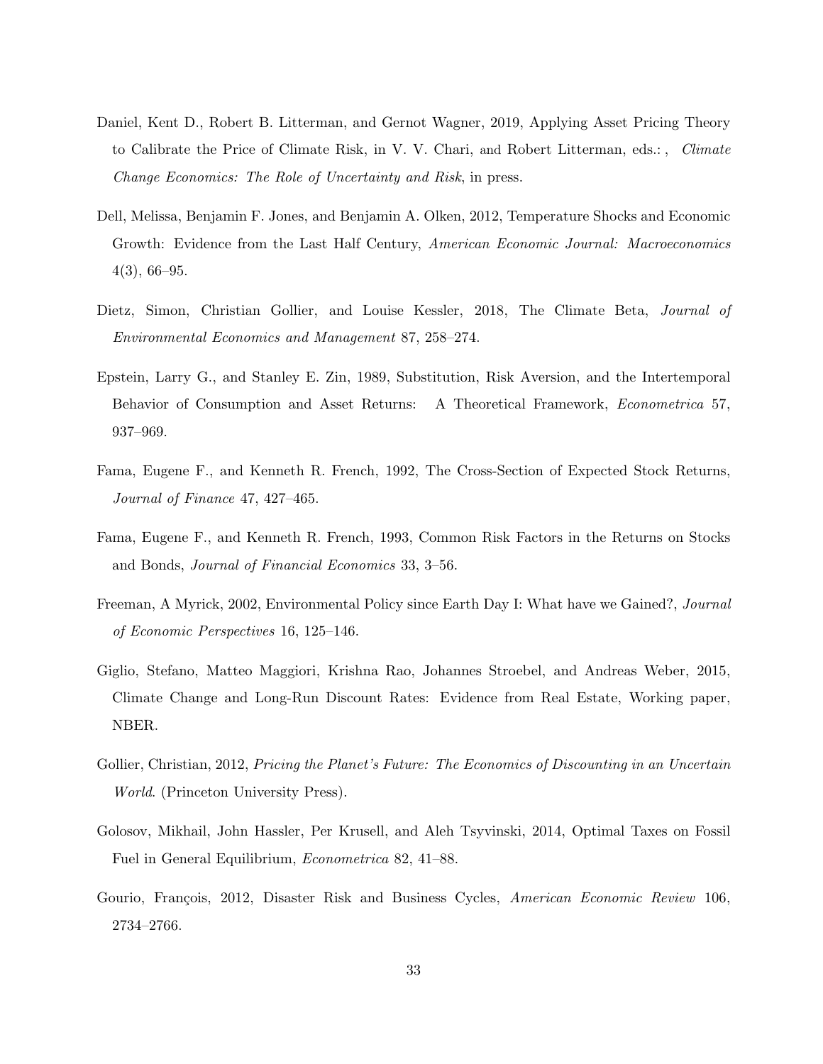Daniel, Kent D., Robert B. Litterman, and Gernot Wagner, 2019, Applying Asset Pricing Theory to Calibrate the Price of Climate Risk, in V. V. Chari, and Robert Litterman, eds.: , *Climate Change Economics: The Role of Uncertainty and Risk*, in press.

Dell, Melissa, Benjamin F. Jones, and Benjamin A. Olken, 2012, Temperature Shocks and Economic Growth: Evidence from the Last Half Century, *American Economic Journal: Macroeconomics* 4(3), 66–95.

Dietz, Simon, Christian Gollier, and Louise Kessler, 2018, The Climate Beta, *Journal of Environmental Economics and Management* 87, 258–274.

Epstein, Larry G., and Stanley E. Zin, 1989, Substitution, Risk Aversion, and the Intertemporal Behavior of Consumption and Asset Returns: A Theoretical Framework, *Econometrica* 57, 937–969.

Fama, Eugene F., and Kenneth R. French, 1992, The Cross-Section of Expected Stock Returns, *Journal of Finance* 47, 427–465.

Fama, Eugene F., and Kenneth R. French, 1993, Common Risk Factors in the Returns on Stocks and Bonds, *Journal of Financial Economics* 33, 3–56.

Freeman, A Myrick, 2002, Environmental Policy since Earth Day I: What have we Gained?, *Journal of Economic Perspectives* 16, 125–146.

Giglio, Stefano, Matteo Maggiori, Krishna Rao, Johannes Stroebel, and Andreas Weber, 2015, Climate Change and Long-Run Discount Rates: Evidence from Real Estate, Working paper, NBER.

Gollier, Christian, 2012, *Pricing the Planet's Future: The Economics of Discounting in an Uncertain World*. (Princeton University Press).

Golosov, Mikhail, John Hassler, Per Krusell, and Aleh Tsyvinski, 2014, Optimal Taxes on Fossil Fuel in General Equilibrium, *Econometrica* 82, 41–88.

Gourio, François, 2012, Disaster Risk and Business Cycles, *American Economic Review* 106, 2734–2766.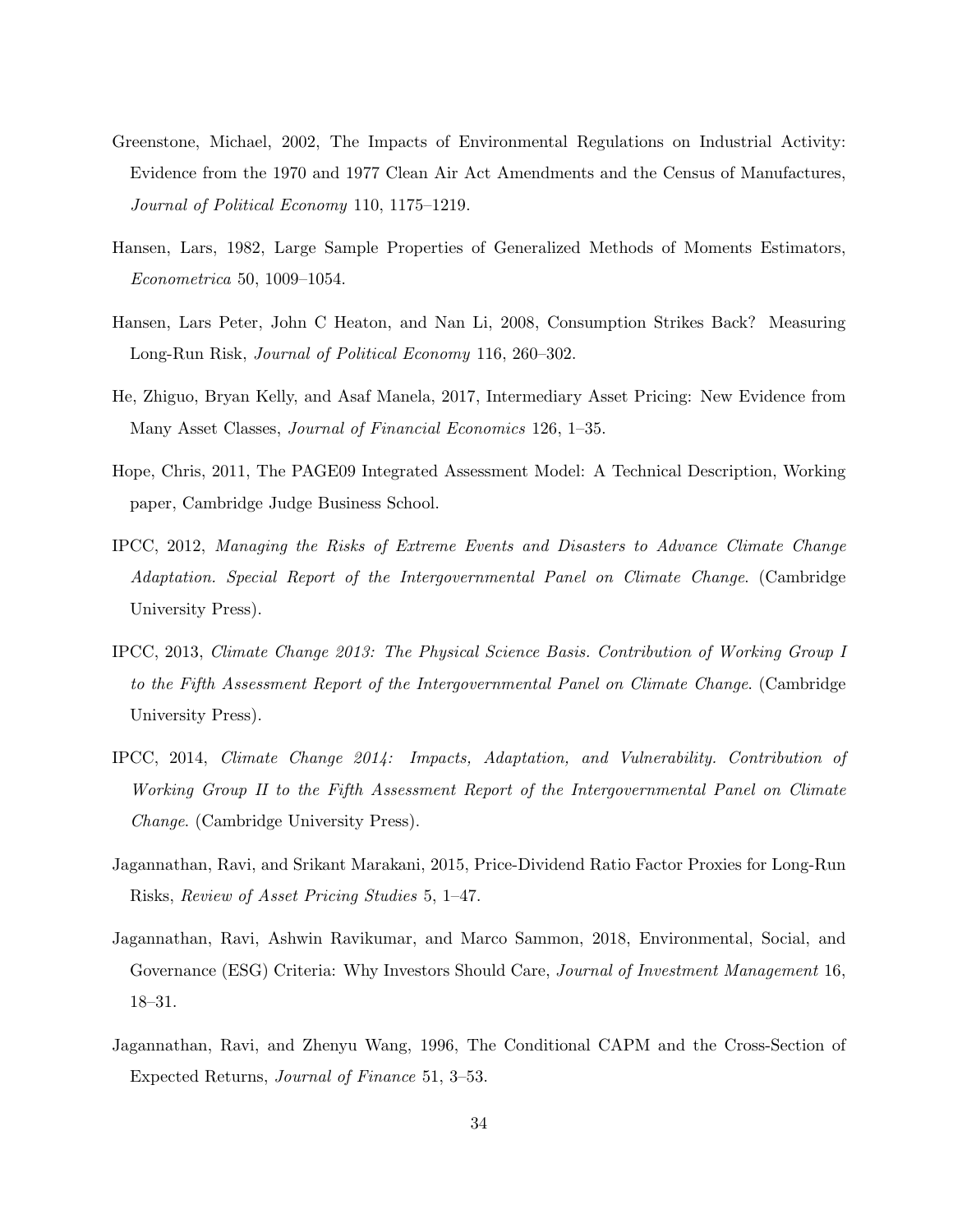Greenstone, Michael, 2002, The Impacts of Environmental Regulations on Industrial Activity: Evidence from the 1970 and 1977 Clean Air Act Amendments and the Census of Manufactures, *Journal of Political Economy* 110, 1175–1219.

Hansen, Lars, 1982, Large Sample Properties of Generalized Methods of Moments Estimators, *Econometrica* 50, 1009–1054.

Hansen, Lars Peter, John C Heaton, and Nan Li, 2008, Consumption Strikes Back? Measuring Long-Run Risk, *Journal of Political Economy* 116, 260–302.

He, Zhiguo, Bryan Kelly, and Asaf Manela, 2017, Intermediary Asset Pricing: New Evidence from Many Asset Classes, *Journal of Financial Economics* 126, 1–35.

Hope, Chris, 2011, The PAGE09 Integrated Assessment Model: A Technical Description, Working paper, Cambridge Judge Business School.

IPCC, 2012, *Managing the Risks of Extreme Events and Disasters to Advance Climate Change Adaptation. Special Report of the Intergovernmental Panel on Climate Change.* (Cambridge University Press).

IPCC, 2013, *Climate Change 2013: The Physical Science Basis. Contribution of Working Group I to the Fifth Assessment Report of the Intergovernmental Panel on Climate Change.* (Cambridge University Press).

IPCC, 2014, *Climate Change 2014: Impacts, Adaptation, and Vulnerability. Contribution of Working Group II to the Fifth Assessment Report of the Intergovernmental Panel on Climate Change.* (Cambridge University Press).

Jagannathan, Ravi, and Srikant Marakani, 2015, Price-Dividend Ratio Factor Proxies for Long-Run Risks, *Review of Asset Pricing Studies* 5, 1–47.

Jagannathan, Ravi, Ashwin Ravikumar, and Marco Sammon, 2018, Environmental, Social, and Governance (ESG) Criteria: Why Investors Should Care, *Journal of Investment Management* 16, 18–31.

Jagannathan, Ravi, and Zhenyu Wang, 1996, The Conditional CAPM and the Cross-Section of Expected Returns, *Journal of Finance* 51, 3–53.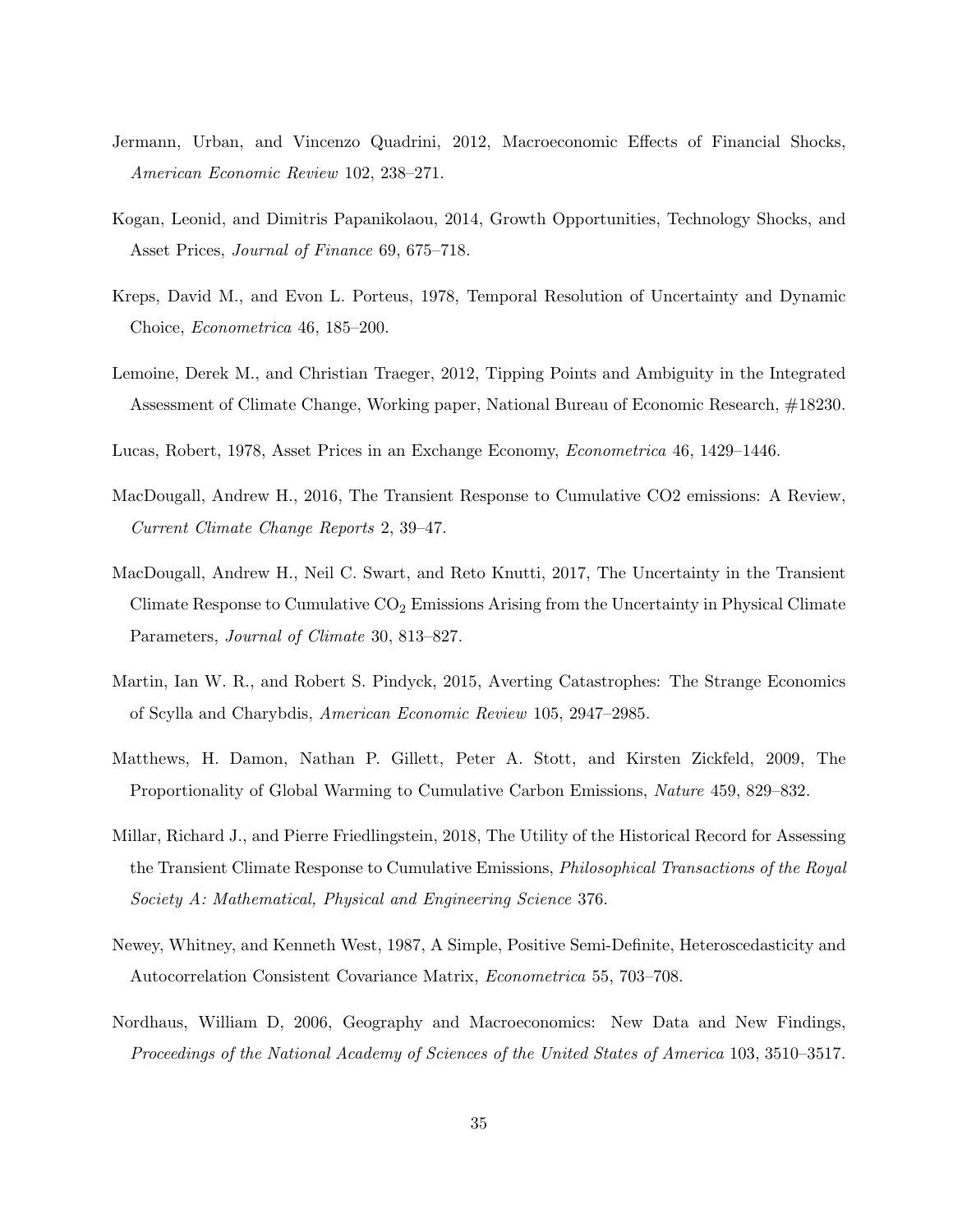Jermann, Urban, and Vincenzo Quadrini, 2012, Macroeconomic Effects of Financial Shocks, *American Economic Review* 102, 238–271.

Kogan, Leonid, and Dimitris Papanikolaou, 2014, Growth Opportunities, Technology Shocks, and Asset Prices, *Journal of Finance* 69, 675–718.

Kreps, David M., and Evon L. Porteus, 1978, Temporal Resolution of Uncertainty and Dynamic Choice, *Econometrica* 46, 185–200.

Lemoine, Derek M., and Christian Traeger, 2012, Tipping Points and Ambiguity in the Integrated Assessment of Climate Change, Working paper, National Bureau of Economic Research, #18230.

Lucas, Robert, 1978, Asset Prices in an Exchange Economy, *Econometrica* 46, 1429–1446.

MacDougall, Andrew H., 2016, The Transient Response to Cumulative CO2 emissions: A Review, *Current Climate Change Reports* 2, 39–47.

MacDougall, Andrew H., Neil C. Swart, and Reto Knutti, 2017, The Uncertainty in the Transient Climate Response to Cumulative $CO_2$ Emissions Arising from the Uncertainty in Physical Climate Parameters, *Journal of Climate* 30, 813–827.

Martin, Ian W. R., and Robert S. Pindyck, 2015, Averting Catastrophes: The Strange Economics of Scylla and Charybdis, *American Economic Review* 105, 2947–2985.

Matthews, H. Damon, Nathan P. Gillett, Peter A. Stott, and Kirsten Zickfeld, 2009, The Proportionality of Global Warming to Cumulative Carbon Emissions, *Nature* 459, 829–832.

Millar, Richard J., and Pierre Friedlingstein, 2018, The Utility of the Historical Record for Assessing the Transient Climate Response to Cumulative Emissions, *Philosophical Transactions of the Royal Society A: Mathematical, Physical and Engineering Science* 376.

Newey, Whitney, and Kenneth West, 1987, A Simple, Positive Semi-Definite, Heteroscedasticity and Autocorrelation Consistent Covariance Matrix, *Econometrica* 55, 703–708.

Nordhaus, William D, 2006, Geography and Macroeconomics: New Data and New Findings, *Proceedings of the National Academy of Sciences of the United States of America* 103, 3510–3517.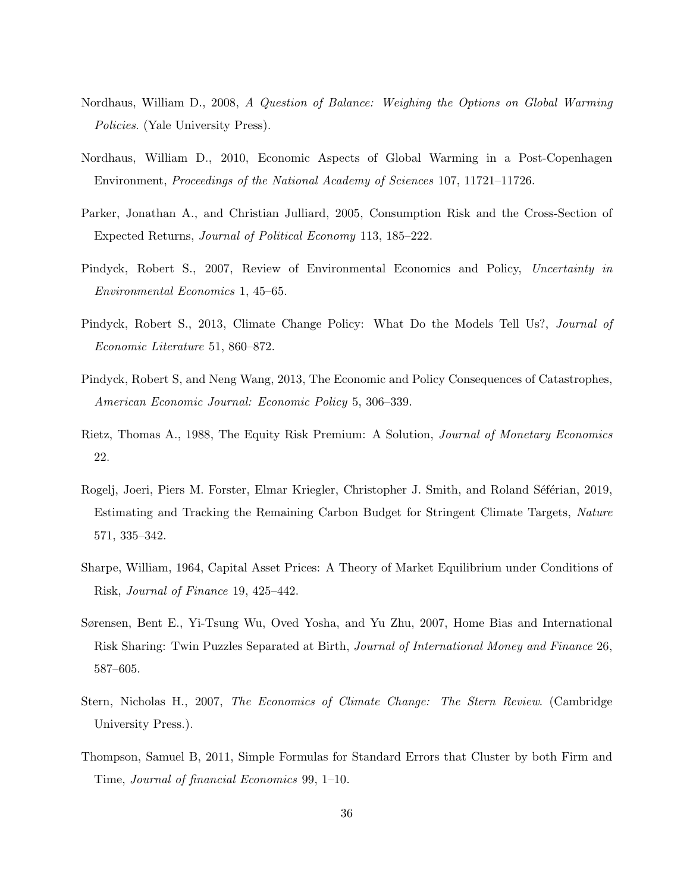Nordhaus, William D., 2008, *A Question of Balance: Weighing the Options on Global Warming Policies*. (Yale University Press).

Nordhaus, William D., 2010, Economic Aspects of Global Warming in a Post-Copenhagen Environment, *Proceedings of the National Academy of Sciences* 107, 11721–11726.

Parker, Jonathan A., and Christian Julliard, 2005, Consumption Risk and the Cross-Section of Expected Returns, *Journal of Political Economy* 113, 185–222.

Pindyck, Robert S., 2007, Review of Environmental Economics and Policy, *Uncertainty in Environmental Economics* 1, 45–65.

Pindyck, Robert S., 2013, Climate Change Policy: What Do the Models Tell Us?, *Journal of Economic Literature* 51, 860–872.

Pindyck, Robert S, and Neng Wang, 2013, The Economic and Policy Consequences of Catastrophes, *American Economic Journal: Economic Policy* 5, 306–339.

Rietz, Thomas A., 1988, The Equity Risk Premium: A Solution, *Journal of Monetary Economics* 22.

Rogelj, Joeri, Piers M. Forster, Elmar Kriegler, Christopher J. Smith, and Roland Séférian, 2019, Estimating and Tracking the Remaining Carbon Budget for Stringent Climate Targets, *Nature* 571, 335–342.

Sharpe, William, 1964, Capital Asset Prices: A Theory of Market Equilibrium under Conditions of Risk, *Journal of Finance* 19, 425–442.

Sørensen, Bent E., Yi-Tsung Wu, Oved Yosha, and Yu Zhu, 2007, Home Bias and International Risk Sharing: Twin Puzzles Separated at Birth, *Journal of International Money and Finance* 26, 587–605.

Stern, Nicholas H., 2007, *The Economics of Climate Change: The Stern Review*. (Cambridge University Press.).

Thompson, Samuel B, 2011, Simple Formulas for Standard Errors that Cluster by both Firm and Time, *Journal of financial Economics* 99, 1–10.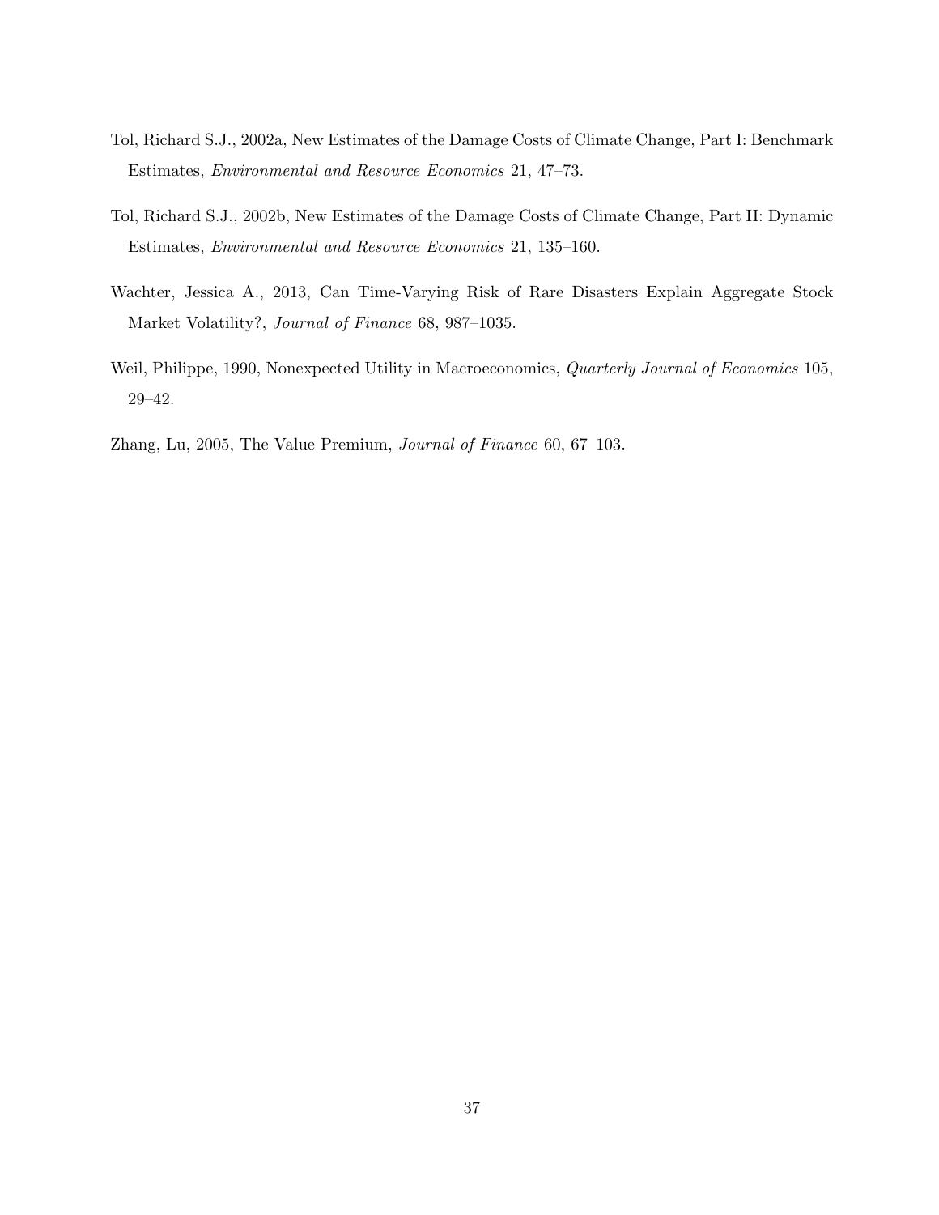Tol, Richard S.J., 2002a, New Estimates of the Damage Costs of Climate Change, Part I: Benchmark Estimates, *Environmental and Resource Economics* 21, 47–73.

Tol, Richard S.J., 2002b, New Estimates of the Damage Costs of Climate Change, Part II: Dynamic Estimates, *Environmental and Resource Economics* 21, 135–160.

Wachter, Jessica A., 2013, Can Time-Varying Risk of Rare Disasters Explain Aggregate Stock Market Volatility?, *Journal of Finance* 68, 987–1035.

Weil, Philippe, 1990, Nonexpected Utility in Macroeconomics, *Quarterly Journal of Economics* 105, 29–42.

Zhang, Lu, 2005, The Value Premium, *Journal of Finance* 60, 67–103.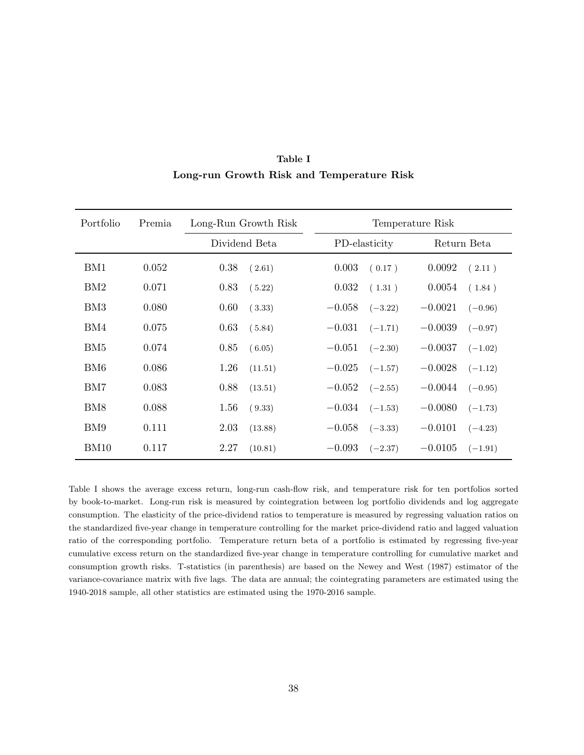**Table I**

**Long-run Growth Risk and Temperature Risk**

| Portfolio | Premia | Long-Run Growth Risk | | Temperature Risk | | | |
|---|---|---|---|---|---|---|---|
| | | Dividend Beta | | PD-elasticity | | Return Beta | |
| BM1 | 0.052 | 0.38 | (2.61) | 0.003 | (0.17) | 0.0092 | (2.11) |
| BM2 | 0.071 | 0.83 | (5.22) | 0.032 | (1.31) | 0.0054 | (1.84) |
| BM3 | 0.080 | 0.60 | (3.33) | −0.058 | (−3.22) | −0.0021 | (−0.96) |
| BM4 | 0.075 | 0.63 | (5.84) | −0.031 | (−1.71) | −0.0039 | (−0.97) |
| BM5 | 0.074 | 0.85 | (6.05) | −0.051 | (−2.30) | −0.0037 | (−1.02) |
| BM6 | 0.086 | 1.26 | (11.51) | −0.025 | (−1.57) | −0.0028 | (−1.12) |
| BM7 | 0.083 | 0.88 | (13.51) | −0.052 | (−2.55) | −0.0044 | (−0.95) |
| BM8 | 0.088 | 1.56 | (9.33) | −0.034 | (−1.53) | −0.0080 | (−1.73) |
| BM9 | 0.111 | 2.03 | (13.88) | −0.058 | (−3.33) | −0.0101 | (−4.23) |
| BM10 | 0.117 | 2.27 | (10.81) | −0.093 | (−2.37) | −0.0105 | (−1.91) |

Table I shows the average excess return, long-run cash-flow risk, and temperature risk for ten portfolios sorted by book-to-market. Long-run risk is measured by cointegration between log portfolio dividends and log aggregate consumption. The elasticity of the price-dividend ratios to temperature is measured by regressing valuation ratios on the standardized five-year change in temperature controlling for the market price-dividend ratio and lagged valuation ratio of the corresponding portfolio. Temperature return beta of a portfolio is estimated by regressing five-year cumulative excess return on the standardized five-year change in temperature controlling for cumulative market and consumption growth risks. T-statistics (in parenthesis) are based on the Newey and West (1987) estimator of the variance-covariance matrix with five lags. The data are annual; the cointegrating parameters are estimated using the 1940-2018 sample, all other statistics are estimated using the 1970-2016 sample.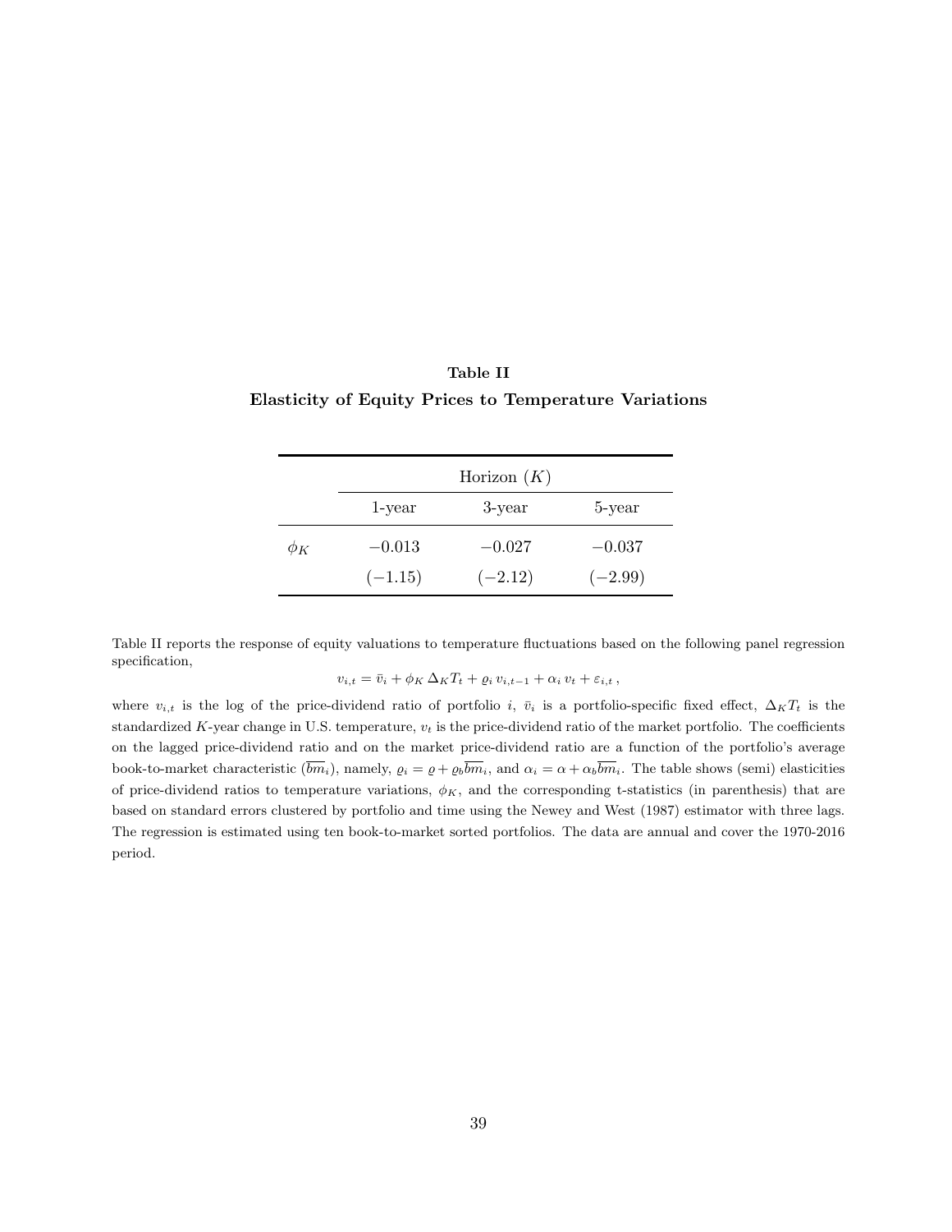**Table II**

**Elasticity of Equity Prices to Temperature Variations**

| | Horizon ($K$) | | |
|---|---|---|---|
| | 1-year | 3-year | 5-year |
| $\phi_K$ | $-0.013$ | $-0.027$ | $-0.037$ |
| | $(-1.15)$ | $(-2.12)$ | $(-2.99)$ |

Table II reports the response of equity valuations to temperature fluctuations based on the following panel regression specification,

$$v_{i,t} = \bar{v}_i + \phi_K \, \Delta_K T_t + \varrho_i \, v_{i,t-1} + \alpha_i \, v_t + \varepsilon_{i,t} \, ,$$

where $v_{i,t}$ is the log of the price-dividend ratio of portfolio $i$, $\bar{v}_i$ is a portfolio-specific fixed effect, $\Delta_K T_t$ is the standardized $K$-year change in U.S. temperature, $v_t$ is the price-dividend ratio of the market portfolio. The coefficients on the lagged price-dividend ratio and on the market price-dividend ratio are a function of the portfolio's average book-to-market characteristic ($\overline{bm}_i$), namely, $\varrho_i = \varrho + \varrho_b \overline{bm}_i$, and $\alpha_i = \alpha + \alpha_b \overline{bm}_i$. The table shows (semi) elasticities of price-dividend ratios to temperature variations, $\phi_K$, and the corresponding t-statistics (in parenthesis) that are based on standard errors clustered by portfolio and time using the Newey and West (1987) estimator with three lags. The regression is estimated using ten book-to-market sorted portfolios. The data are annual and cover the 1970-2016 period.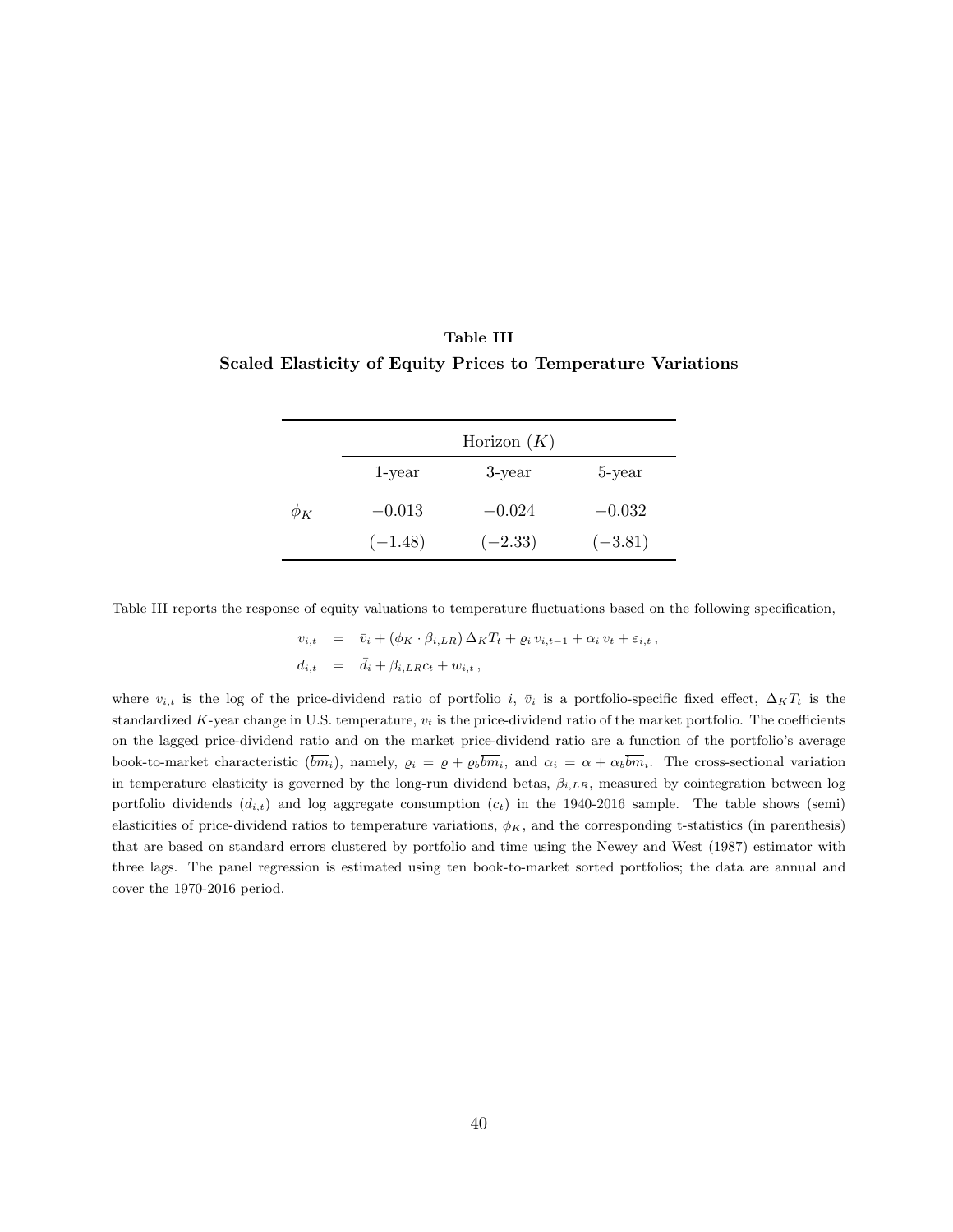## Table III

**Scaled Elasticity of Equity Prices to Temperature Variations**

| | Horizon ($K$) | | |
|---|---|---|---|
| | 1-year | 3-year | 5-year |
| $\phi_K$ | $-0.013$ | $-0.024$ | $-0.032$ |
| | $(-1.48)$ | $(-2.33)$ | $(-3.81)$ |

Table III reports the response of equity valuations to temperature fluctuations based on the following specification,

$$
\begin{aligned}
v_{i,t} &= \bar{v}_i + (\phi_K \cdot \beta_{i,LR})\, \Delta_K T_t + \varrho_i\, v_{i,t-1} + \alpha_i\, v_t + \varepsilon_{i,t}\,, \\
d_{i,t} &= \bar{d}_i + \beta_{i,LR} c_t + w_{i,t}\,,
\end{aligned}
$$

where $v_{i,t}$ is the log of the price-dividend ratio of portfolio $i$, $\bar{v}_i$ is a portfolio-specific fixed effect, $\Delta_K T_t$ is the standardized $K$-year change in U.S. temperature, $v_t$ is the price-dividend ratio of the market portfolio. The coefficients on the lagged price-dividend ratio and on the market price-dividend ratio are a function of the portfolio's average book-to-market characteristic ($\overline{bm}_i$), namely, $\varrho_i = \varrho + \varrho_b \overline{bm}_i$, and $\alpha_i = \alpha + \alpha_b \overline{bm}_i$. The cross-sectional variation in temperature elasticity is governed by the long-run dividend betas, $\beta_{i,LR}$, measured by cointegration between log portfolio dividends ($d_{i,t}$) and log aggregate consumption ($c_t$) in the 1940-2016 sample. The table shows (semi) elasticities of price-dividend ratios to temperature variations, $\phi_K$, and the corresponding t-statistics (in parenthesis) that are based on standard errors clustered by portfolio and time using the Newey and West (1987) estimator with three lags. The panel regression is estimated using ten book-to-market sorted portfolios; the data are annual and cover the 1970-2016 period.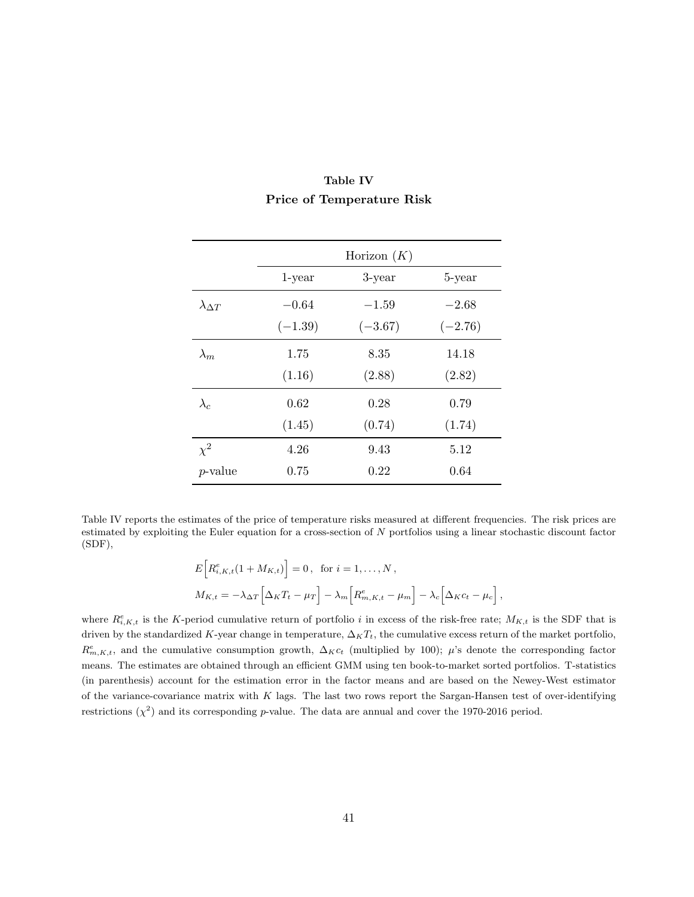**Table IV**

**Price of Temperature Risk**

| | Horizon ($K$) | | |
|---|---|---|---|
| | 1-year | 3-year | 5-year |
| $\lambda_{\Delta T}$ | $-0.64$ | $-1.59$ | $-2.68$ |
| | $(-1.39)$ | $(-3.67)$ | $(-2.76)$ |
| $\lambda_m$ | 1.75 | 8.35 | 14.18 |
| | (1.16) | (2.88) | (2.82) |
| $\lambda_c$ | 0.62 | 0.28 | 0.79 |
| | (1.45) | (0.74) | (1.74) |
| $\chi^2$ | 4.26 | 9.43 | 5.12 |
| $p$-value | 0.75 | 0.22 | 0.64 |

Table IV reports the estimates of the price of temperature risks measured at different frequencies. The risk prices are estimated by exploiting the Euler equation for a cross-section of $N$ portfolios using a linear stochastic discount factor (SDF),

$$E\Big[R^e_{i,K,t}(1 + M_{K,t})\Big] = 0\,, \quad \text{for } i = 1, \ldots, N\,,$$

$$M_{K,t} = -\lambda_{\Delta T}\Big[\Delta_K T_t - \mu_T\Big] - \lambda_m\Big[R^e_{m,K,t} - \mu_m\Big] - \lambda_c\Big[\Delta_K c_t - \mu_c\Big]\,,$$

where $R^e_{i,K,t}$ is the $K$-period cumulative return of portfolio $i$ in excess of the risk-free rate; $M_{K,t}$ is the SDF that is driven by the standardized $K$-year change in temperature, $\Delta_K T_t$, the cumulative excess return of the market portfolio, $R^e_{m,K,t}$, and the cumulative consumption growth, $\Delta_K c_t$ (multiplied by 100); $\mu$'s denote the corresponding factor means. The estimates are obtained through an efficient GMM using ten book-to-market sorted portfolios. T-statistics (in parenthesis) account for the estimation error in the factor means and are based on the Newey-West estimator of the variance-covariance matrix with $K$ lags. The last two rows report the Sargan-Hansen test of over-identifying restrictions ($\chi^2$) and its corresponding $p$-value. The data are annual and cover the 1970-2016 period.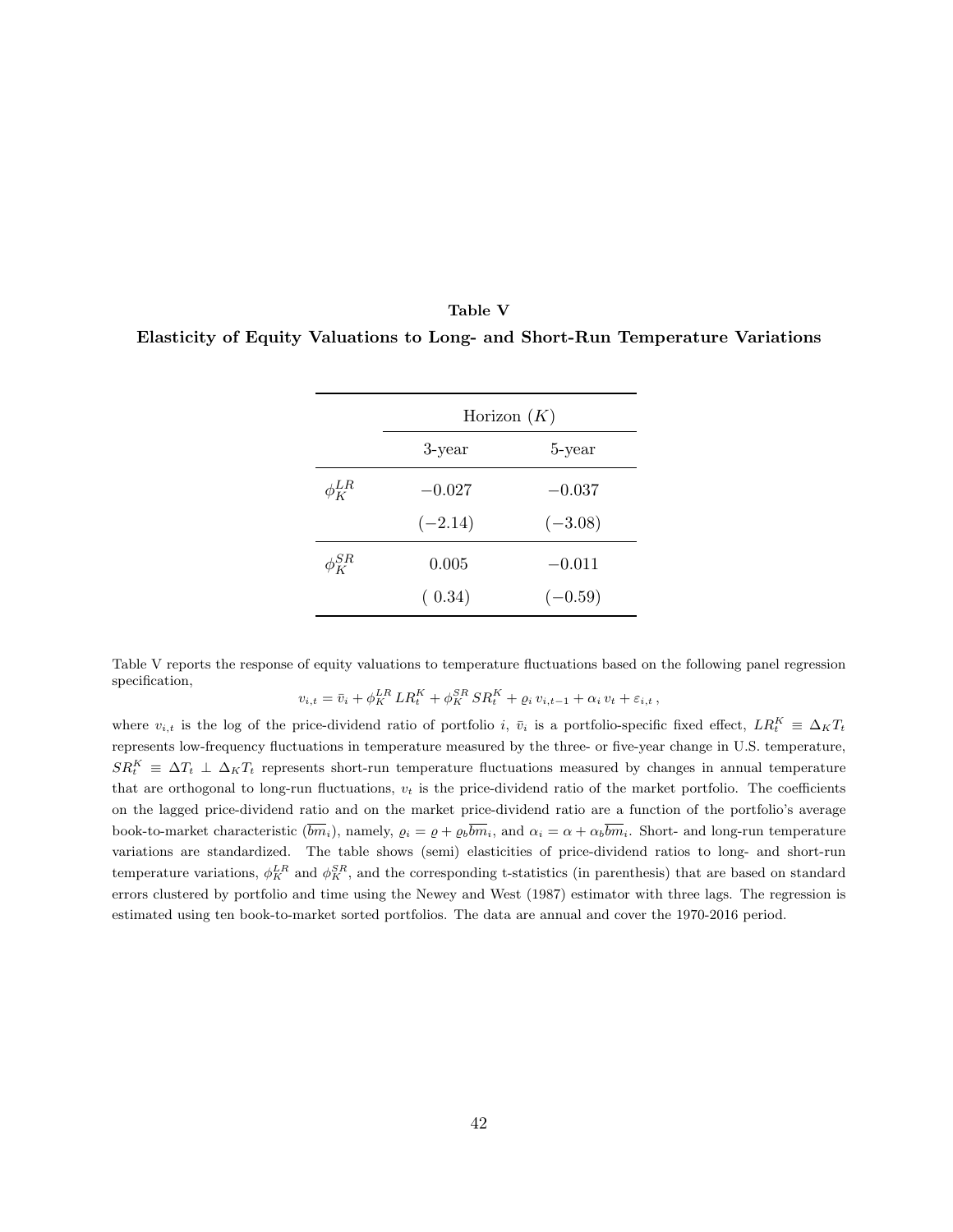**Table V**

**Elasticity of Equity Valuations to Long- and Short-Run Temperature Variations**

| | Horizon ($K$) | |
|---|---|---|
| | 3-year | 5-year |
| $\phi_K^{LR}$ | $-0.027$ | $-0.037$ |
| | $(-2.14)$ | $(-3.08)$ |
| $\phi_K^{SR}$ | $0.005$ | $-0.011$ |
| | $(\ 0.34)$ | $(-0.59)$ |

Table V reports the response of equity valuations to temperature fluctuations based on the following panel regression specification,

$$v_{i,t} = \bar{v}_i + \phi_K^{LR}\, LR_t^K + \phi_K^{SR}\, SR_t^K + \varrho_i\, v_{i,t-1} + \alpha_i\, v_t + \varepsilon_{i,t}\,,$$

where $v_{i,t}$ is the log of the price-dividend ratio of portfolio $i$, $\bar{v}_i$ is a portfolio-specific fixed effect, $LR_t^K \equiv \Delta_K T_t$ represents low-frequency fluctuations in temperature measured by the three- or five-year change in U.S. temperature, $SR_t^K \equiv \Delta T_t \perp \Delta_K T_t$ represents short-run temperature fluctuations measured by changes in annual temperature that are orthogonal to long-run fluctuations, $v_t$ is the price-dividend ratio of the market portfolio. The coefficients on the lagged price-dividend ratio and on the market price-dividend ratio are a function of the portfolio's average book-to-market characteristic ($\overline{bm}_i$), namely, $\varrho_i = \varrho + \varrho_b \overline{bm}_i$, and $\alpha_i = \alpha + \alpha_b \overline{bm}_i$. Short- and long-run temperature variations are standardized. The table shows (semi) elasticities of price-dividend ratios to long- and short-run temperature variations, $\phi_K^{LR}$ and $\phi_K^{SR}$, and the corresponding t-statistics (in parenthesis) that are based on standard errors clustered by portfolio and time using the Newey and West (1987) estimator with three lags. The regression is estimated using ten book-to-market sorted portfolios. The data are annual and cover the 1970-2016 period.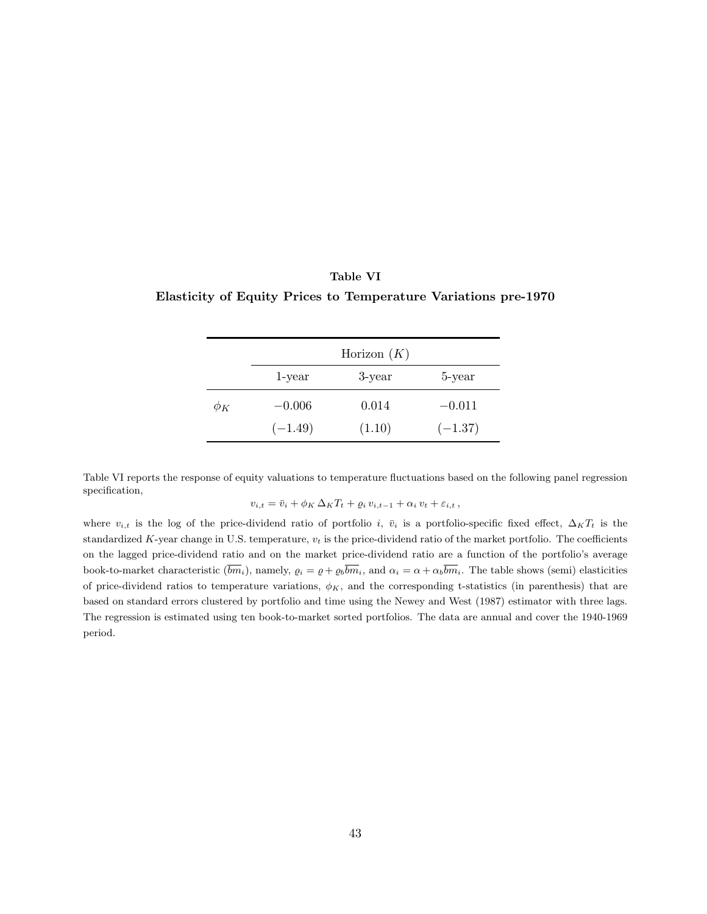**Table VI**

**Elasticity of Equity Prices to Temperature Variations pre-1970**

| | Horizon ($K$) | | |
|---|---|---|---|
| | 1-year | 3-year | 5-year |
| $\phi_K$ | $-0.006$ | $0.014$ | $-0.011$ |
| | $(-1.49)$ | $(1.10)$ | $(-1.37)$ |

Table VI reports the response of equity valuations to temperature fluctuations based on the following panel regression specification,

$$v_{i,t} = \bar{v}_i + \phi_K \, \Delta_K T_t + \varrho_i \, v_{i,t-1} + \alpha_i \, v_t + \varepsilon_{i,t} \, ,$$

where $v_{i,t}$ is the log of the price-dividend ratio of portfolio $i$, $\bar{v}_i$ is a portfolio-specific fixed effect, $\Delta_K T_t$ is the standardized $K$-year change in U.S. temperature, $v_t$ is the price-dividend ratio of the market portfolio. The coefficients on the lagged price-dividend ratio and on the market price-dividend ratio are a function of the portfolio's average book-to-market characteristic ($\overline{bm}_i$), namely, $\varrho_i = \varrho + \varrho_b \overline{bm}_i$, and $\alpha_i = \alpha + \alpha_b \overline{bm}_i$. The table shows (semi) elasticities of price-dividend ratios to temperature variations, $\phi_K$, and the corresponding t-statistics (in parenthesis) that are based on standard errors clustered by portfolio and time using the Newey and West (1987) estimator with three lags. The regression is estimated using ten book-to-market sorted portfolios. The data are annual and cover the 1940-1969 period.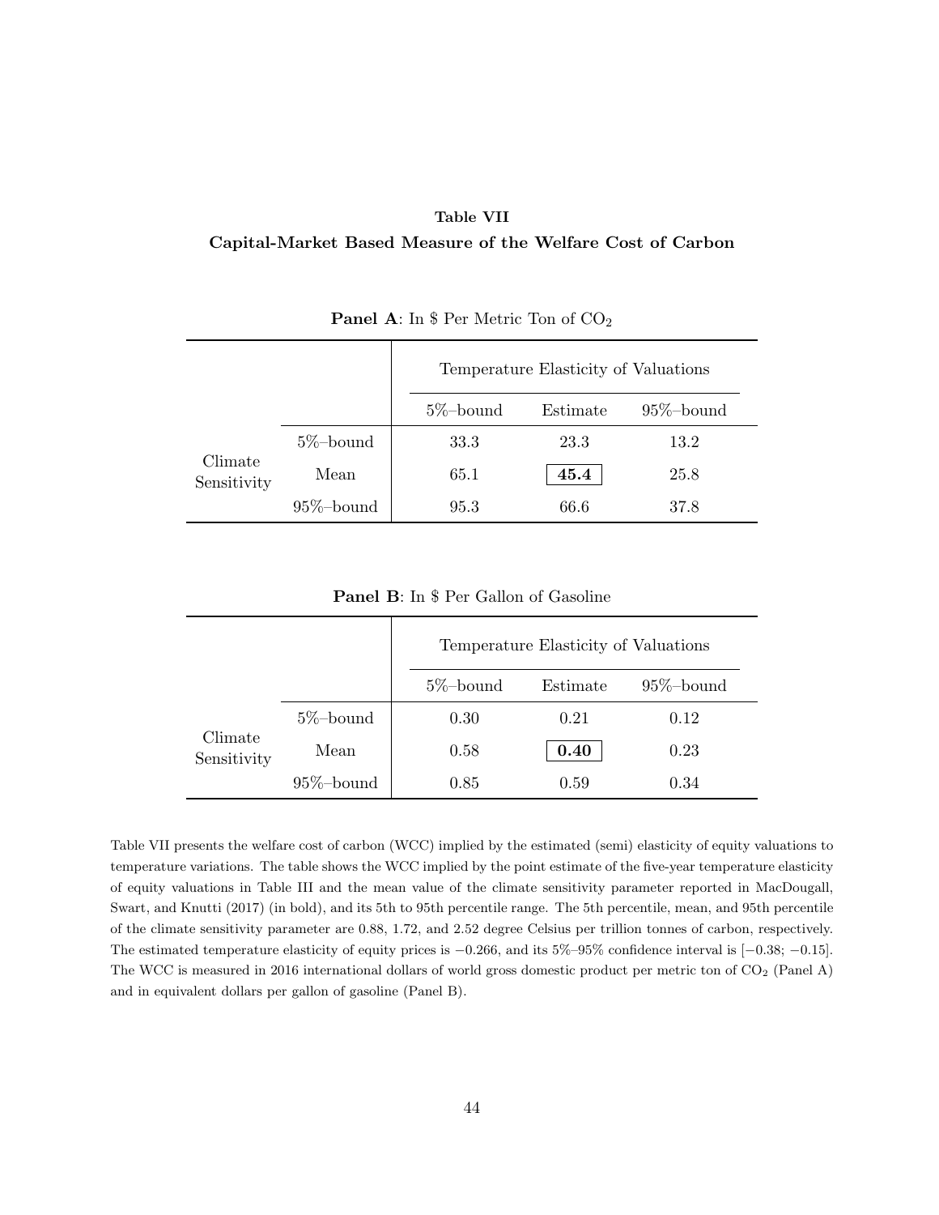**Table VII**

**Capital-Market Based Measure of the Welfare Cost of Carbon**

**Panel A**: In $ Per Metric Ton of $CO_2$

| | | Temperature Elasticity of Valuations | | |
|---|---|---|---|---|
| | | 5%–bound | Estimate | 95%–bound |
| Climate Sensitivity | 5%–bound | 33.3 | 23.3 | 13.2 |
| | Mean | 65.1 | **45.4** | 25.8 |
| | 95%–bound | 95.3 | 66.6 | 37.8 |

**Panel B**: In $ Per Gallon of Gasoline

| | | Temperature Elasticity of Valuations | | |
|---|---|---|---|---|
| | | 5%–bound | Estimate | 95%–bound |
| Climate Sensitivity | 5%–bound | 0.30 | 0.21 | 0.12 |
| | Mean | 0.58 | **0.40** | 0.23 |
| | 95%–bound | 0.85 | 0.59 | 0.34 |

Table VII presents the welfare cost of carbon (WCC) implied by the estimated (semi) elasticity of equity valuations to temperature variations. The table shows the WCC implied by the point estimate of the five-year temperature elasticity of equity valuations in Table III and the mean value of the climate sensitivity parameter reported in MacDougall, Swart, and Knutti (2017) (in bold), and its 5th to 95th percentile range. The 5th percentile, mean, and 95th percentile of the climate sensitivity parameter are 0.88, 1.72, and 2.52 degree Celsius per trillion tonnes of carbon, respectively. The estimated temperature elasticity of equity prices is $-0.266$, and its 5%–95% confidence interval is $[-0.38; -0.15]$. The WCC is measured in 2016 international dollars of world gross domestic product per metric ton of $CO_2$ (Panel A) and in equivalent dollars per gallon of gasoline (Panel B).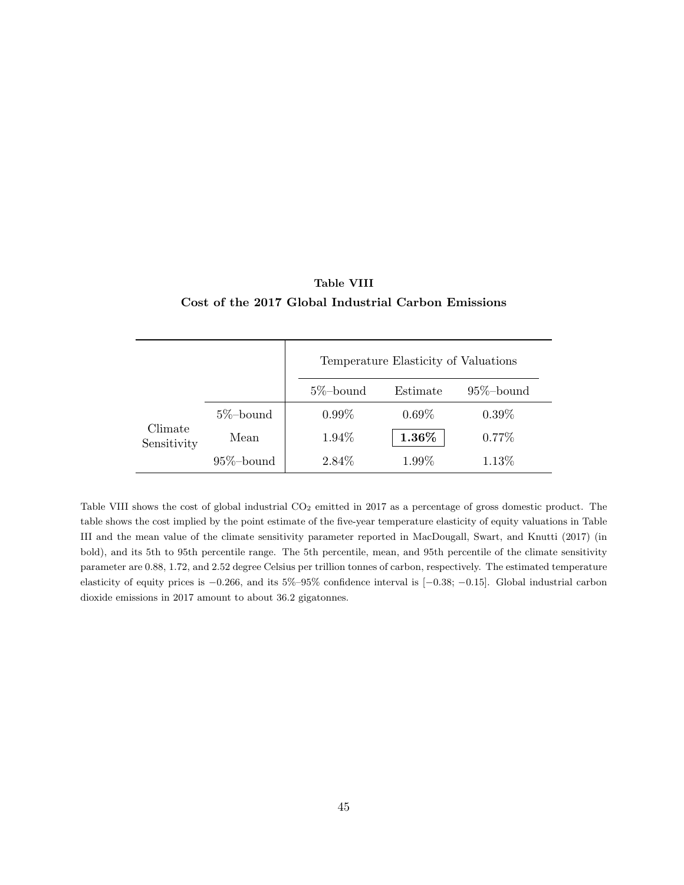**Table VIII**

**Cost of the 2017 Global Industrial Carbon Emissions**

| | | Temperature Elasticity of Valuations | | |
|---|---|---|---|---|
| | | 5%–bound | Estimate | 95%–bound |
| Climate Sensitivity | 5%–bound | 0.99% | 0.69% | 0.39% |
| | Mean | 1.94% | **1.36%** | 0.77% |
| | 95%–bound | 2.84% | 1.99% | 1.13% |

Table VIII shows the cost of global industrial $CO_2$ emitted in 2017 as a percentage of gross domestic product. The table shows the cost implied by the point estimate of the five-year temperature elasticity of equity valuations in Table III and the mean value of the climate sensitivity parameter reported in MacDougall, Swart, and Knutti (2017) (in bold), and its 5th to 95th percentile range. The 5th percentile, mean, and 95th percentile of the climate sensitivity parameter are 0.88, 1.72, and 2.52 degree Celsius per trillion tonnes of carbon, respectively. The estimated temperature elasticity of equity prices is $-0.266$, and its 5%–95% confidence interval is $[-0.38; -0.15]$. Global industrial carbon dioxide emissions in 2017 amount to about 36.2 gigatonnes.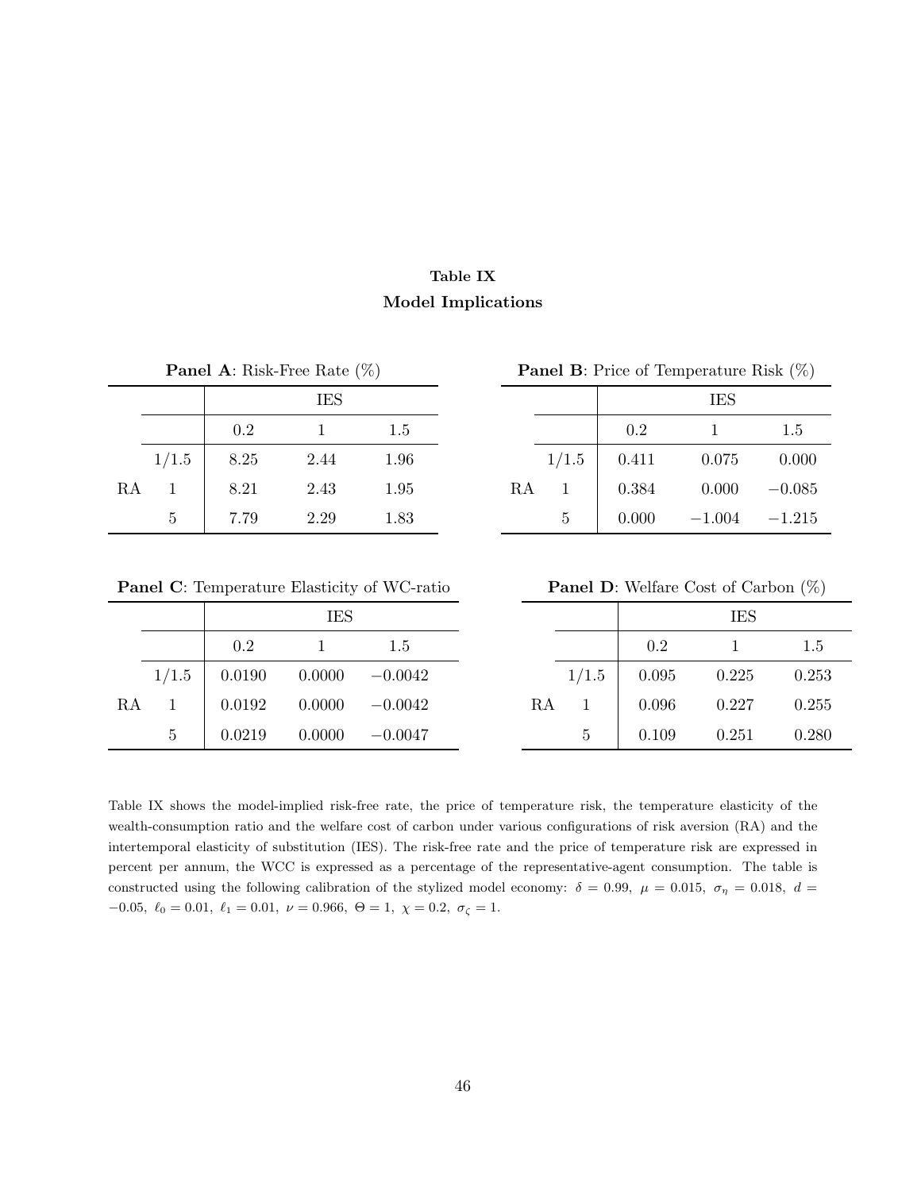**Table IX**

**Model Implications**

**Panel A**: Risk-Free Rate (%)

| | | IES | | |
|---|---|---|---|---|
| | | 0.2 | 1 | 1.5 |
| RA | 1/1.5 | 8.25 | 2.44 | 1.96 |
| | 1 | 8.21 | 2.43 | 1.95 |
| | 5 | 7.79 | 2.29 | 1.83 |

**Panel B**: Price of Temperature Risk (%)

| | | IES | | |
|---|---|---|---|---|
| | | 0.2 | 1 | 1.5 |
| RA | 1/1.5 | 0.411 | 0.075 | 0.000 |
| | 1 | 0.384 | 0.000 | −0.085 |
| | 5 | 0.000 | −1.004 | −1.215 |

**Panel C**: Temperature Elasticity of WC-ratio

| | | IES | | |
|---|---|---|---|---|
| | | 0.2 | 1 | 1.5 |
| RA | 1/1.5 | 0.0190 | 0.0000 | −0.0042 |
| | 1 | 0.0192 | 0.0000 | −0.0042 |
| | 5 | 0.0219 | 0.0000 | −0.0047 |

**Panel D**: Welfare Cost of Carbon (%)

| | | IES | | |
|---|---|---|---|---|
| | | 0.2 | 1 | 1.5 |
| RA | 1/1.5 | 0.095 | 0.225 | 0.253 |
| | 1 | 0.096 | 0.227 | 0.255 |
| | 5 | 0.109 | 0.251 | 0.280 |

Table IX shows the model-implied risk-free rate, the price of temperature risk, the temperature elasticity of the wealth-consumption ratio and the welfare cost of carbon under various configurations of risk aversion (RA) and the intertemporal elasticity of substitution (IES). The risk-free rate and the price of temperature risk are expressed in percent per annum, the WCC is expressed as a percentage of the representative-agent consumption. The table is constructed using the following calibration of the stylized model economy: $\delta = 0.99$, $\mu = 0.015$, $\sigma_\eta = 0.018$, $d = -0.05$, $\ell_0 = 0.01$, $\ell_1 = 0.01$, $\nu = 0.966$, $\Theta = 1$, $\chi = 0.2$, $\sigma_\zeta = 1$.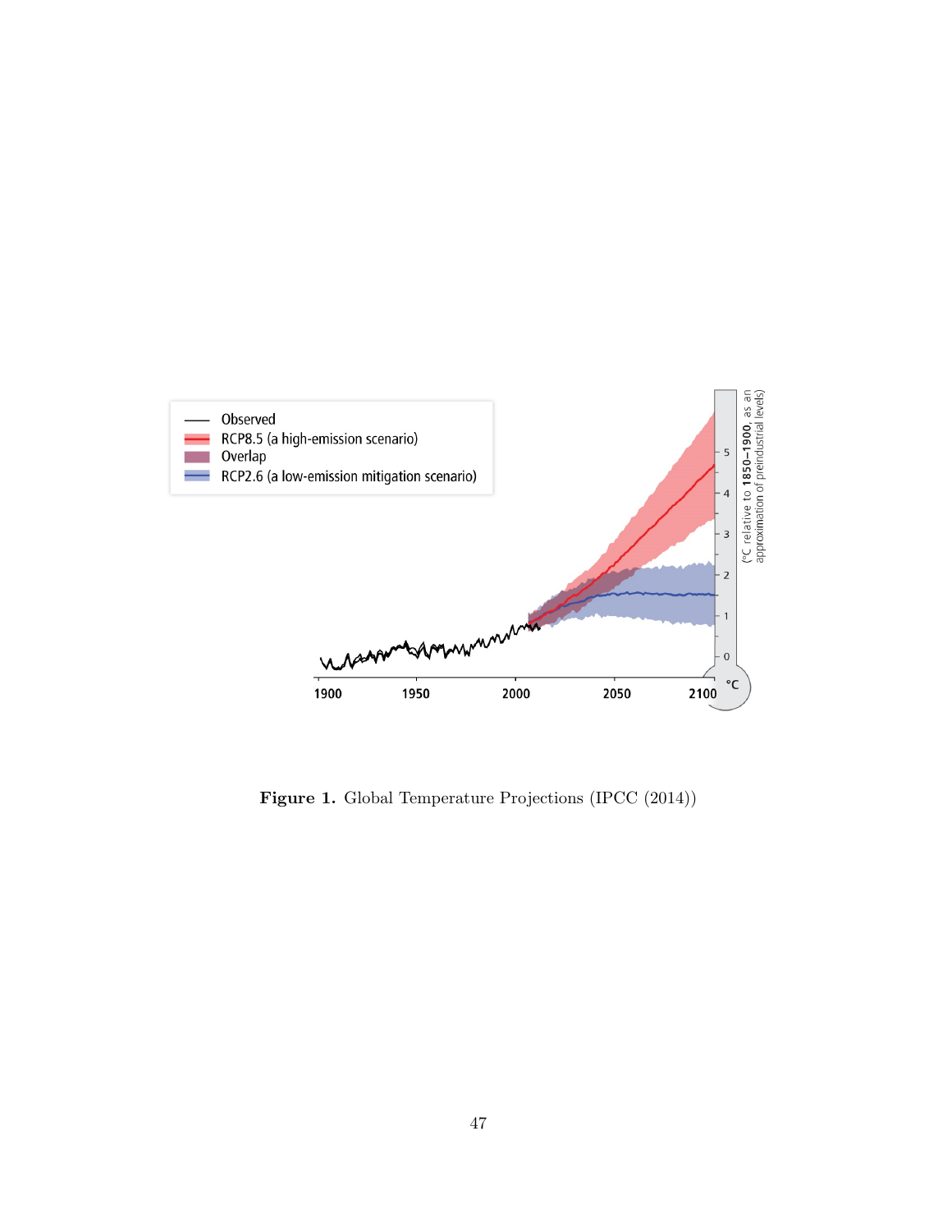**Figure 1.** Global Temperature Projections (IPCC (2014))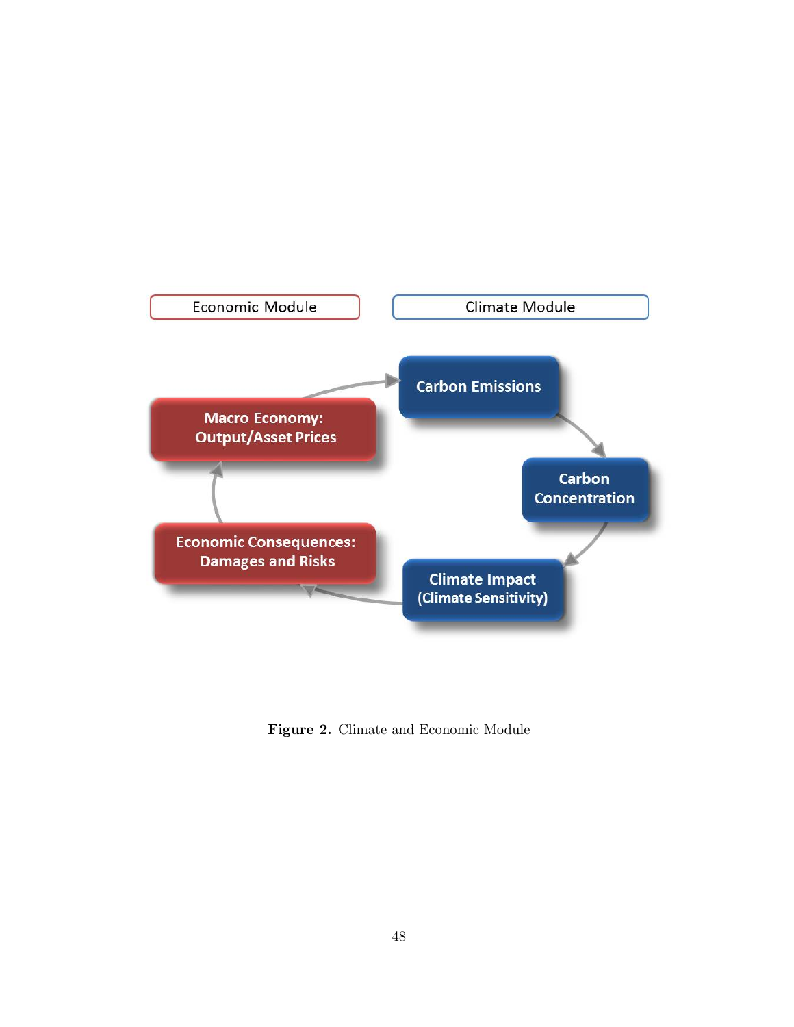Economic Module

Climate Module

Macro Economy: Output/Asset Prices

Carbon Emissions

Carbon Concentration

Climate Impact (Climate Sensitivity)

Economic Consequences: Damages and Risks

**Figure 2.** Climate and Economic Module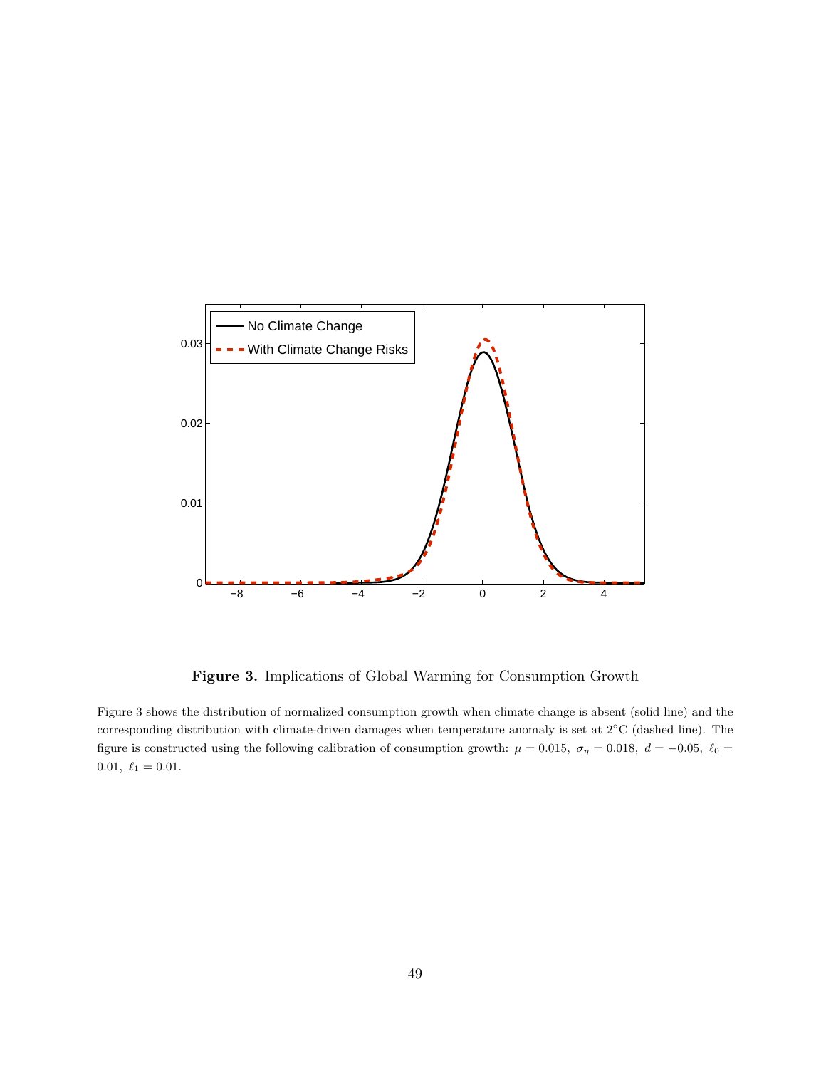**Figure 3.** Implications of Global Warming for Consumption Growth

Figure 3 shows the distribution of normalized consumption growth when climate change is absent (solid line) and the corresponding distribution with climate-driven damages when temperature anomaly is set at 2°C (dashed line). The figure is constructed using the following calibration of consumption growth: $\mu = 0.015,\ \sigma_\eta = 0.018,\ d = -0.05,\ \ell_0 = 0.01,\ \ell_1 = 0.01.$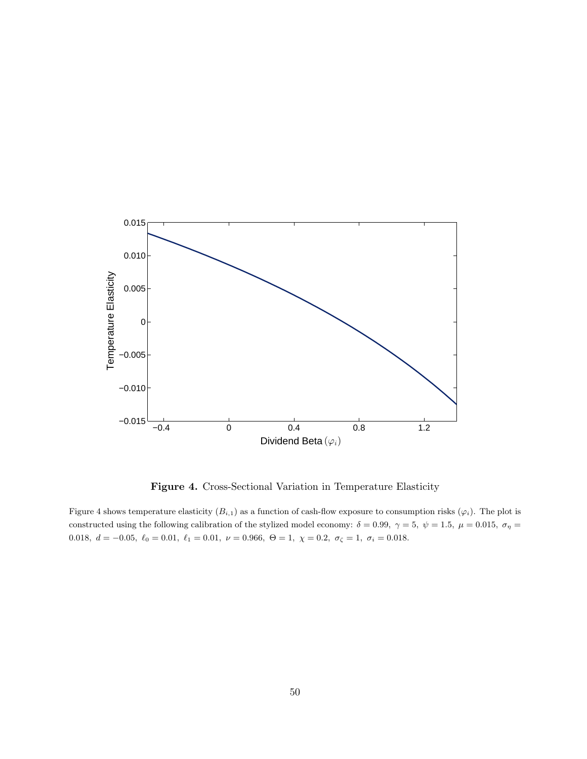**Figure 4.** Cross-Sectional Variation in Temperature Elasticity

Figure 4 shows temperature elasticity ($B_{i,1}$) as a function of cash-flow exposure to consumption risks ($\varphi_i$). The plot is constructed using the following calibration of the stylized model economy: $\delta = 0.99,\ \gamma = 5,\ \psi = 1.5,\ \mu = 0.015,\ \sigma_\eta = 0.018,\ d = -0.05,\ \ell_0 = 0.01,\ \ell_1 = 0.01,\ \nu = 0.966,\ \Theta = 1,\ \chi = 0.2,\ \sigma_\zeta = 1,\ \sigma_i = 0.018.$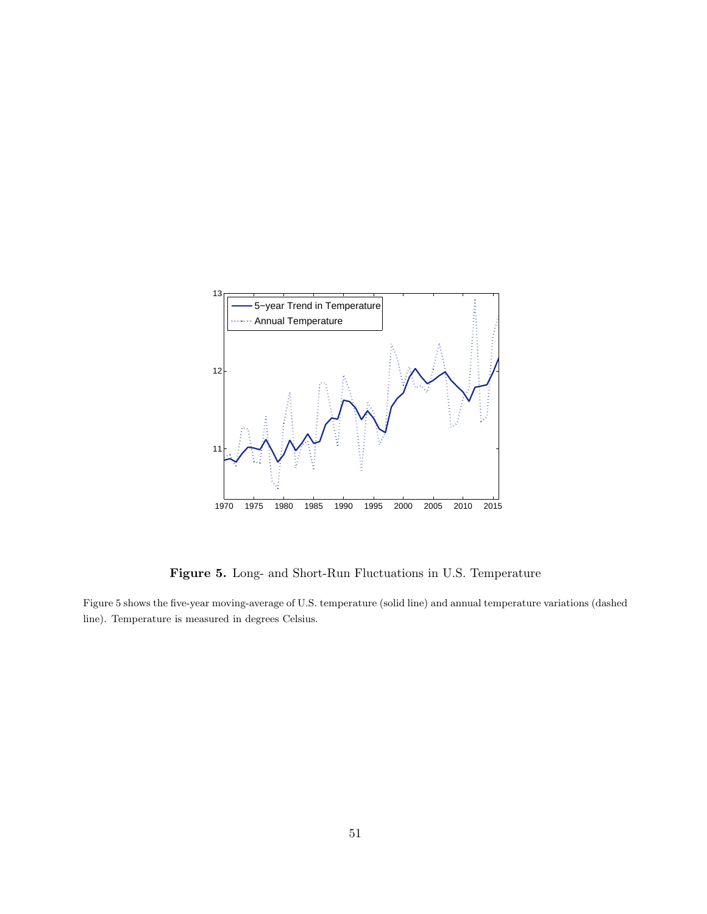**Figure 5.** Long- and Short-Run Fluctuations in U.S. Temperature

Figure 5 shows the five-year moving-average of U.S. temperature (solid line) and annual temperature variations (dashed line). Temperature is measured in degrees Celsius.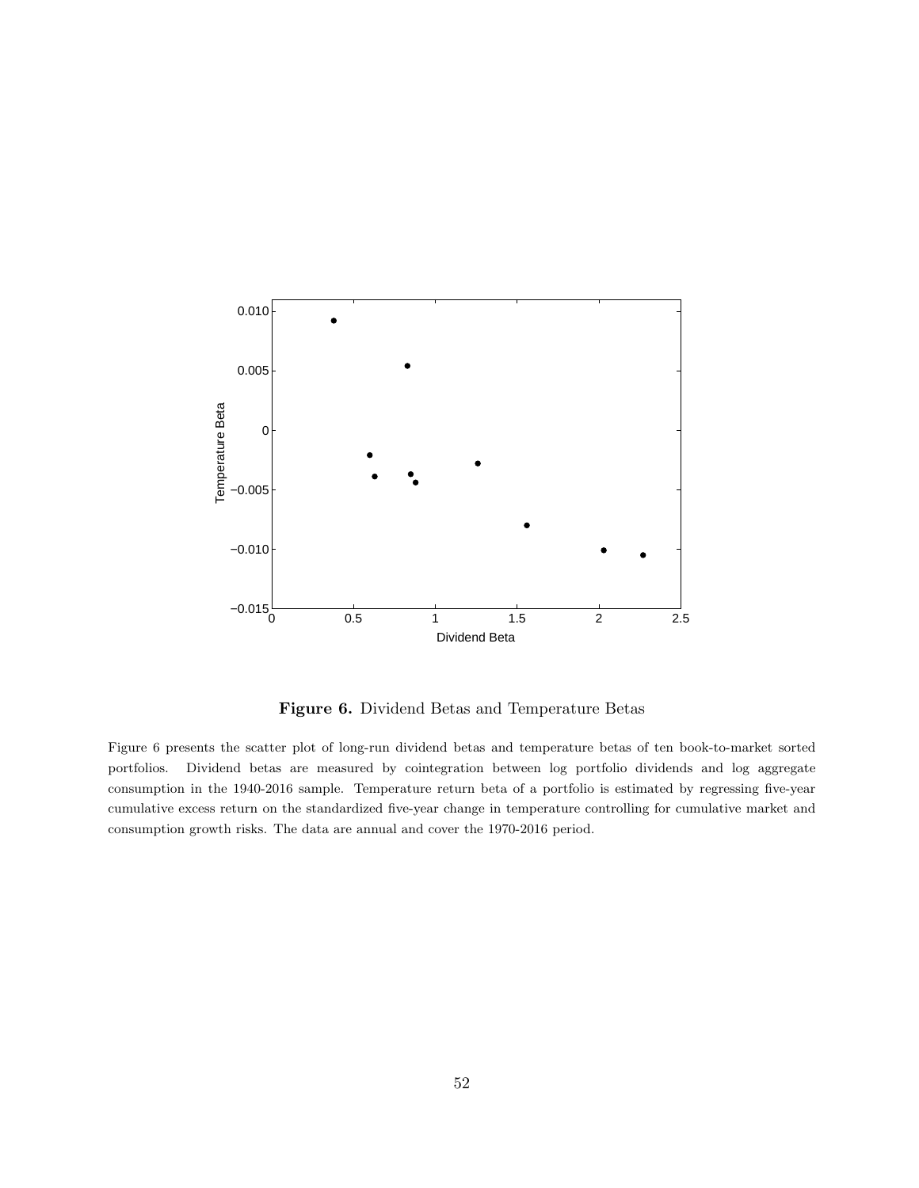**Figure 6.** Dividend Betas and Temperature Betas

Figure 6 presents the scatter plot of long-run dividend betas and temperature betas of ten book-to-market sorted portfolios. Dividend betas are measured by cointegration between log portfolio dividends and log aggregate consumption in the 1940-2016 sample. Temperature return beta of a portfolio is estimated by regressing five-year cumulative excess return on the standardized five-year change in temperature controlling for cumulative market and consumption growth risks. The data are annual and cover the 1970-2016 period.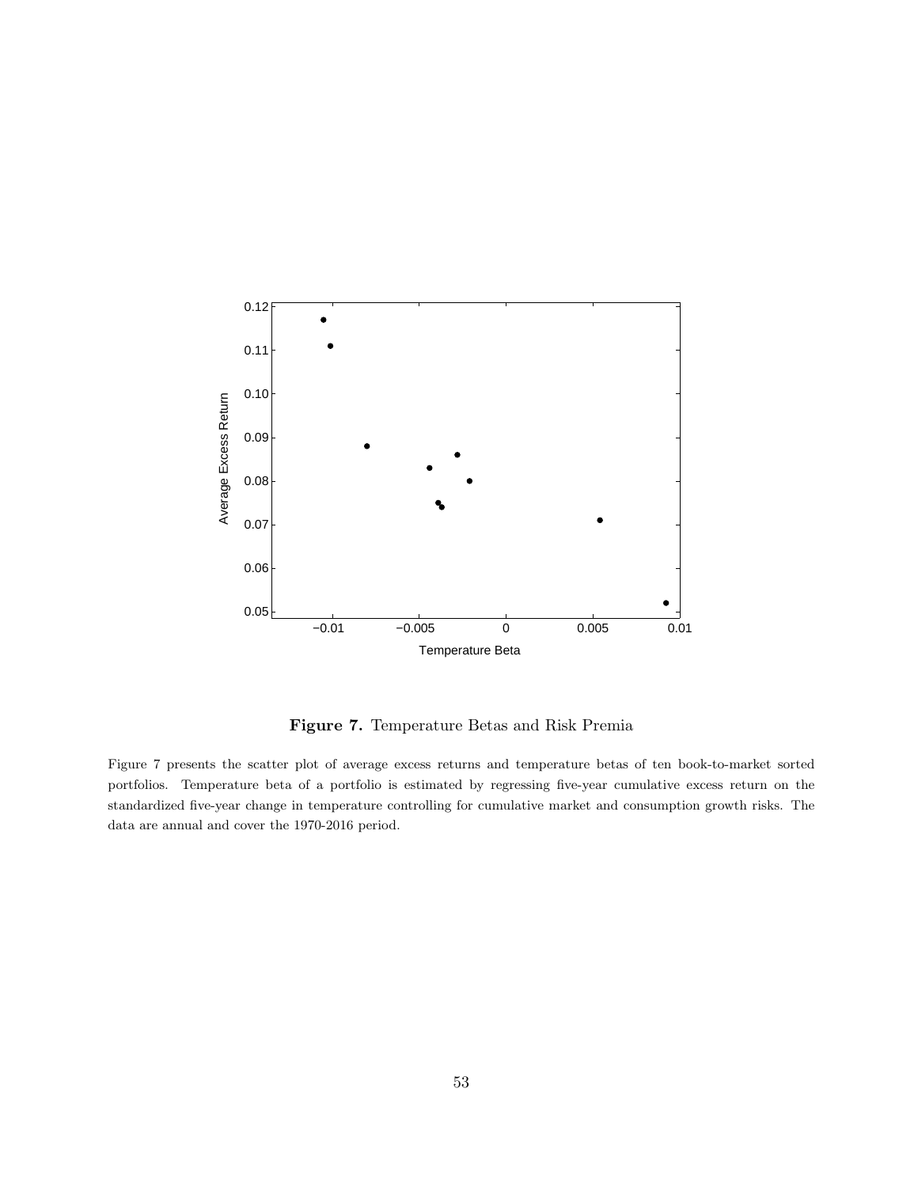**Figure 7.** Temperature Betas and Risk Premia

Figure 7 presents the scatter plot of average excess returns and temperature betas of ten book-to-market sorted portfolios. Temperature beta of a portfolio is estimated by regressing five-year cumulative excess return on the standardized five-year change in temperature controlling for cumulative market and consumption growth risks. The data are annual and cover the 1970-2016 period.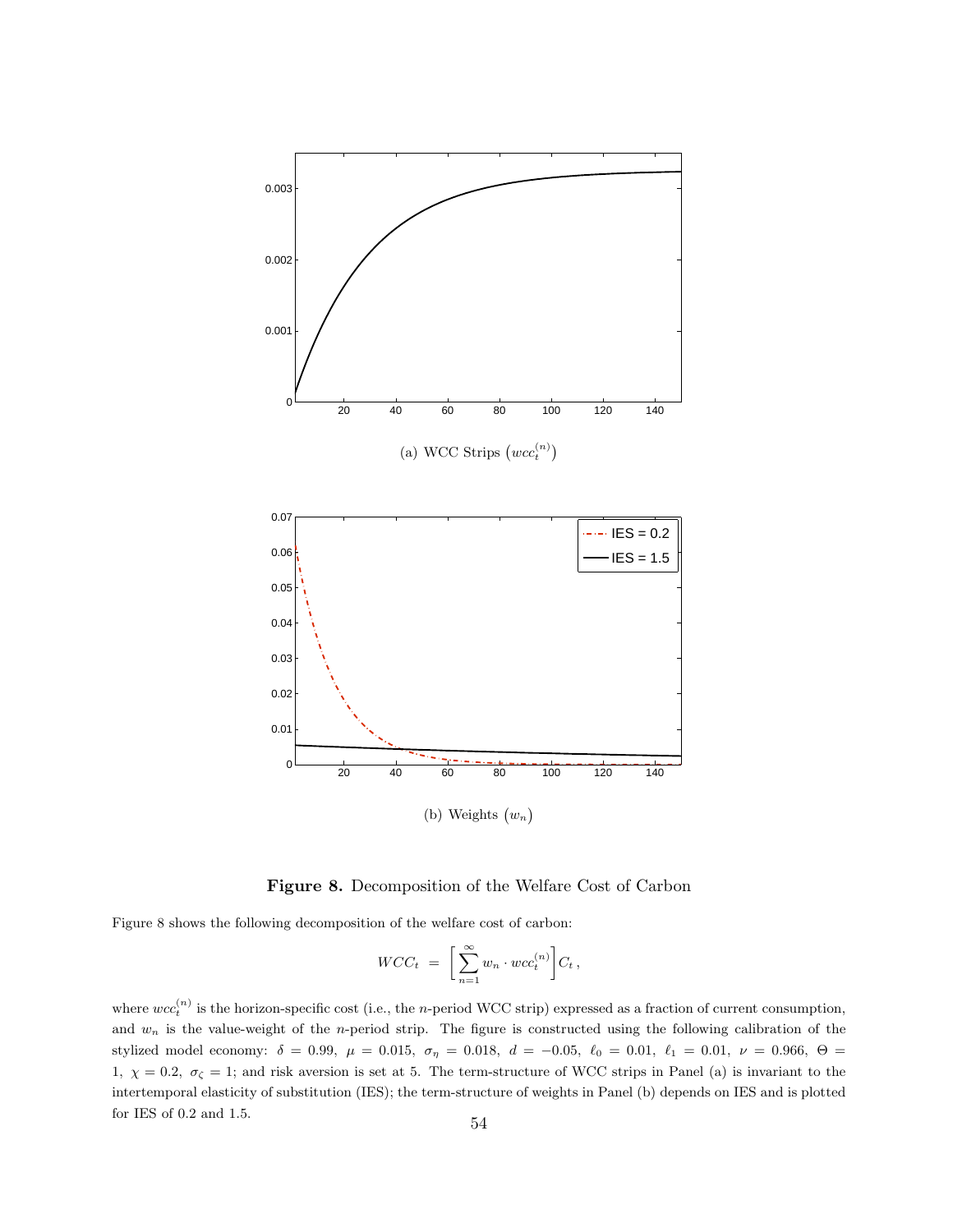(a) WCC Strips $\left(wcc_t^{(n)}\right)$

(b) Weights $\left(w_n\right)$

**Figure 8.** Decomposition of the Welfare Cost of Carbon

Figure 8 shows the following decomposition of the welfare cost of carbon:

$$WCC_t = \left[\sum_{n=1}^{\infty} w_n \cdot wcc_t^{(n)}\right] C_t \,,$$

where $wcc_t^{(n)}$ is the horizon-specific cost (i.e., the $n$-period WCC strip) expressed as a fraction of current consumption, and $w_n$ is the value-weight of the $n$-period strip. The figure is constructed using the following calibration of the stylized model economy: $\delta = 0.99,\ \mu = 0.015,\ \sigma_\eta = 0.018,\ d = -0.05,\ \ell_0 = 0.01,\ \ell_1 = 0.01,\ \nu = 0.966,\ \Theta = 1,\ \chi = 0.2,\ \sigma_\zeta = 1$; and risk aversion is set at 5. The term-structure of WCC strips in Panel (a) is invariant to the intertemporal elasticity of substitution (IES); the term-structure of weights in Panel (b) depends on IES and is plotted for IES of 0.2 and 1.5.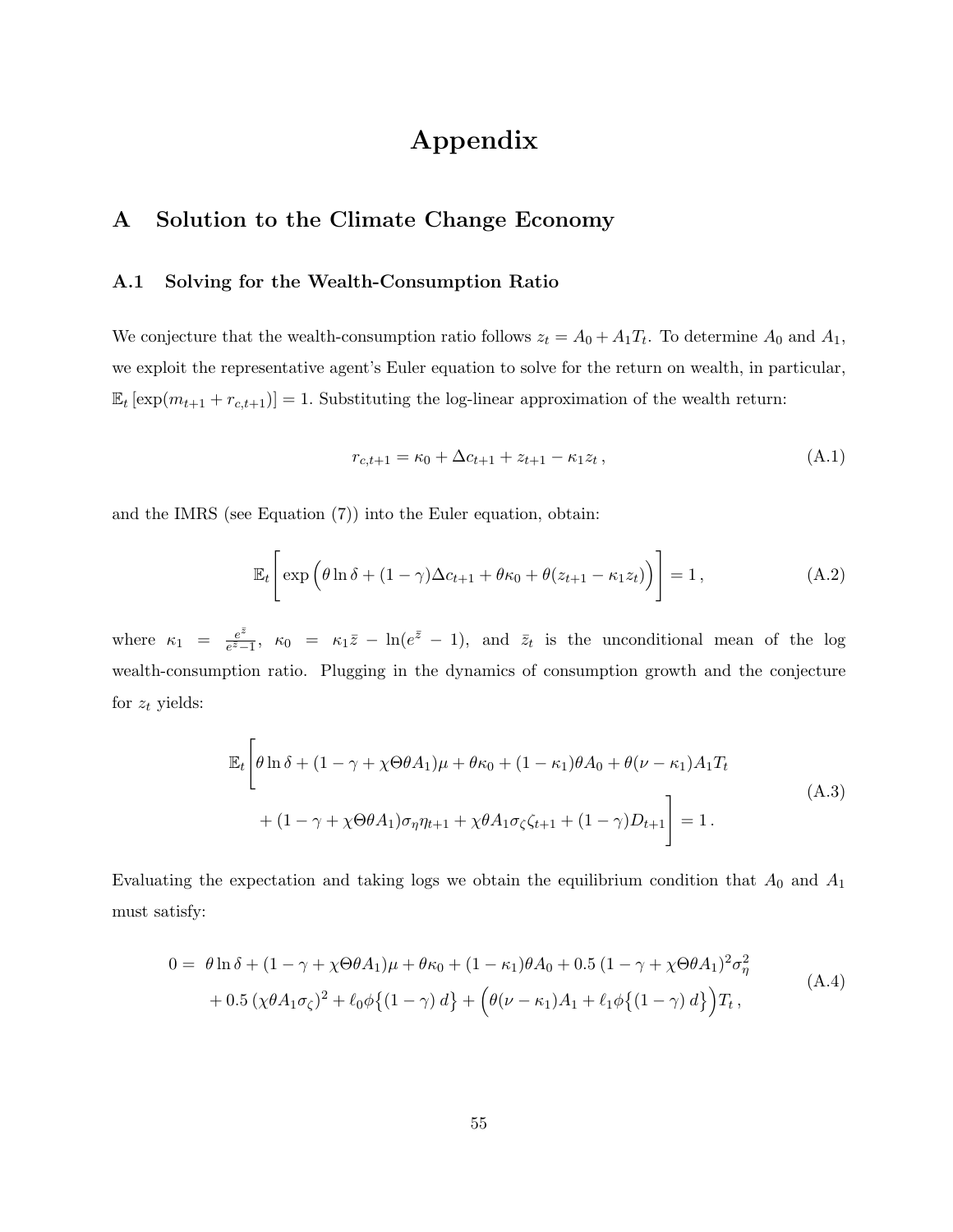# Appendix

## A Solution to the Climate Change Economy

### A.1 Solving for the Wealth-Consumption Ratio

We conjecture that the wealth-consumption ratio follows $z_t = A_0 + A_1 T_t$. To determine $A_0$ and $A_1$, we exploit the representative agent's Euler equation to solve for the return on wealth, in particular, $\mathbb{E}_t [\exp(m_{t+1} + r_{c,t+1})] = 1$. Substituting the log-linear approximation of the wealth return:

$$r_{c,t+1} = \kappa_0 + \Delta c_{t+1} + z_{t+1} - \kappa_1 z_t \,, \tag{A.1}$$

and the IMRS (see Equation (7)) into the Euler equation, obtain:

$$\mathbb{E}_t \left[ \exp\Big( \theta \ln \delta + (1-\gamma)\Delta c_{t+1} + \theta \kappa_0 + \theta(z_{t+1} - \kappa_1 z_t) \Big) \right] = 1 \,, \tag{A.2}$$

where $\kappa_1 = \frac{e^{\bar{z}}}{e^{\bar{z}}-1}$, $\kappa_0 = \kappa_1 \bar{z} - \ln(e^{\bar{z}} - 1)$, and $\bar{z}_t$ is the unconditional mean of the log wealth-consumption ratio. Plugging in the dynamics of consumption growth and the conjecture for $z_t$ yields:

$$\begin{aligned} \mathbb{E}_t \Bigg[ & \theta \ln \delta + (1 - \gamma + \chi \Theta \theta A_1)\mu + \theta \kappa_0 + (1-\kappa_1)\theta A_0 + \theta(\nu - \kappa_1) A_1 T_t \\ & + (1 - \gamma + \chi \Theta \theta A_1)\sigma_\eta \eta_{t+1} + \chi \theta A_1 \sigma_\zeta \zeta_{t+1} + (1-\gamma) D_{t+1} \Bigg] = 1 \,. \end{aligned} \tag{A.3}$$

Evaluating the expectation and taking logs we obtain the equilibrium condition that $A_0$ and $A_1$ must satisfy:

$$\begin{aligned} 0 = \; & \theta \ln \delta + (1 - \gamma + \chi \Theta \theta A_1)\mu + \theta \kappa_0 + (1-\kappa_1)\theta A_0 + 0.5\,(1 - \gamma + \chi \Theta \theta A_1)^2 \sigma_\eta^2 \\ & + 0.5\,(\chi \theta A_1 \sigma_\zeta)^2 + \ell_0 \phi\big\{(1-\gamma)\, d\big\} + \Big( \theta(\nu - \kappa_1) A_1 + \ell_1 \phi\big\{(1-\gamma)\, d\big\} \Big) T_t \,, \end{aligned} \tag{A.4}$$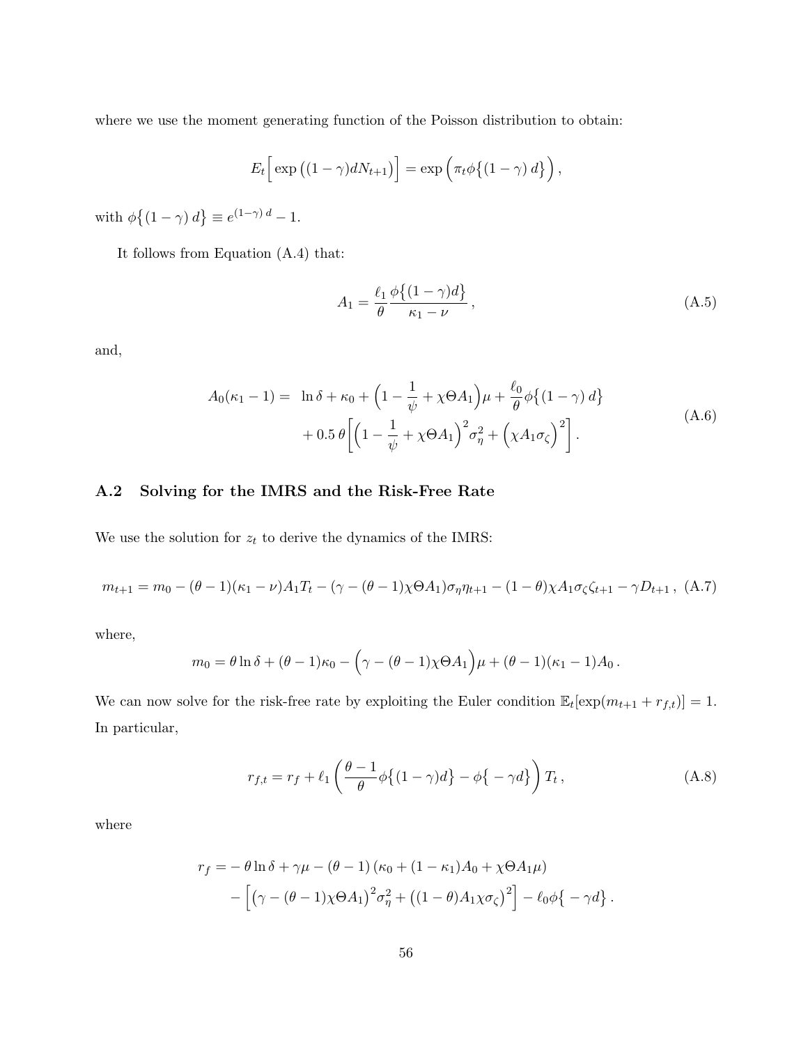where we use the moment generating function of the Poisson distribution to obtain:

$$E_t\Big[\exp\big((1-\gamma)dN_{t+1}\big)\Big] = \exp\Big(\pi_t \phi\big\{(1-\gamma)\,d\big\}\Big)\,,$$

with $\phi\big\{(1-\gamma)\,d\big\} \equiv e^{(1-\gamma)\,d} - 1$.

It follows from Equation (A.4) that:

$$A_1 = \frac{\ell_1}{\theta}\frac{\phi\big\{(1-\gamma)d\big\}}{\kappa_1 - \nu}\,, \tag{A.5}$$

and,

$$\begin{aligned} A_0(\kappa_1 - 1) = \;& \ln\delta + \kappa_0 + \Big(1 - \frac{1}{\psi} + \chi\Theta A_1\Big)\mu + \frac{\ell_0}{\theta}\phi\big\{(1-\gamma)\,d\big\} \\ & + 0.5\,\theta\bigg[\Big(1 - \frac{1}{\psi} + \chi\Theta A_1\Big)^2\sigma_\eta^2 + \Big(\chi A_1 \sigma_\zeta\Big)^2\bigg]. \end{aligned} \tag{A.6}$$

## A.2 Solving for the IMRS and the Risk-Free Rate

We use the solution for $z_t$ to derive the dynamics of the IMRS:

$$m_{t+1} = m_0 - (\theta-1)(\kappa_1-\nu)A_1 T_t - (\gamma - (\theta-1)\chi\Theta A_1)\sigma_\eta \eta_{t+1} - (1-\theta)\chi A_1 \sigma_\zeta \zeta_{t+1} - \gamma D_{t+1}\,, \tag{A.7}$$

where,

$$m_0 = \theta\ln\delta + (\theta-1)\kappa_0 - \Big(\gamma - (\theta-1)\chi\Theta A_1\Big)\mu + (\theta-1)(\kappa_1-1)A_0\,.$$

We can now solve for the risk-free rate by exploiting the Euler condition $\mathbb{E}_t[\exp(m_{t+1} + r_{f,t})] = 1$. In particular,

$$r_{f,t} = r_f + \ell_1\left(\frac{\theta-1}{\theta}\phi\big\{(1-\gamma)d\big\} - \phi\big\{-\gamma d\big\}\right)T_t\,, \tag{A.8}$$

where

$$\begin{aligned} r_f = & -\theta\ln\delta + \gamma\mu - (\theta-1)\left(\kappa_0 + (1-\kappa_1)A_0 + \chi\Theta A_1\mu\right) \\ & - \Big[\big(\gamma - (\theta-1)\chi\Theta A_1\big)^2\sigma_\eta^2 + \big((1-\theta)A_1\chi\sigma_\zeta\big)^2\Big] - \ell_0\phi\big\{-\gamma d\big\}\,. \end{aligned}$$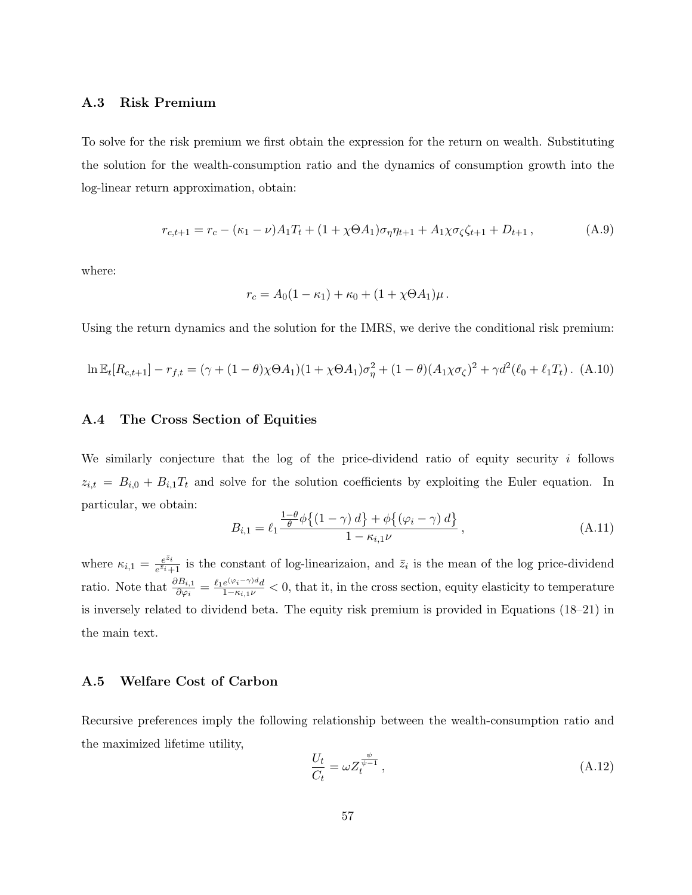### A.3 Risk Premium

To solve for the risk premium we first obtain the expression for the return on wealth. Substituting the solution for the wealth-consumption ratio and the dynamics of consumption growth into the log-linear return approximation, obtain:

$$r_{c,t+1} = r_c - (\kappa_1 - \nu)A_1 T_t + (1 + \chi\Theta A_1)\sigma_\eta \eta_{t+1} + A_1 \chi \sigma_\zeta \zeta_{t+1} + D_{t+1}\,, \tag{A.9}$$

where:

$$r_c = A_0(1 - \kappa_1) + \kappa_0 + (1 + \chi\Theta A_1)\mu\,.$$

Using the return dynamics and the solution for the IMRS, we derive the conditional risk premium:

$$\ln \mathbb{E}_t[R_{c,t+1}] - r_{f,t} = (\gamma + (1-\theta)\chi\Theta A_1)(1 + \chi\Theta A_1)\sigma_\eta^2 + (1-\theta)(A_1\chi\sigma_\zeta)^2 + \gamma d^2(\ell_0 + \ell_1 T_t)\,. \tag{A.10}$$

### A.4 The Cross Section of Equities

We similarly conjecture that the log of the price-dividend ratio of equity security $i$ follows $z_{i,t} = B_{i,0} + B_{i,1}T_t$ and solve for the solution coefficients by exploiting the Euler equation. In particular, we obtain:

$$B_{i,1} = \ell_1 \frac{\frac{1-\theta}{\theta}\phi\big\{(1-\gamma)\,d\big\} + \phi\big\{(\varphi_i - \gamma)\,d\big\}}{1 - \kappa_{i,1}\nu}\,, \tag{A.11}$$

where $\kappa_{i,1} = \frac{e^{\bar{z}_i}}{e^{\bar{z}_i}+1}$ is the constant of log-linearizaion, and $\bar{z}_i$ is the mean of the log price-dividend ratio. Note that $\frac{\partial B_{i,1}}{\partial \varphi_i} = \frac{\ell_1 e^{(\varphi_i - \gamma)d} d}{1-\kappa_{i,1}\nu} < 0$, that it, in the cross section, equity elasticity to temperature is inversely related to dividend beta. The equity risk premium is provided in Equations (18–21) in the main text.

### A.5 Welfare Cost of Carbon

Recursive preferences imply the following relationship between the wealth-consumption ratio and the maximized lifetime utility,

$$\frac{U_t}{C_t} = \omega Z_t^{\frac{\psi}{\psi-1}}\,, \tag{A.12}$$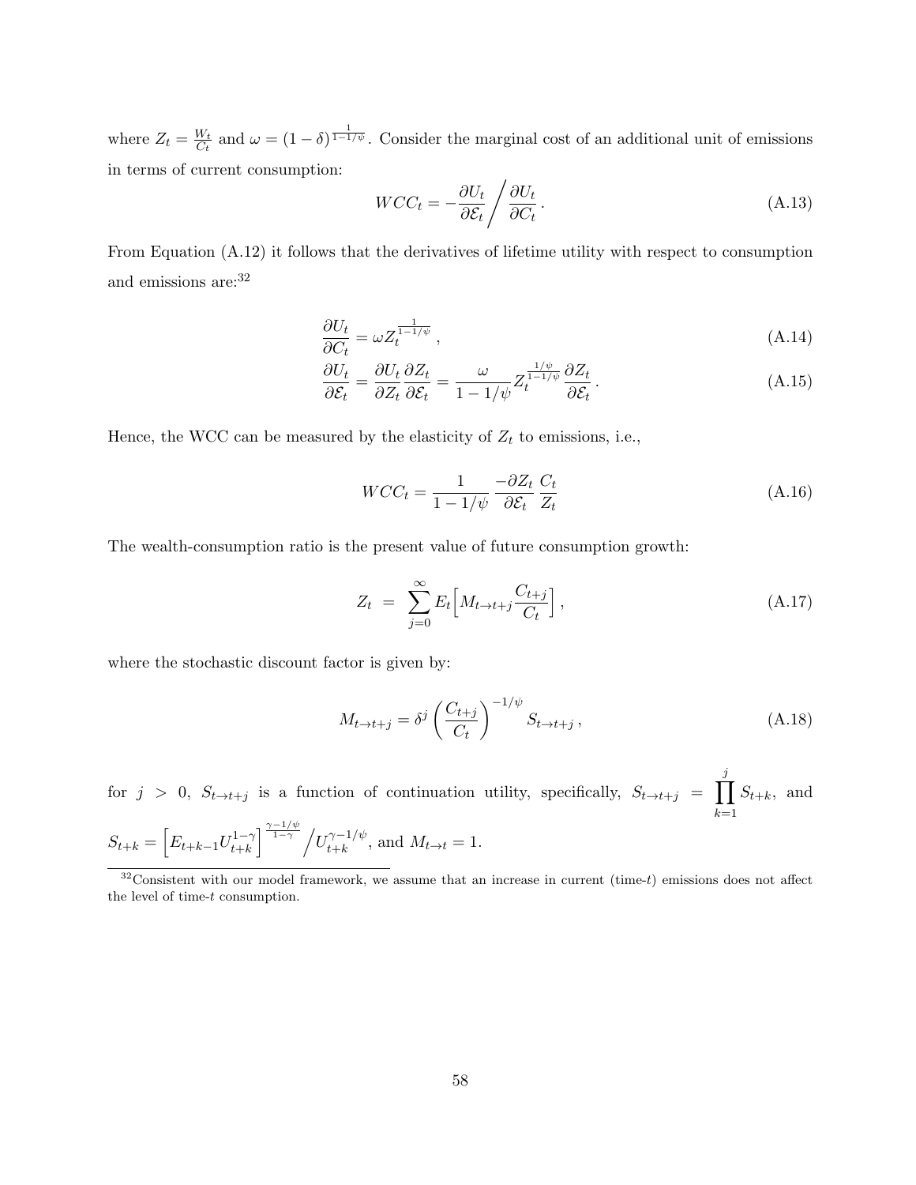where $Z_t = \frac{W_t}{C_t}$ and $\omega = (1-\delta)^{\frac{1}{1-1/\psi}}$. Consider the marginal cost of an additional unit of emissions in terms of current consumption:

$$WCC_t = -\frac{\partial U_t}{\partial \mathcal{E}_t} \Big/ \frac{\partial U_t}{\partial C_t} \,. \tag{A.13}$$

From Equation (A.12) it follows that the derivatives of lifetime utility with respect to consumption and emissions are:[32]

$$\frac{\partial U_t}{\partial C_t} = \omega Z_t^{\frac{1}{1-1/\psi}} \,, \tag{A.14}$$

$$\frac{\partial U_t}{\partial \mathcal{E}_t} = \frac{\partial U_t}{\partial Z_t}\frac{\partial Z_t}{\partial \mathcal{E}_t} = \frac{\omega}{1-1/\psi} Z_t^{\frac{1/\psi}{1-1/\psi}} \frac{\partial Z_t}{\partial \mathcal{E}_t} \,. \tag{A.15}$$

Hence, the WCC can be measured by the elasticity of $Z_t$ to emissions, i.e.,

$$WCC_t = \frac{1}{1-1/\psi} \frac{-\partial Z_t}{\partial \mathcal{E}_t} \frac{C_t}{Z_t} \tag{A.16}$$

The wealth-consumption ratio is the present value of future consumption growth:

$$Z_t \;=\; \sum_{j=0}^{\infty} E_t\Big[M_{t\to t+j}\frac{C_{t+j}}{C_t}\Big] \,, \tag{A.17}$$

where the stochastic discount factor is given by:

$$M_{t\to t+j} = \delta^j \left(\frac{C_{t+j}}{C_t}\right)^{-1/\psi} S_{t\to t+j} \,, \tag{A.18}$$

for $j > 0$, $S_{t\to t+j}$ is a function of continuation utility, specifically, $S_{t\to t+j} = \prod_{k=1}^{j} S_{t+k}$, and $S_{t+k} = \left[E_{t+k-1}U_{t+k}^{1-\gamma}\right]^{\frac{\gamma-1/\psi}{1-\gamma}} \Big/ U_{t+k}^{\gamma-1/\psi}$, and $M_{t\to t} = 1$.

[32] Consistent with our model framework, we assume that an increase in current (time-$t$) emissions does not affect the level of time-$t$ consumption.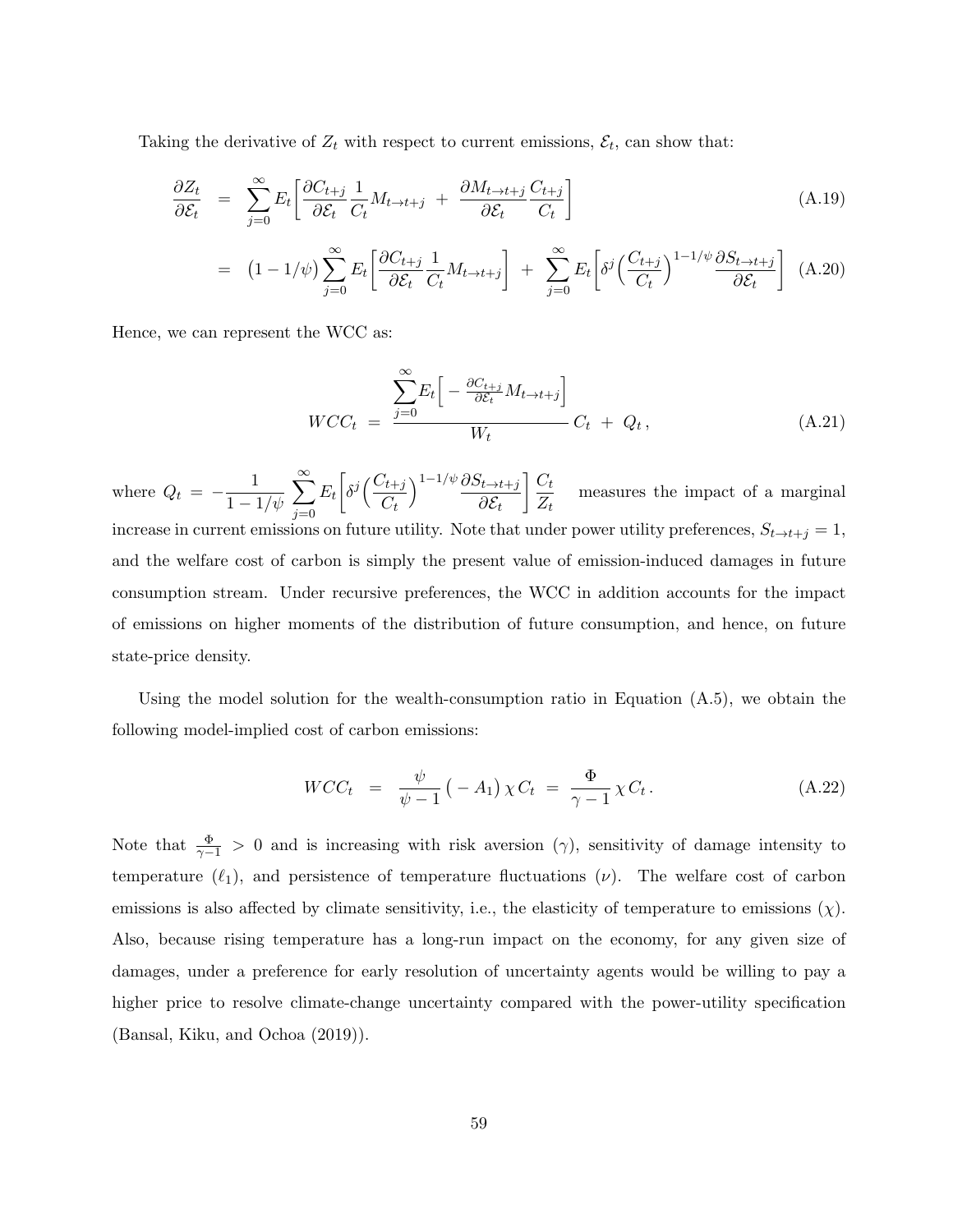Taking the derivative of $Z_t$ with respect to current emissions, $\mathcal{E}_t$, can show that:

$$
\begin{aligned}
\frac{\partial Z_t}{\partial \mathcal{E}_t} &= \sum_{j=0}^{\infty} E_t\Big[\frac{\partial C_{t+j}}{\partial \mathcal{E}_t}\frac{1}{C_t}M_{t\to t+j} \;+\; \frac{\partial M_{t\to t+j}}{\partial \mathcal{E}_t}\frac{C_{t+j}}{C_t}\Big] &\text{(A.19)}\\
&= \big(1-1/\psi\big)\sum_{j=0}^{\infty} E_t\Big[\frac{\partial C_{t+j}}{\partial \mathcal{E}_t}\frac{1}{C_t}M_{t\to t+j}\Big] \;+\; \sum_{j=0}^{\infty} E_t\Big[\delta^j\Big(\frac{C_{t+j}}{C_t}\Big)^{1-1/\psi}\frac{\partial S_{t\to t+j}}{\partial \mathcal{E}_t}\Big] &\text{(A.20)}
\end{aligned}
$$

Hence, we can represent the WCC as:

$$
WCC_t \;=\; \frac{\sum_{j=0}^{\infty} E_t\Big[-\frac{\partial C_{t+j}}{\partial \mathcal{E}_t}M_{t\to t+j}\Big]}{W_t}\,C_t \;+\; Q_t\,, \tag{A.21}
$$

where $Q_t \;=\; -\dfrac{1}{1-1/\psi}\displaystyle\sum_{j=0}^{\infty} E_t\Big[\delta^j\Big(\frac{C_{t+j}}{C_t}\Big)^{1-1/\psi}\frac{\partial S_{t\to t+j}}{\partial \mathcal{E}_t}\Big]\frac{C_t}{Z_t}$ measures the impact of a marginal increase in current emissions on future utility. Note that under power utility preferences, $S_{t\to t+j}=1$, and the welfare cost of carbon is simply the present value of emission-induced damages in future consumption stream. Under recursive preferences, the WCC in addition accounts for the impact of emissions on higher moments of the distribution of future consumption, and hence, on future state-price density.

Using the model solution for the wealth-consumption ratio in Equation (A.5), we obtain the following model-implied cost of carbon emissions:

$$
WCC_t \;=\; \frac{\psi}{\psi-1}\big(-A_1\big)\,\chi\,C_t \;=\; \frac{\Phi}{\gamma-1}\,\chi\,C_t\,. \tag{A.22}
$$

Note that $\frac{\Phi}{\gamma-1} > 0$ and is increasing with risk aversion ($\gamma$), sensitivity of damage intensity to temperature ($\ell_1$), and persistence of temperature fluctuations ($\nu$). The welfare cost of carbon emissions is also affected by climate sensitivity, i.e., the elasticity of temperature to emissions ($\chi$). Also, because rising temperature has a long-run impact on the economy, for any given size of damages, under a preference for early resolution of uncertainty agents would be willing to pay a higher price to resolve climate-change uncertainty compared with the power-utility specification (Bansal, Kiku, and Ochoa (2019)).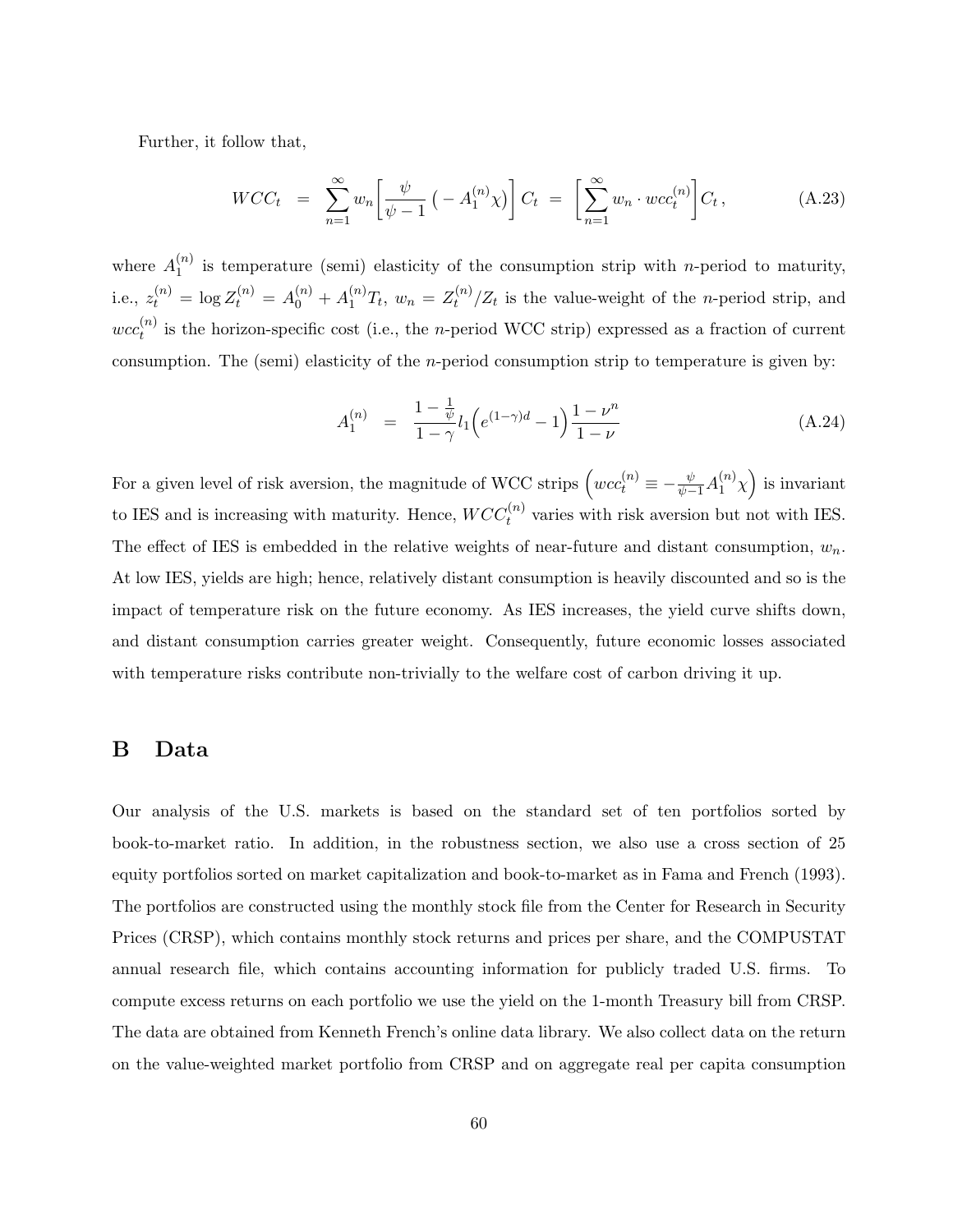Further, it follow that,

$$WCC_t \;=\; \sum_{n=1}^{\infty} w_n \left[ \frac{\psi}{\psi - 1} \left( - A_1^{(n)} \chi \right) \right] C_t \;=\; \left[ \sum_{n=1}^{\infty} w_n \cdot wcc_t^{(n)} \right] C_t \,, \tag{A.23}$$

where $A_1^{(n)}$ is temperature (semi) elasticity of the consumption strip with $n$-period to maturity, i.e., $z_t^{(n)} = \log Z_t^{(n)} = A_0^{(n)} + A_1^{(n)} T_t$, $w_n = Z_t^{(n)} / Z_t$ is the value-weight of the $n$-period strip, and $wcc_t^{(n)}$ is the horizon-specific cost (i.e., the $n$-period WCC strip) expressed as a fraction of current consumption. The (semi) elasticity of the $n$-period consumption strip to temperature is given by:

$$A_1^{(n)} \;=\; \frac{1 - \frac{1}{\psi}}{1 - \gamma} l_1 \Big( e^{(1-\gamma) d} - 1 \Big) \frac{1 - \nu^n}{1 - \nu} \tag{A.24}$$

For a given level of risk aversion, the magnitude of WCC strips $\left( wcc_t^{(n)} \equiv - \frac{\psi}{\psi - 1} A_1^{(n)} \chi \right)$ is invariant to IES and is increasing with maturity. Hence, $WCC_t^{(n)}$ varies with risk aversion but not with IES. The effect of IES is embedded in the relative weights of near-future and distant consumption, $w_n$. At low IES, yields are high; hence, relatively distant consumption is heavily discounted and so is the impact of temperature risk on the future economy. As IES increases, the yield curve shifts down, and distant consumption carries greater weight. Consequently, future economic losses associated with temperature risks contribute non-trivially to the welfare cost of carbon driving it up.

# B Data

Our analysis of the U.S. markets is based on the standard set of ten portfolios sorted by book-to-market ratio. In addition, in the robustness section, we also use a cross section of 25 equity portfolios sorted on market capitalization and book-to-market as in Fama and French (1993). The portfolios are constructed using the monthly stock file from the Center for Research in Security Prices (CRSP), which contains monthly stock returns and prices per share, and the COMPUSTAT annual research file, which contains accounting information for publicly traded U.S. firms. To compute excess returns on each portfolio we use the yield on the 1-month Treasury bill from CRSP. The data are obtained from Kenneth French's online data library. We also collect data on the return on the value-weighted market portfolio from CRSP and on aggregate real per capita consumption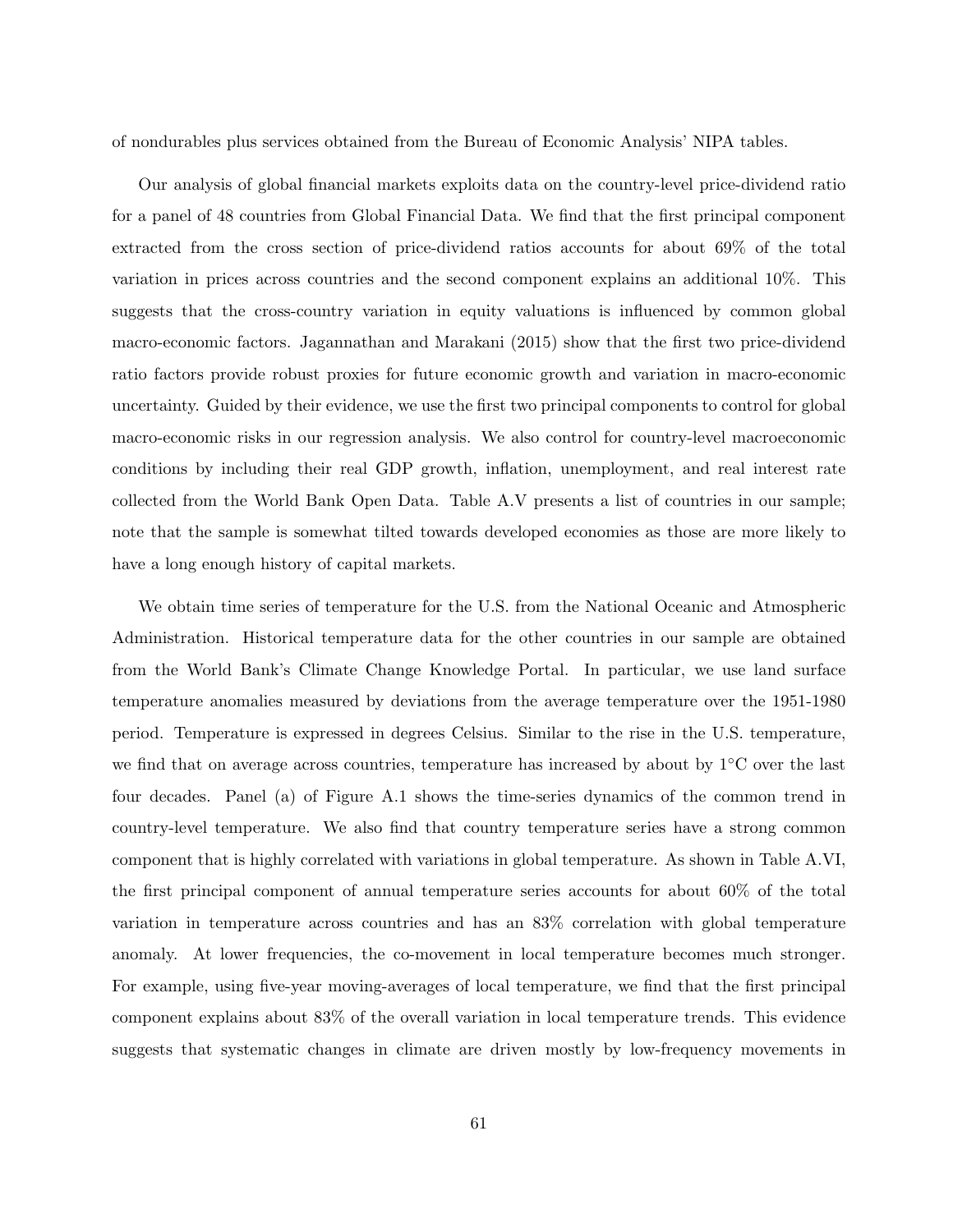of nondurables plus services obtained from the Bureau of Economic Analysis' NIPA tables.

Our analysis of global financial markets exploits data on the country-level price-dividend ratio for a panel of 48 countries from Global Financial Data. We find that the first principal component extracted from the cross section of price-dividend ratios accounts for about 69% of the total variation in prices across countries and the second component explains an additional 10%. This suggests that the cross-country variation in equity valuations is influenced by common global macro-economic factors. Jagannathan and Marakani (2015) show that the first two price-dividend ratio factors provide robust proxies for future economic growth and variation in macro-economic uncertainty. Guided by their evidence, we use the first two principal components to control for global macro-economic risks in our regression analysis. We also control for country-level macroeconomic conditions by including their real GDP growth, inflation, unemployment, and real interest rate collected from the World Bank Open Data. Table A.V presents a list of countries in our sample; note that the sample is somewhat tilted towards developed economies as those are more likely to have a long enough history of capital markets.

We obtain time series of temperature for the U.S. from the National Oceanic and Atmospheric Administration. Historical temperature data for the other countries in our sample are obtained from the World Bank's Climate Change Knowledge Portal. In particular, we use land surface temperature anomalies measured by deviations from the average temperature over the 1951-1980 period. Temperature is expressed in degrees Celsius. Similar to the rise in the U.S. temperature, we find that on average across countries, temperature has increased by about by 1°C over the last four decades. Panel (a) of Figure A.1 shows the time-series dynamics of the common trend in country-level temperature. We also find that country temperature series have a strong common component that is highly correlated with variations in global temperature. As shown in Table A.VI, the first principal component of annual temperature series accounts for about 60% of the total variation in temperature across countries and has an 83% correlation with global temperature anomaly. At lower frequencies, the co-movement in local temperature becomes much stronger. For example, using five-year moving-averages of local temperature, we find that the first principal component explains about 83% of the overall variation in local temperature trends. This evidence suggests that systematic changes in climate are driven mostly by low-frequency movements in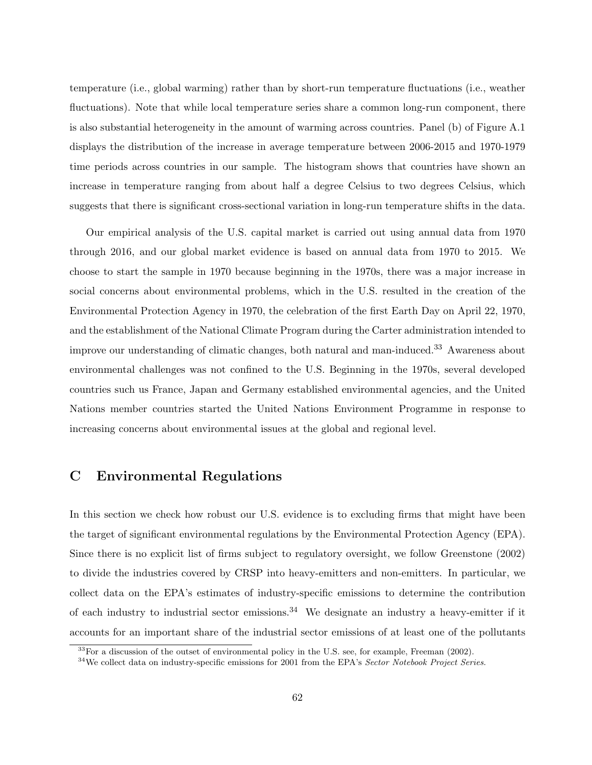temperature (i.e., global warming) rather than by short-run temperature fluctuations (i.e., weather fluctuations). Note that while local temperature series share a common long-run component, there is also substantial heterogeneity in the amount of warming across countries. Panel (b) of Figure A.1 displays the distribution of the increase in average temperature between 2006-2015 and 1970-1979 time periods across countries in our sample. The histogram shows that countries have shown an increase in temperature ranging from about half a degree Celsius to two degrees Celsius, which suggests that there is significant cross-sectional variation in long-run temperature shifts in the data.

Our empirical analysis of the U.S. capital market is carried out using annual data from 1970 through 2016, and our global market evidence is based on annual data from 1970 to 2015. We choose to start the sample in 1970 because beginning in the 1970s, there was a major increase in social concerns about environmental problems, which in the U.S. resulted in the creation of the Environmental Protection Agency in 1970, the celebration of the first Earth Day on April 22, 1970, and the establishment of the National Climate Program during the Carter administration intended to improve our understanding of climatic changes, both natural and man-induced.[33] Awareness about environmental challenges was not confined to the U.S. Beginning in the 1970s, several developed countries such us France, Japan and Germany established environmental agencies, and the United Nations member countries started the United Nations Environment Programme in response to increasing concerns about environmental issues at the global and regional level.

# C Environmental Regulations

In this section we check how robust our U.S. evidence is to excluding firms that might have been the target of significant environmental regulations by the Environmental Protection Agency (EPA). Since there is no explicit list of firms subject to regulatory oversight, we follow Greenstone (2002) to divide the industries covered by CRSP into heavy-emitters and non-emitters. In particular, we collect data on the EPA's estimates of industry-specific emissions to determine the contribution of each industry to industrial sector emissions.[34] We designate an industry a heavy-emitter if it accounts for an important share of the industrial sector emissions of at least one of the pollutants

[33] For a discussion of the outset of environmental policy in the U.S. see, for example, Freeman (2002).

[34] We collect data on industry-specific emissions for 2001 from the EPA's *Sector Notebook Project Series*.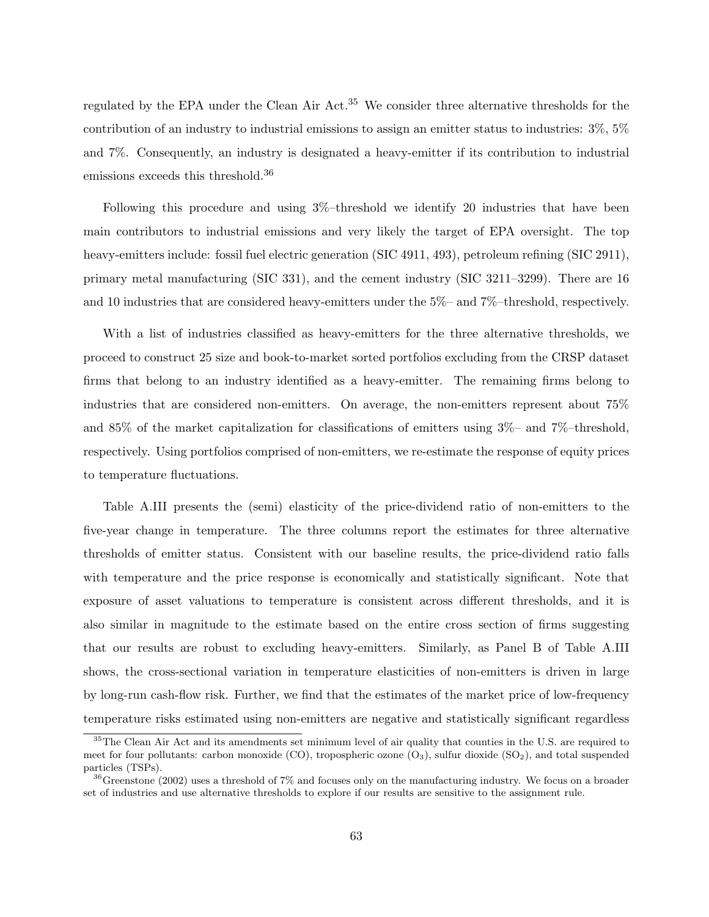regulated by the EPA under the Clean Air Act.[35] We consider three alternative thresholds for the contribution of an industry to industrial emissions to assign an emitter status to industries: 3%, 5% and 7%. Consequently, an industry is designated a heavy-emitter if its contribution to industrial emissions exceeds this threshold.[36]

Following this procedure and using 3%–threshold we identify 20 industries that have been main contributors to industrial emissions and very likely the target of EPA oversight. The top heavy-emitters include: fossil fuel electric generation (SIC 4911, 493), petroleum refining (SIC 2911), primary metal manufacturing (SIC 331), and the cement industry (SIC 3211–3299). There are 16 and 10 industries that are considered heavy-emitters under the 5%– and 7%–threshold, respectively.

With a list of industries classified as heavy-emitters for the three alternative thresholds, we proceed to construct 25 size and book-to-market sorted portfolios excluding from the CRSP dataset firms that belong to an industry identified as a heavy-emitter. The remaining firms belong to industries that are considered non-emitters. On average, the non-emitters represent about 75% and 85% of the market capitalization for classifications of emitters using 3%– and 7%–threshold, respectively. Using portfolios comprised of non-emitters, we re-estimate the response of equity prices to temperature fluctuations.

Table A.III presents the (semi) elasticity of the price-dividend ratio of non-emitters to the five-year change in temperature. The three columns report the estimates for three alternative thresholds of emitter status. Consistent with our baseline results, the price-dividend ratio falls with temperature and the price response is economically and statistically significant. Note that exposure of asset valuations to temperature is consistent across different thresholds, and it is also similar in magnitude to the estimate based on the entire cross section of firms suggesting that our results are robust to excluding heavy-emitters. Similarly, as Panel B of Table A.III shows, the cross-sectional variation in temperature elasticities of non-emitters is driven in large by long-run cash-flow risk. Further, we find that the estimates of the market price of low-frequency temperature risks estimated using non-emitters are negative and statistically significant regardless

[35] The Clean Air Act and its amendments set minimum level of air quality that counties in the U.S. are required to meet for four pollutants: carbon monoxide (CO), tropospheric ozone ($O_3$), sulfur dioxide ($SO_2$), and total suspended particles (TSPs).

[36] Greenstone (2002) uses a threshold of 7% and focuses only on the manufacturing industry. We focus on a broader set of industries and use alternative thresholds to explore if our results are sensitive to the assignment rule.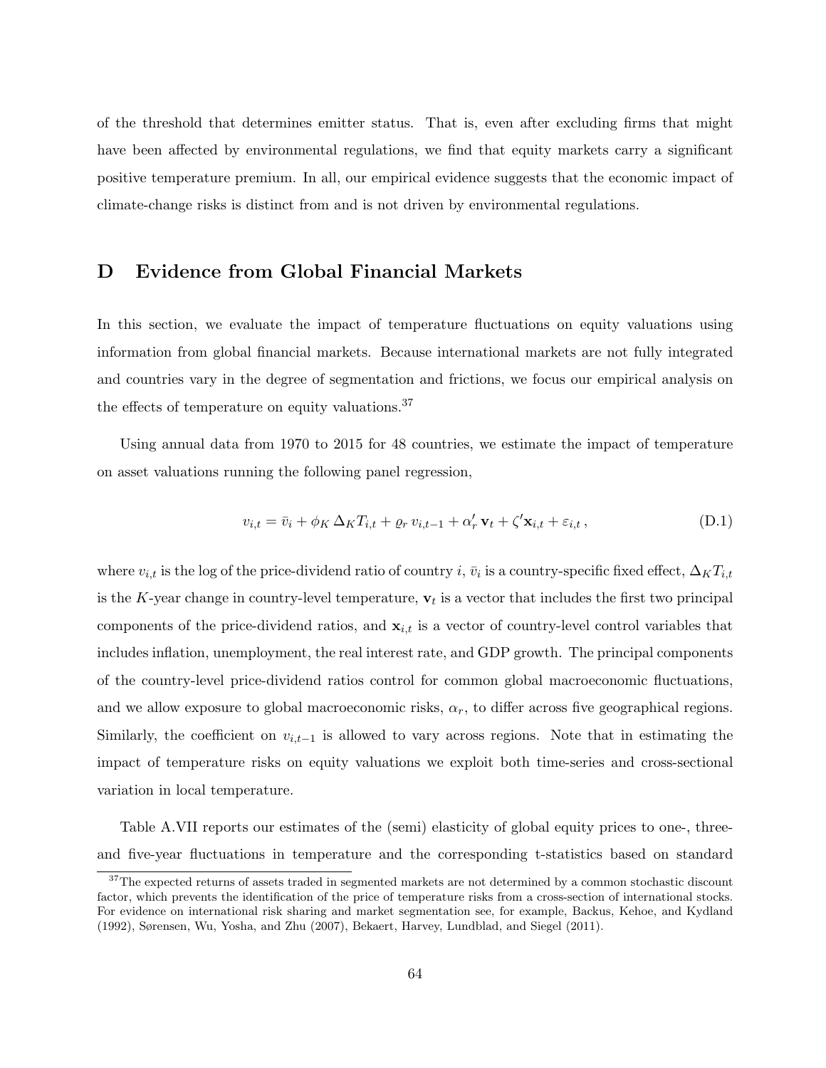of the threshold that determines emitter status. That is, even after excluding firms that might have been affected by environmental regulations, we find that equity markets carry a significant positive temperature premium. In all, our empirical evidence suggests that the economic impact of climate-change risks is distinct from and is not driven by environmental regulations.

## D Evidence from Global Financial Markets

In this section, we evaluate the impact of temperature fluctuations on equity valuations using information from global financial markets. Because international markets are not fully integrated and countries vary in the degree of segmentation and frictions, we focus our empirical analysis on the effects of temperature on equity valuations.[37]

Using annual data from 1970 to 2015 for 48 countries, we estimate the impact of temperature on asset valuations running the following panel regression,

$$v_{i,t} = \bar{v}_i + \phi_K \, \Delta_K T_{i,t} + \varrho_r \, v_{i,t-1} + \alpha_r' \, \mathbf{v}_t + \zeta' \mathbf{x}_{i,t} + \varepsilon_{i,t} \,, \tag{D.1}$$

where $v_{i,t}$ is the log of the price-dividend ratio of country $i$, $\bar{v}_i$ is a country-specific fixed effect, $\Delta_K T_{i,t}$ is the $K$-year change in country-level temperature, $\mathbf{v}_t$ is a vector that includes the first two principal components of the price-dividend ratios, and $\mathbf{x}_{i,t}$ is a vector of country-level control variables that includes inflation, unemployment, the real interest rate, and GDP growth. The principal components of the country-level price-dividend ratios control for common global macroeconomic fluctuations, and we allow exposure to global macroeconomic risks, $\alpha_r$, to differ across five geographical regions. Similarly, the coefficient on $v_{i,t-1}$ is allowed to vary across regions. Note that in estimating the impact of temperature risks on equity valuations we exploit both time-series and cross-sectional variation in local temperature.

Table A.VII reports our estimates of the (semi) elasticity of global equity prices to one-, three- and five-year fluctuations in temperature and the corresponding t-statistics based on standard

[37] The expected returns of assets traded in segmented markets are not determined by a common stochastic discount factor, which prevents the identification of the price of temperature risks from a cross-section of international stocks. For evidence on international risk sharing and market segmentation see, for example, Backus, Kehoe, and Kydland (1992), Sørensen, Wu, Yosha, and Zhu (2007), Bekaert, Harvey, Lundblad, and Siegel (2011).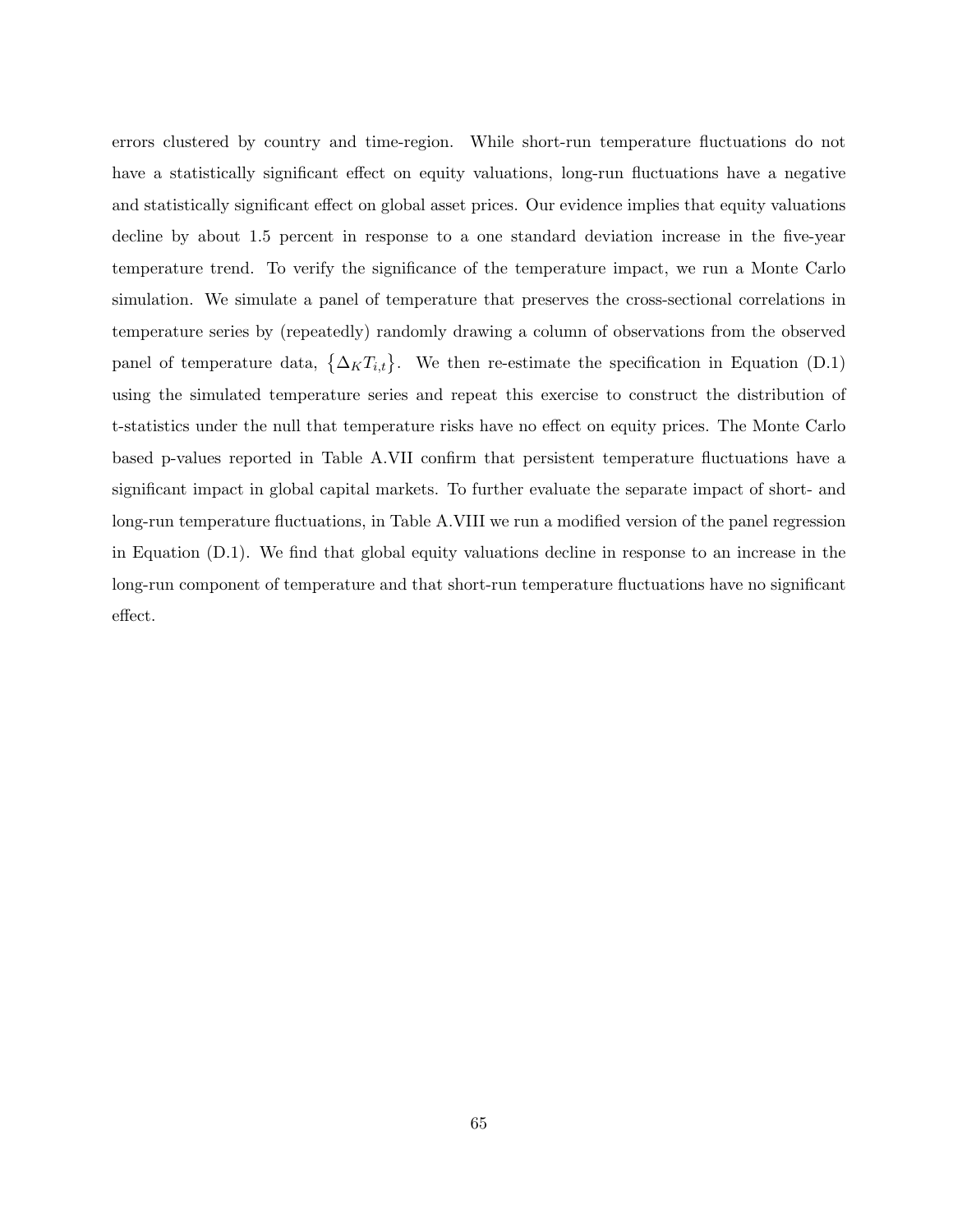errors clustered by country and time-region. While short-run temperature fluctuations do not have a statistically significant effect on equity valuations, long-run fluctuations have a negative and statistically significant effect on global asset prices. Our evidence implies that equity valuations decline by about 1.5 percent in response to a one standard deviation increase in the five-year temperature trend. To verify the significance of the temperature impact, we run a Monte Carlo simulation. We simulate a panel of temperature that preserves the cross-sectional correlations in temperature series by (repeatedly) randomly drawing a column of observations from the observed panel of temperature data, $\{\Delta_K T_{i,t}\}$. We then re-estimate the specification in Equation (D.1) using the simulated temperature series and repeat this exercise to construct the distribution of t-statistics under the null that temperature risks have no effect on equity prices. The Monte Carlo based p-values reported in Table A.VII confirm that persistent temperature fluctuations have a significant impact in global capital markets. To further evaluate the separate impact of short- and long-run temperature fluctuations, in Table A.VIII we run a modified version of the panel regression in Equation (D.1). We find that global equity valuations decline in response to an increase in the long-run component of temperature and that short-run temperature fluctuations have no significant effect.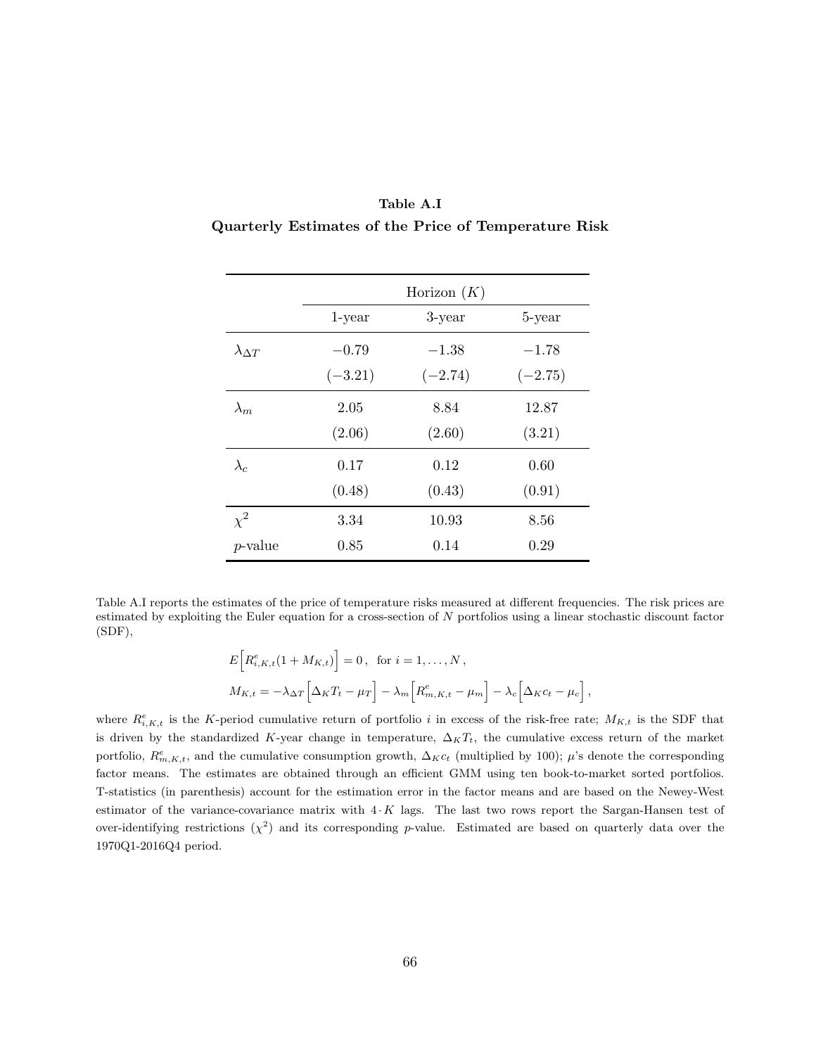**Table A.I**

**Quarterly Estimates of the Price of Temperature Risk**

| | Horizon ($K$) | | |
|---|---|---|---|
| | 1-year | 3-year | 5-year |
| $\lambda_{\Delta T}$ | $-0.79$ | $-1.38$ | $-1.78$ |
| | $(-3.21)$ | $(-2.74)$ | $(-2.75)$ |
| $\lambda_m$ | 2.05 | 8.84 | 12.87 |
| | (2.06) | (2.60) | (3.21) |
| $\lambda_c$ | 0.17 | 0.12 | 0.60 |
| | (0.48) | (0.43) | (0.91) |
| $\chi^2$ | 3.34 | 10.93 | 8.56 |
| $p$-value | 0.85 | 0.14 | 0.29 |

Table A.I reports the estimates of the price of temperature risks measured at different frequencies. The risk prices are estimated by exploiting the Euler equation for a cross-section of $N$ portfolios using a linear stochastic discount factor (SDF),

$$E\Big[R^e_{i,K,t}(1 + M_{K,t})\Big] = 0\,, \quad \text{for } i = 1, \ldots, N\,,$$

$$M_{K,t} = -\lambda_{\Delta T}\Big[\Delta_K T_t - \mu_T\Big] - \lambda_m\Big[R^e_{m,K,t} - \mu_m\Big] - \lambda_c\Big[\Delta_K c_t - \mu_c\Big]\,,$$

where $R^e_{i,K,t}$ is the $K$-period cumulative return of portfolio $i$ in excess of the risk-free rate; $M_{K,t}$ is the SDF that is driven by the standardized $K$-year change in temperature, $\Delta_K T_t$, the cumulative excess return of the market portfolio, $R^e_{m,K,t}$, and the cumulative consumption growth, $\Delta_K c_t$ (multiplied by 100); $\mu$'s denote the corresponding factor means. The estimates are obtained through an efficient GMM using ten book-to-market sorted portfolios. T-statistics (in parenthesis) account for the estimation error in the factor means and are based on the Newey-West estimator of the variance-covariance matrix with $4 \cdot K$ lags. The last two rows report the Sargan-Hansen test of over-identifying restrictions ($\chi^2$) and its corresponding $p$-value. Estimated are based on quarterly data over the 1970Q1-2016Q4 period.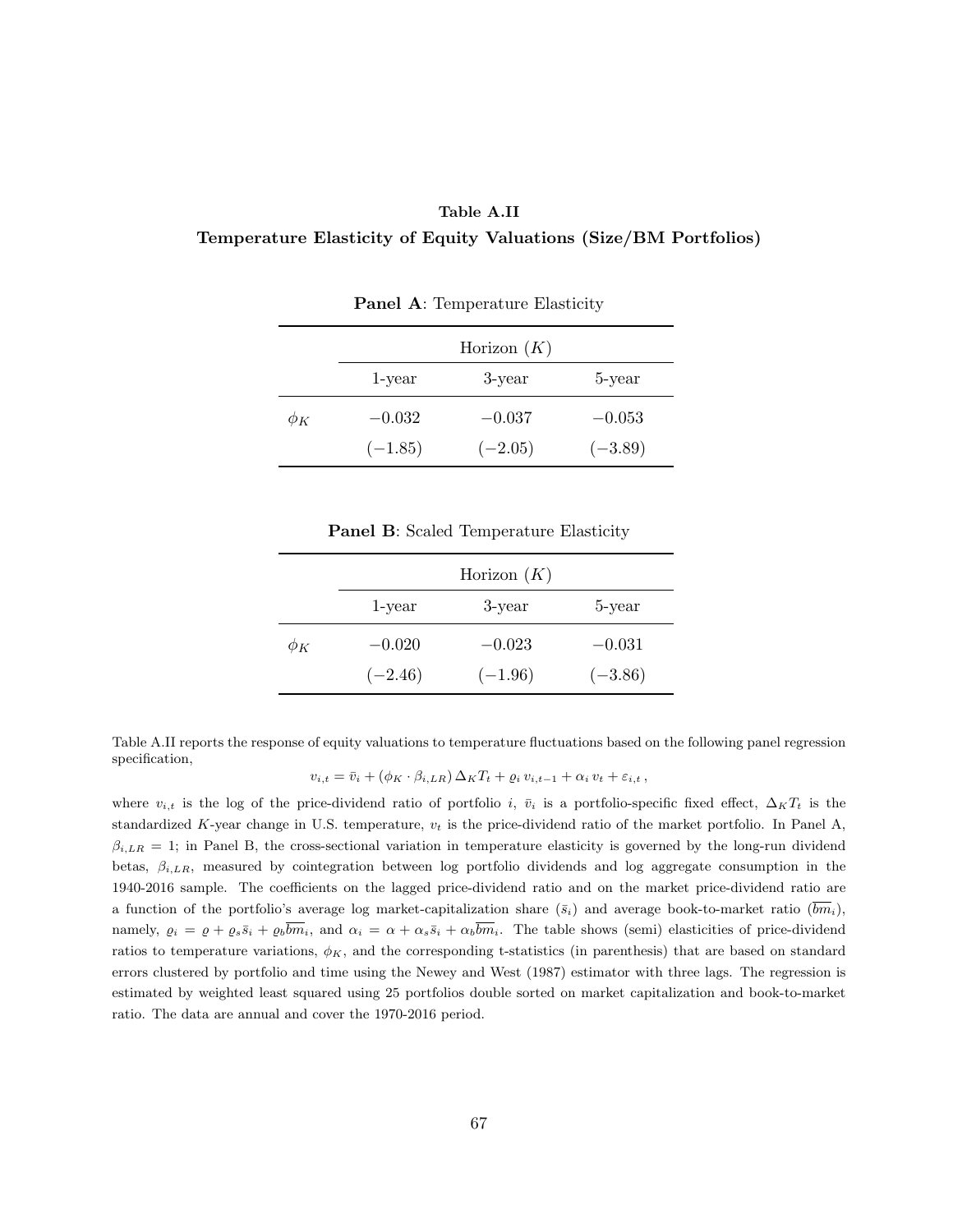**Table A.II**

**Temperature Elasticity of Equity Valuations (Size/BM Portfolios)**

**Panel A**: Temperature Elasticity

| | Horizon ($K$) | | |
|---|---|---|---|
| | 1-year | 3-year | 5-year |
| $\phi_K$ | $-0.032$ | $-0.037$ | $-0.053$ |
| | $(-1.85)$ | $(-2.05)$ | $(-3.89)$ |

**Panel B**: Scaled Temperature Elasticity

| | Horizon ($K$) | | |
|---|---|---|---|
| | 1-year | 3-year | 5-year |
| $\phi_K$ | $-0.020$ | $-0.023$ | $-0.031$ |
| | $(-2.46)$ | $(-1.96)$ | $(-3.86)$ |

Table A.II reports the response of equity valuations to temperature fluctuations based on the following panel regression specification,

$$v_{i,t} = \bar{v}_i + (\phi_K \cdot \beta_{i,LR})\, \Delta_K T_t + \varrho_i \, v_{i,t-1} + \alpha_i \, v_t + \varepsilon_{i,t} \,,$$

where $v_{i,t}$ is the log of the price-dividend ratio of portfolio $i$, $\bar{v}_i$ is a portfolio-specific fixed effect, $\Delta_K T_t$ is the standardized $K$-year change in U.S. temperature, $v_t$ is the price-dividend ratio of the market portfolio. In Panel A, $\beta_{i,LR} = 1$; in Panel B, the cross-sectional variation in temperature elasticity is governed by the long-run dividend betas, $\beta_{i,LR}$, measured by cointegration between log portfolio dividends and log aggregate consumption in the 1940-2016 sample. The coefficients on the lagged price-dividend ratio and on the market price-dividend ratio are a function of the portfolio's average log market-capitalization share ($\bar{s}_i$) and average book-to-market ratio ($\overline{bm}_i$), namely, $\varrho_i = \varrho + \varrho_s \bar{s}_i + \varrho_b \overline{bm}_i$, and $\alpha_i = \alpha + \alpha_s \bar{s}_i + \alpha_b \overline{bm}_i$. The table shows (semi) elasticities of price-dividend ratios to temperature variations, $\phi_K$, and the corresponding t-statistics (in parenthesis) that are based on standard errors clustered by portfolio and time using the Newey and West (1987) estimator with three lags. The regression is estimated by weighted least squared using 25 portfolios double sorted on market capitalization and book-to-market ratio. The data are annual and cover the 1970-2016 period.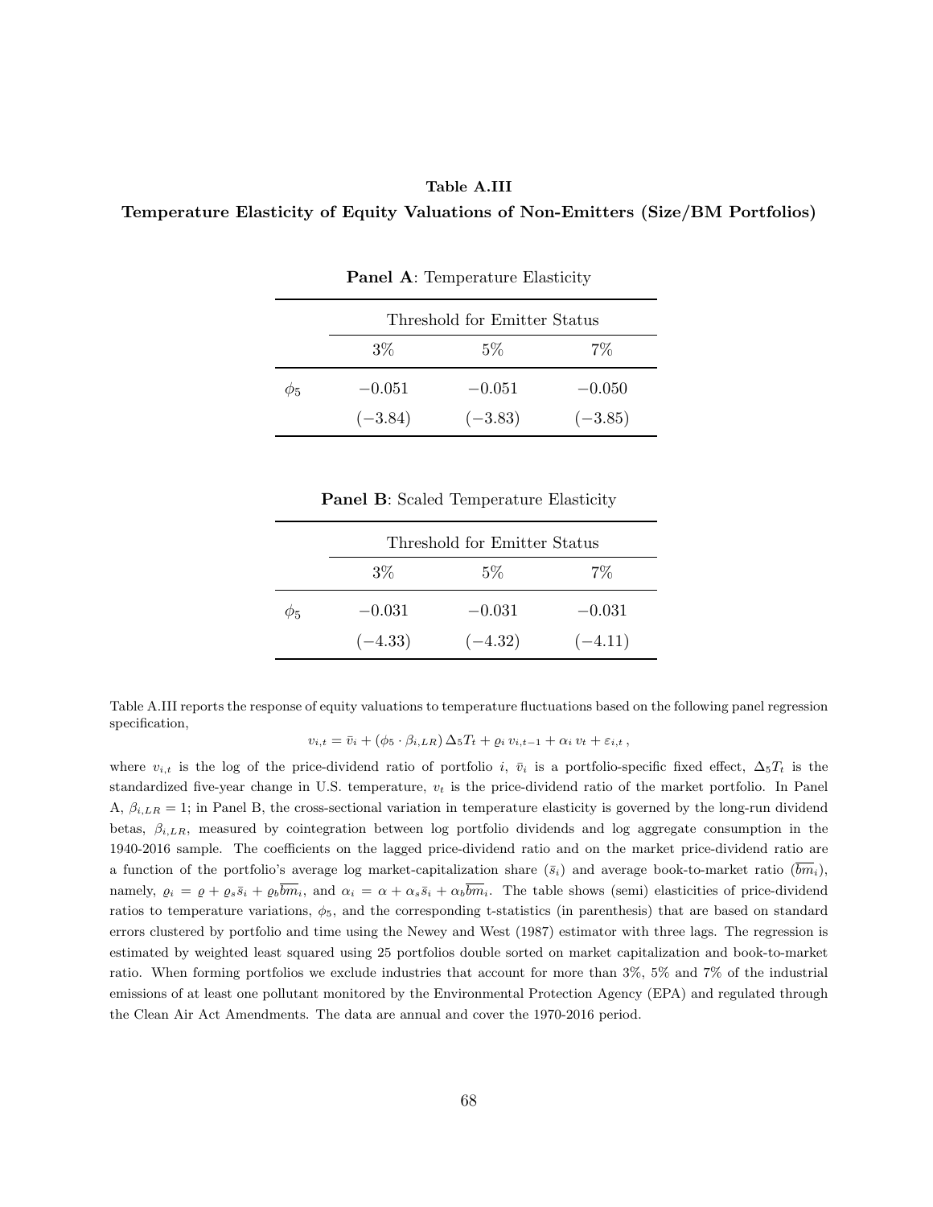**Table A.III**

**Temperature Elasticity of Equity Valuations of Non-Emitters (Size/BM Portfolios)**

**Panel A**: Temperature Elasticity

| | Threshold for Emitter Status | | |
|---|---|---|---|
| | 3% | 5% | 7% |
| $\phi_5$ | $-0.051$ | $-0.051$ | $-0.050$ |
| | $(-3.84)$ | $(-3.83)$ | $(-3.85)$ |

**Panel B**: Scaled Temperature Elasticity

| | Threshold for Emitter Status | | |
|---|---|---|---|
| | 3% | 5% | 7% |
| $\phi_5$ | $-0.031$ | $-0.031$ | $-0.031$ |
| | $(-4.33)$ | $(-4.32)$ | $(-4.11)$ |

Table A.III reports the response of equity valuations to temperature fluctuations based on the following panel regression specification,

$$v_{i,t} = \bar{v}_i + (\phi_5 \cdot \beta_{i,LR})\, \Delta_5 T_t + \varrho_i\, v_{i,t-1} + \alpha_i\, v_t + \varepsilon_{i,t}\,,$$

where $v_{i,t}$ is the log of the price-dividend ratio of portfolio $i$, $\bar{v}_i$ is a portfolio-specific fixed effect, $\Delta_5 T_t$ is the standardized five-year change in U.S. temperature, $v_t$ is the price-dividend ratio of the market portfolio. In Panel A, $\beta_{i,LR} = 1$; in Panel B, the cross-sectional variation in temperature elasticity is governed by the long-run dividend betas, $\beta_{i,LR}$, measured by cointegration between log portfolio dividends and log aggregate consumption in the 1940-2016 sample. The coefficients on the lagged price-dividend ratio and on the market price-dividend ratio are a function of the portfolio's average log market-capitalization share ($\bar{s}_i$) and average book-to-market ratio ($\overline{bm_i}$), namely, $\varrho_i = \varrho + \varrho_s \bar{s}_i + \varrho_b \overline{bm}_i$, and $\alpha_i = \alpha + \alpha_s \bar{s}_i + \alpha_b \overline{bm}_i$. The table shows (semi) elasticities of price-dividend ratios to temperature variations, $\phi_5$, and the corresponding t-statistics (in parenthesis) that are based on standard errors clustered by portfolio and time using the Newey and West (1987) estimator with three lags. The regression is estimated by weighted least squared using 25 portfolios double sorted on market capitalization and book-to-market ratio. When forming portfolios we exclude industries that account for more than 3%, 5% and 7% of the industrial emissions of at least one pollutant monitored by the Environmental Protection Agency (EPA) and regulated through the Clean Air Act Amendments. The data are annual and cover the 1970-2016 period.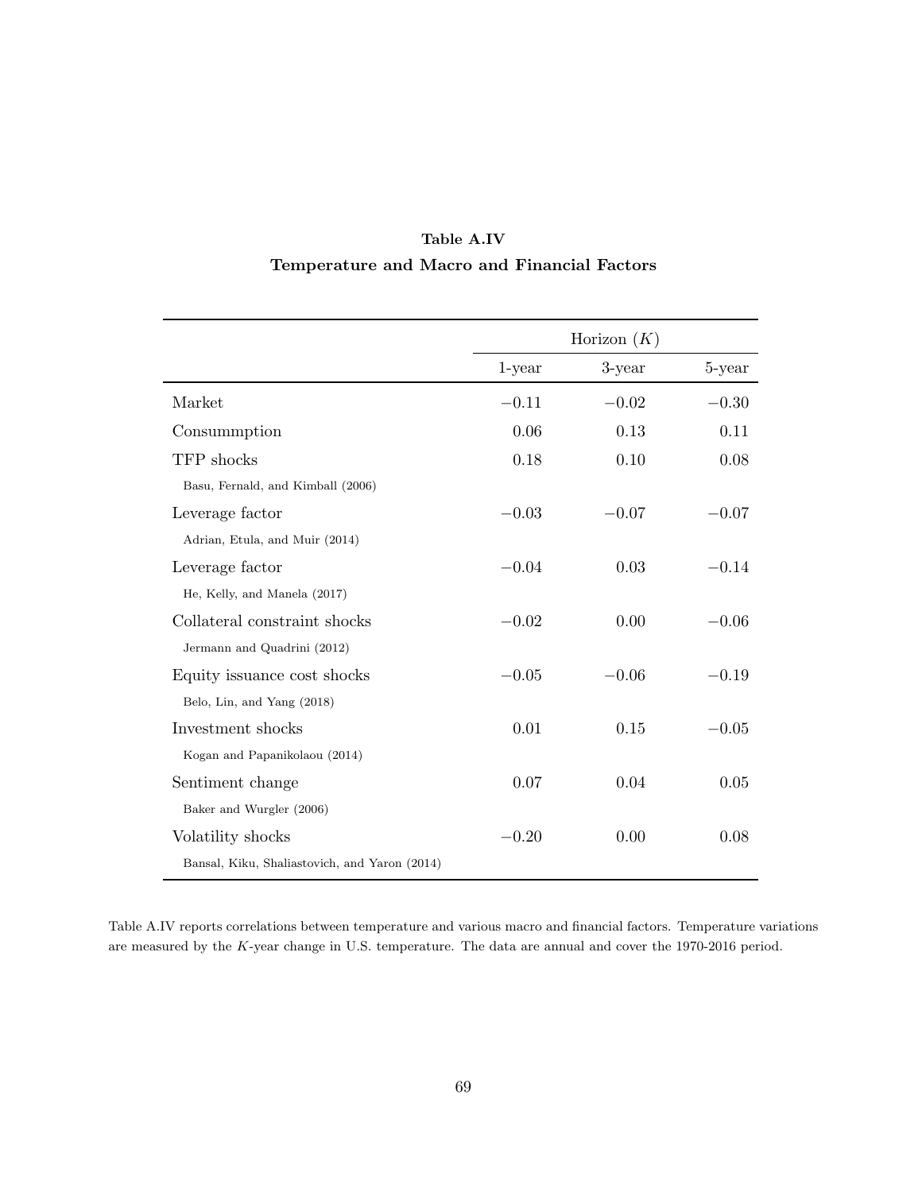**Table A.IV**

**Temperature and Macro and Financial Factors**

| | Horizon ($K$) | | |
|---|---|---|---|
| | 1-year | 3-year | 5-year |
| Market | $-0.11$ | $-0.02$ | $-0.30$ |
| Consummption | 0.06 | 0.13 | 0.11 |
| TFP shocks<br>Basu, Fernald, and Kimball (2006) | 0.18 | 0.10 | 0.08 |
| Leverage factor<br>Adrian, Etula, and Muir (2014) | $-0.03$ | $-0.07$ | $-0.07$ |
| Leverage factor<br>He, Kelly, and Manela (2017) | $-0.04$ | 0.03 | $-0.14$ |
| Collateral constraint shocks<br>Jermann and Quadrini (2012) | $-0.02$ | 0.00 | $-0.06$ |
| Equity issuance cost shocks<br>Belo, Lin, and Yang (2018) | $-0.05$ | $-0.06$ | $-0.19$ |
| Investment shocks<br>Kogan and Papanikolaou (2014) | 0.01 | 0.15 | $-0.05$ |
| Sentiment change<br>Baker and Wurgler (2006) | 0.07 | 0.04 | 0.05 |
| Volatility shocks<br>Bansal, Kiku, Shaliastovich, and Yaron (2014) | $-0.20$ | 0.00 | 0.08 |

Table A.IV reports correlations between temperature and various macro and financial factors. Temperature variations are measured by the $K$-year change in U.S. temperature. The data are annual and cover the 1970-2016 period.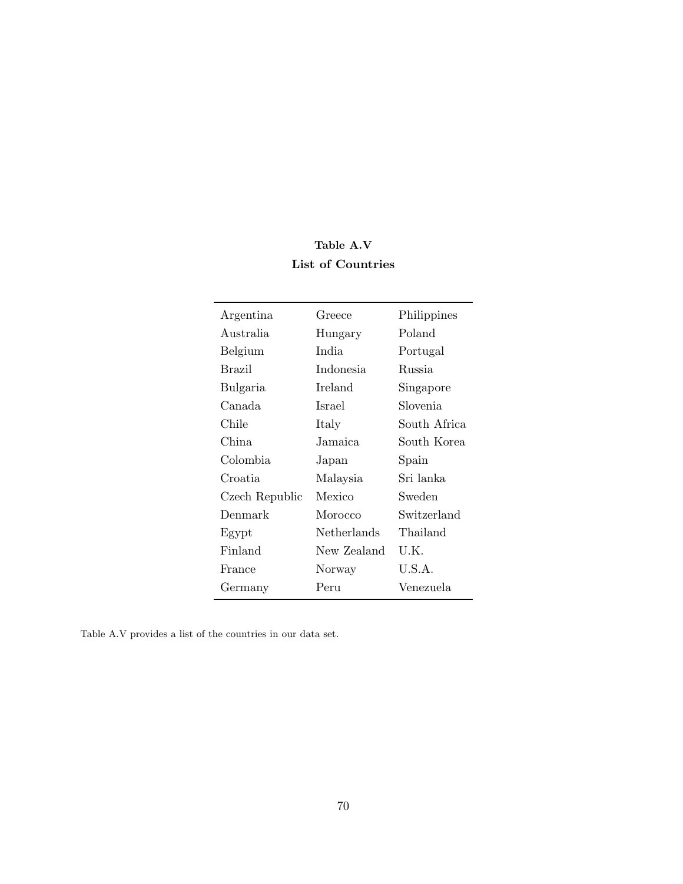**Table A.V**

**List of Countries**

| | | |
|---|---|---|
| Argentina | Greece | Philippines |
| Australia | Hungary | Poland |
| Belgium | India | Portugal |
| Brazil | Indonesia | Russia |
| Bulgaria | Ireland | Singapore |
| Canada | Israel | Slovenia |
| Chile | Italy | South Africa |
| China | Jamaica | South Korea |
| Colombia | Japan | Spain |
| Croatia | Malaysia | Sri lanka |
| Czech Republic | Mexico | Sweden |
| Denmark | Morocco | Switzerland |
| Egypt | Netherlands | Thailand |
| Finland | New Zealand | U.K. |
| France | Norway | U.S.A. |
| Germany | Peru | Venezuela |

Table A.V provides a list of the countries in our data set.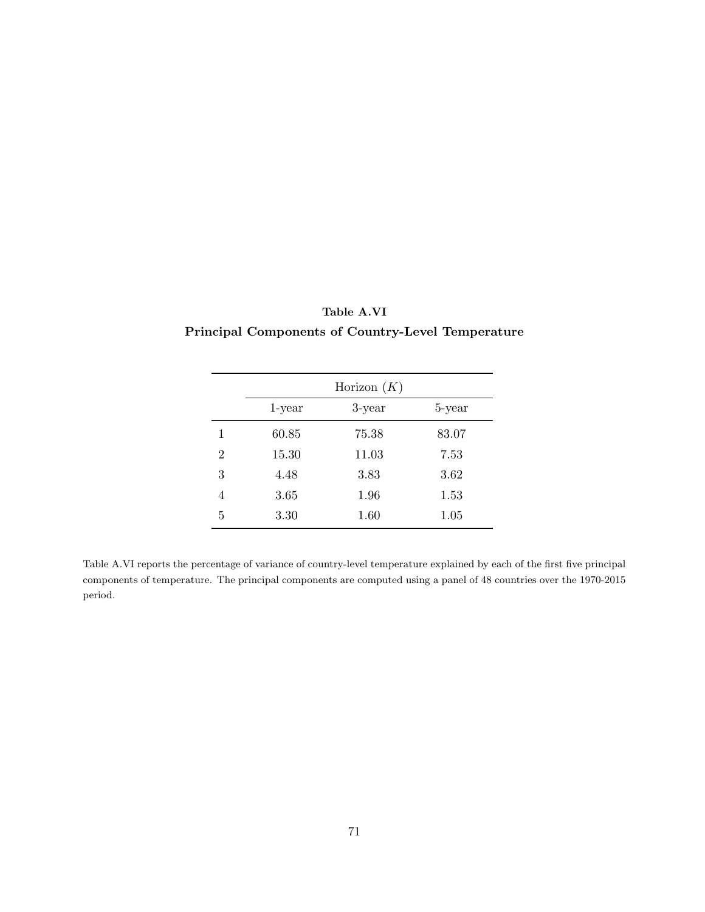**Table A.VI**

**Principal Components of Country-Level Temperature**

| | Horizon ($K$) | | |
|---|---|---|---|
| | 1-year | 3-year | 5-year |
| 1 | 60.85 | 75.38 | 83.07 |
| 2 | 15.30 | 11.03 | 7.53 |
| 3 | 4.48 | 3.83 | 3.62 |
| 4 | 3.65 | 1.96 | 1.53 |
| 5 | 3.30 | 1.60 | 1.05 |

Table A.VI reports the percentage of variance of country-level temperature explained by each of the first five principal components of temperature. The principal components are computed using a panel of 48 countries over the 1970-2015 period.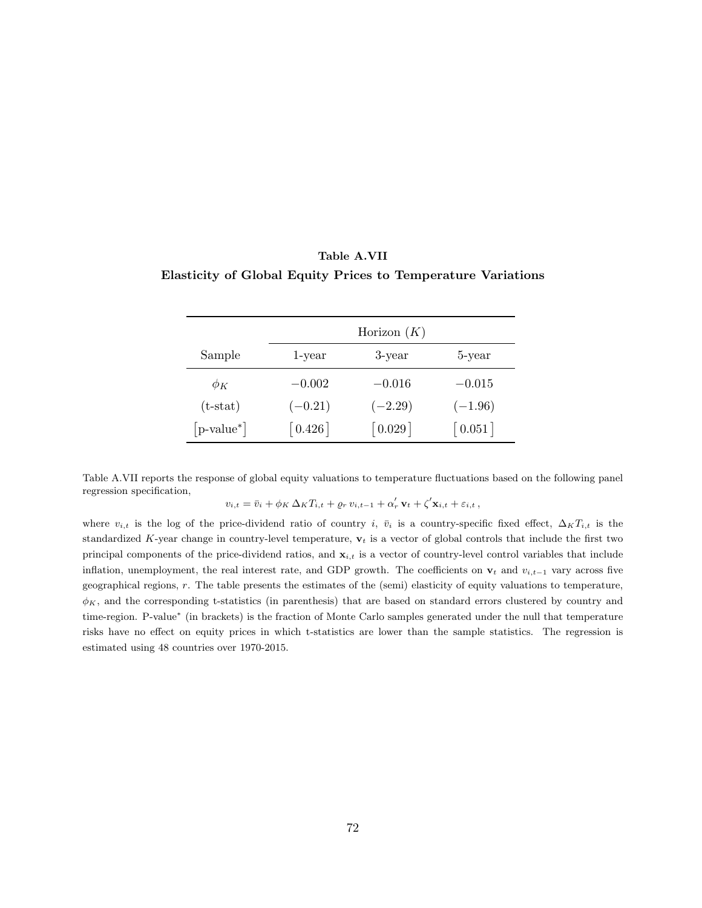**Table A.VII**

**Elasticity of Global Equity Prices to Temperature Variations**

| | Horizon ($K$) | | |
|---|---|---|---|
| Sample | 1-year | 3-year | 5-year |
| $\phi_K$ | $-0.002$ | $-0.016$ | $-0.015$ |
| (t-stat) | $(-0.21)$ | $(-2.29)$ | $(-1.96)$ |
| [p-value*] | [0.426] | [0.029] | [0.051] |

Table A.VII reports the response of global equity valuations to temperature fluctuations based on the following panel regression specification,

$$v_{i,t} = \bar{v}_i + \phi_K \, \Delta_K T_{i,t} + \varrho_r \, v_{i,t-1} + \alpha_r' \, \mathbf{v}_t + \zeta' \mathbf{x}_{i,t} + \varepsilon_{i,t} \,,$$

where $v_{i,t}$ is the log of the price-dividend ratio of country $i$, $\bar{v}_i$ is a country-specific fixed effect, $\Delta_K T_{i,t}$ is the standardized $K$-year change in country-level temperature, $\mathbf{v}_t$ is a vector of global controls that include the first two principal components of the price-dividend ratios, and $\mathbf{x}_{i,t}$ is a vector of country-level control variables that include inflation, unemployment, the real interest rate, and GDP growth. The coefficients on $\mathbf{v}_t$ and $v_{i,t-1}$ vary across five geographical regions, $r$. The table presents the estimates of the (semi) elasticity of equity valuations to temperature, $\phi_K$, and the corresponding t-statistics (in parenthesis) that are based on standard errors clustered by country and time-region. P-value* (in brackets) is the fraction of Monte Carlo samples generated under the null that temperature risks have no effect on equity prices in which t-statistics are lower than the sample statistics. The regression is estimated using 48 countries over 1970-2015.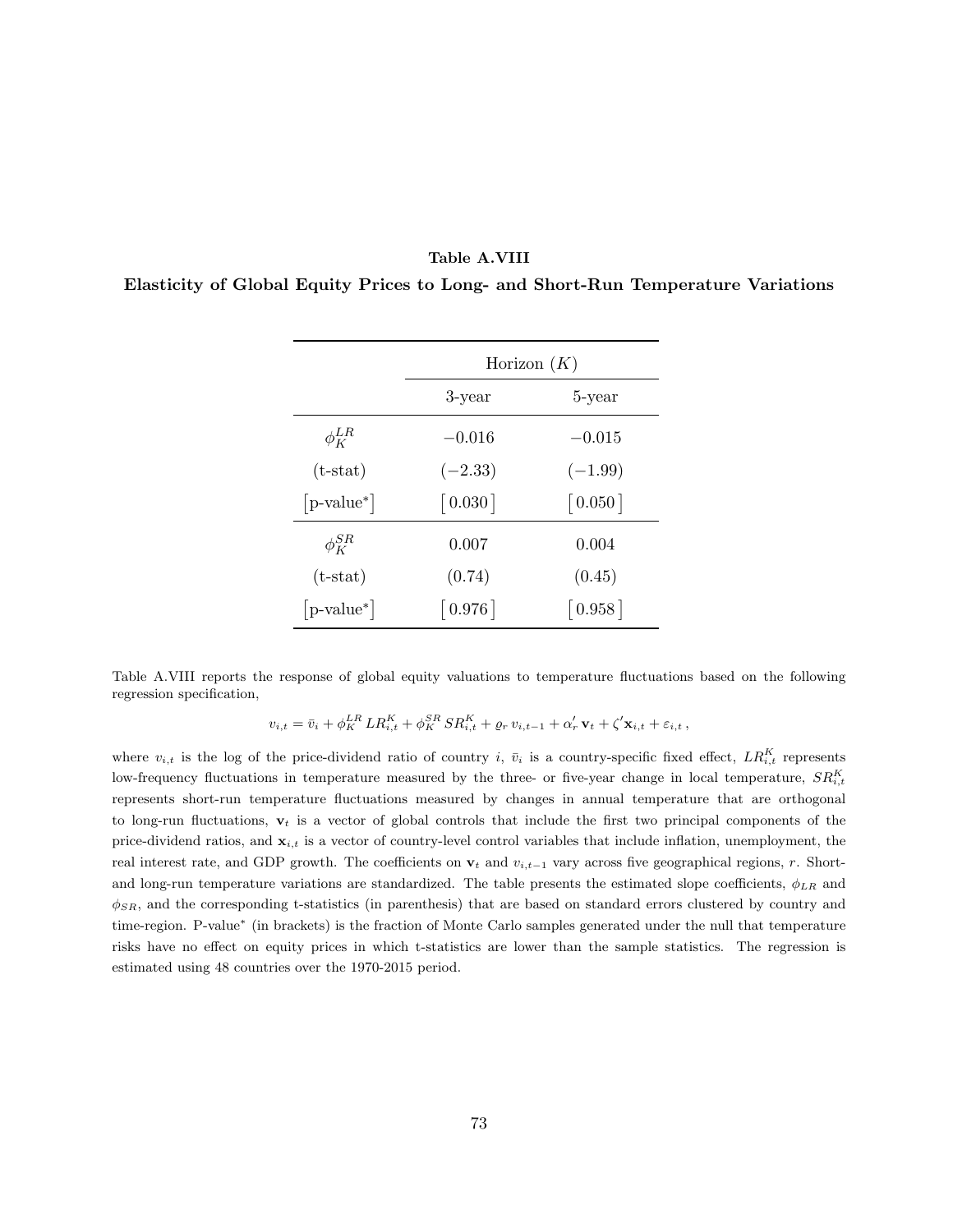**Table A.VIII**

**Elasticity of Global Equity Prices to Long- and Short-Run Temperature Variations**

| | Horizon ($K$) | |
|---|---|---|
| | 3-year | 5-year |
| $\phi_K^{LR}$ | $-0.016$ | $-0.015$ |
| (t-stat) | $(-2.33)$ | $(-1.99)$ |
| [p-value*] | [0.030] | [0.050] |
| $\phi_K^{SR}$ | 0.007 | 0.004 |
| (t-stat) | (0.74) | (0.45) |
| [p-value*] | [0.976] | [0.958] |

Table A.VIII reports the response of global equity valuations to temperature fluctuations based on the following regression specification,

$$v_{i,t} = \bar{v}_i + \phi_K^{LR}\, LR_{i,t}^K + \phi_K^{SR}\, SR_{i,t}^K + \varrho_r\, v_{i,t-1} + \alpha_r'\, \mathbf{v}_t + \zeta' \mathbf{x}_{i,t} + \varepsilon_{i,t}\,,$$

where $v_{i,t}$ is the log of the price-dividend ratio of country $i$, $\bar{v}_i$ is a country-specific fixed effect, $LR_{i,t}^K$ represents low-frequency fluctuations in temperature measured by the three- or five-year change in local temperature, $SR_{i,t}^K$ represents short-run temperature fluctuations measured by changes in annual temperature that are orthogonal to long-run fluctuations, $\mathbf{v}_t$ is a vector of global controls that include the first two principal components of the price-dividend ratios, and $\mathbf{x}_{i,t}$ is a vector of country-level control variables that include inflation, unemployment, the real interest rate, and GDP growth. The coefficients on $\mathbf{v}_t$ and $v_{i,t-1}$ vary across five geographical regions, $r$. Short- and long-run temperature variations are standardized. The table presents the estimated slope coefficients, $\phi_{LR}$ and $\phi_{SR}$, and the corresponding t-statistics (in parenthesis) that are based on standard errors clustered by country and time-region. P-value* (in brackets) is the fraction of Monte Carlo samples generated under the null that temperature risks have no effect on equity prices in which t-statistics are lower than the sample statistics. The regression is estimated using 48 countries over the 1970-2015 period.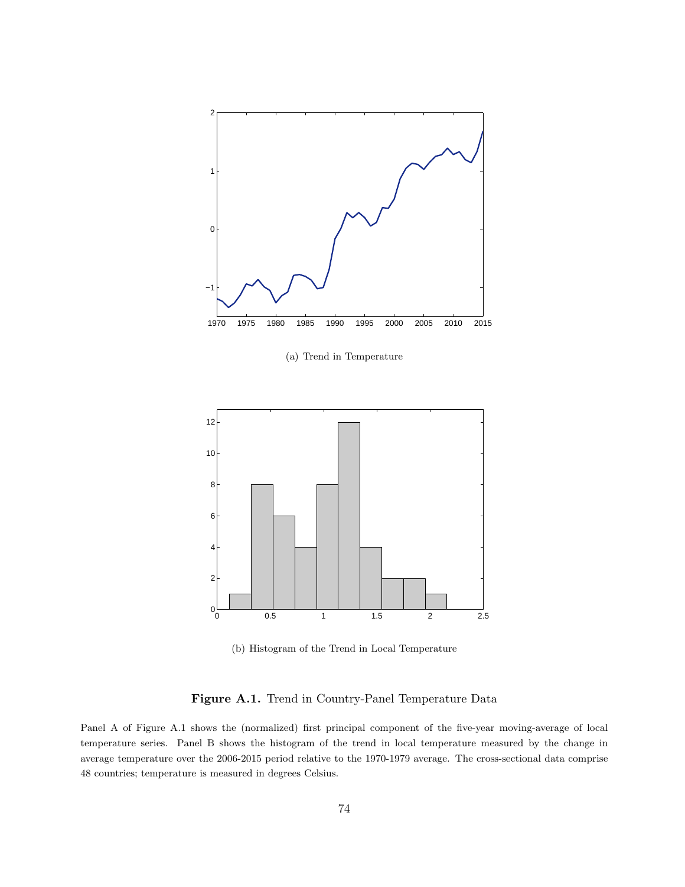2
1
0
−1
1970 1975 1980 1985 1990 1995 2000 2005 2010 2015

(a) Trend in Temperature

12
10
8
6
4
2
0
0 0.5 1 1.5 2 2.5

(b) Histogram of the Trend in Local Temperature

**Figure A.1.** Trend in Country-Panel Temperature Data

Panel A of Figure A.1 shows the (normalized) first principal component of the five-year moving-average of local temperature series. Panel B shows the histogram of the trend in local temperature measured by the change in average temperature over the 2006-2015 period relative to the 1970-1979 average. The cross-sectional data comprise 48 countries; temperature is measured in degrees Celsius.